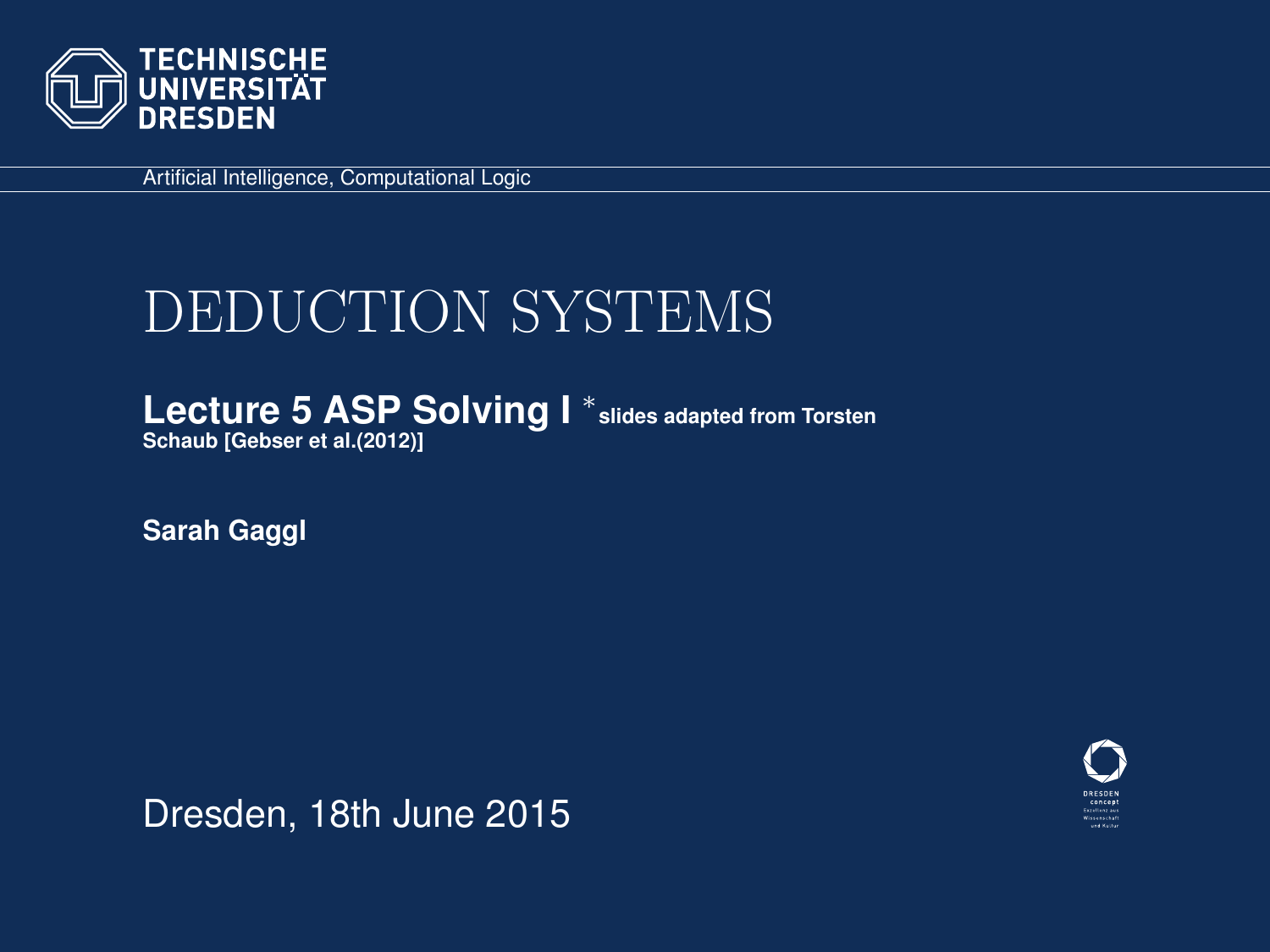TECHNISCHE UNIVERSITÄT DRESDEN

Artificial Intelligence, Computational Logic

# DEDUCTION SYSTEMS

**Lecture 5 ASP Solving I** * **slides adapted from Torsten Schaub [Gebser et al.(2012)]**

**Sarah Gaggl**

Dresden, 18th June 2015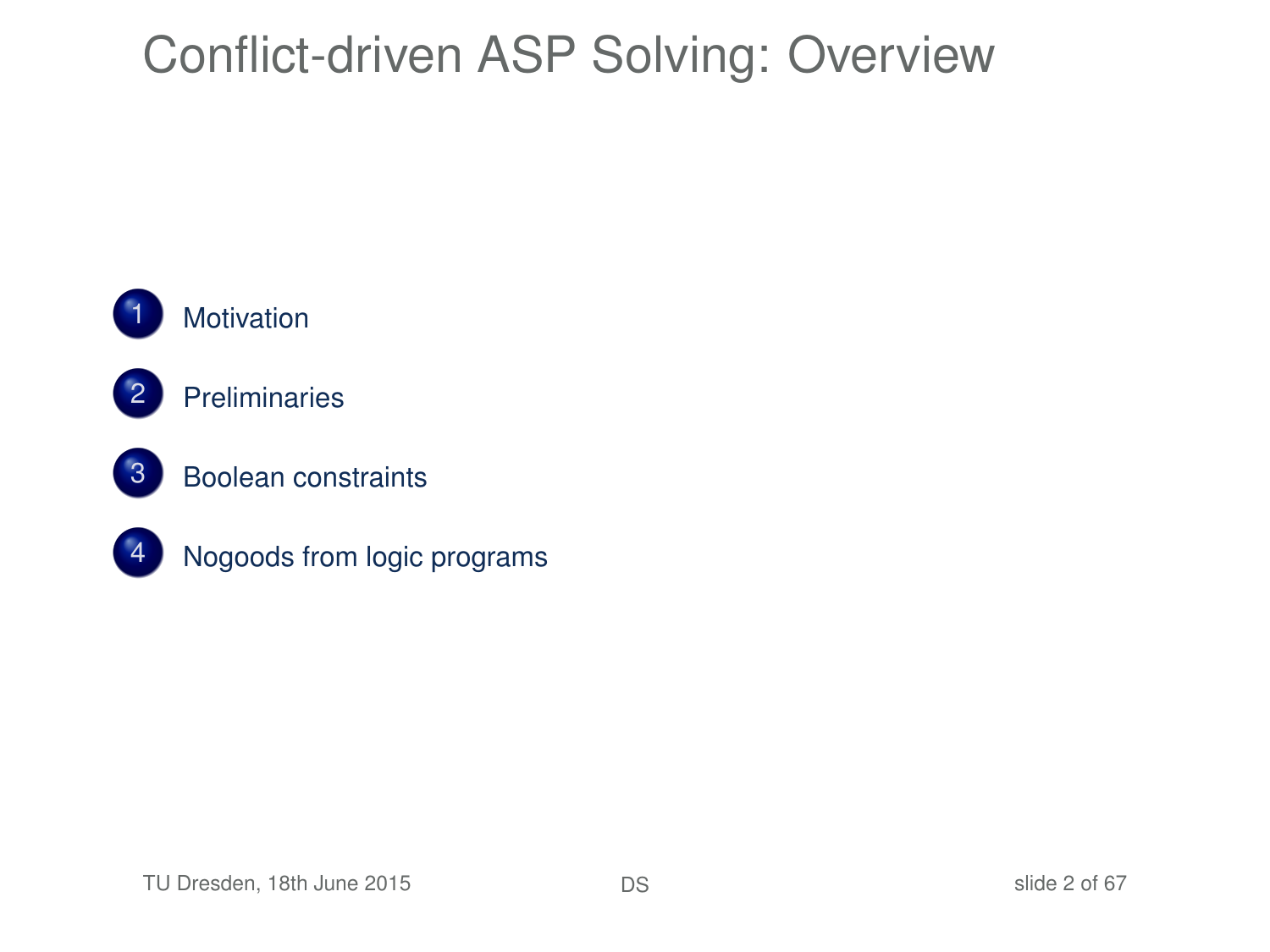# Conflict-driven ASP Solving: Overview

1. Motivation
2. Preliminaries
3. Boolean constraints
4. Nogoods from logic programs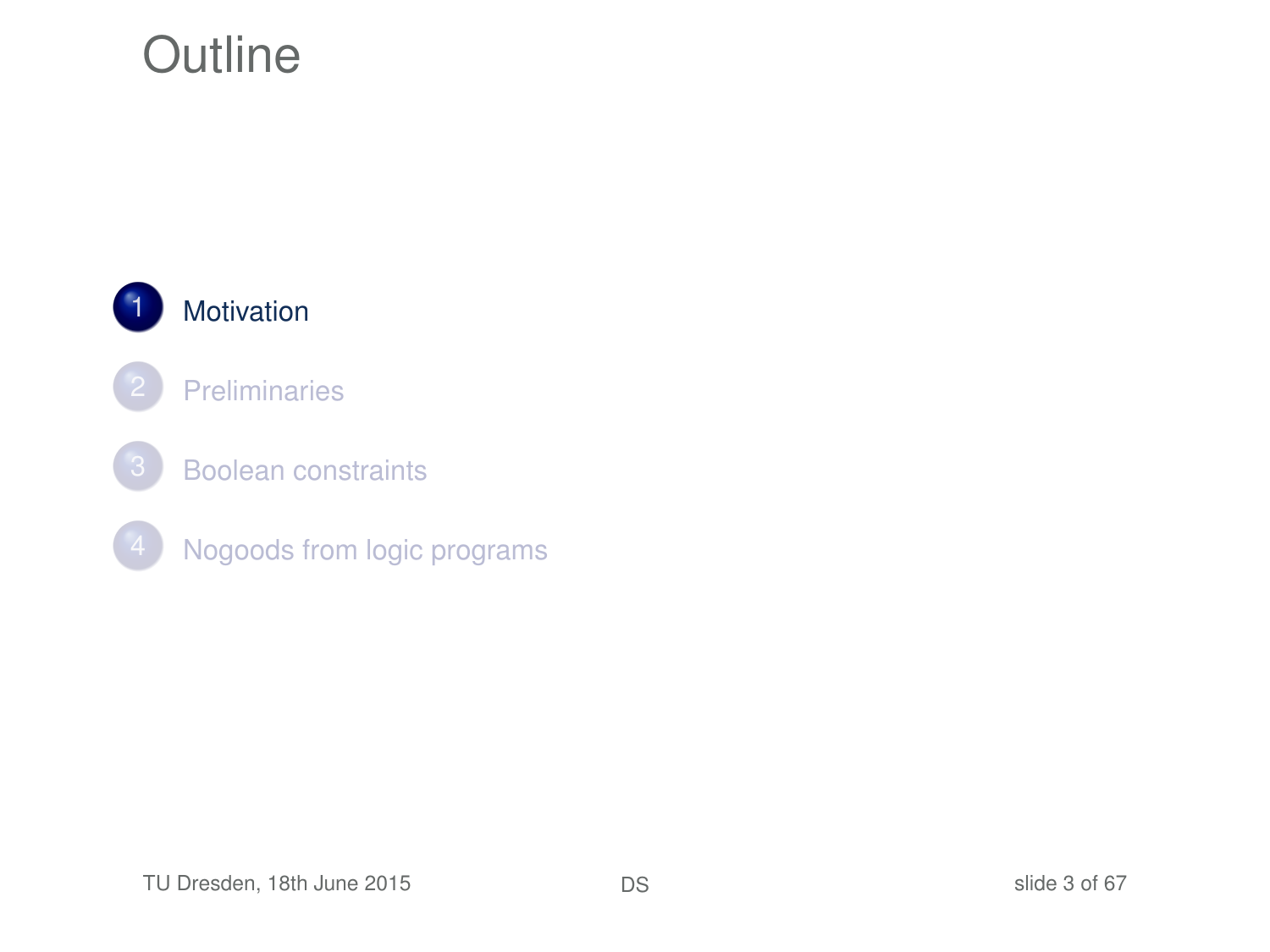# Outline

1. Motivation
2. Preliminaries
3. Boolean constraints
4. Nogoods from logic programs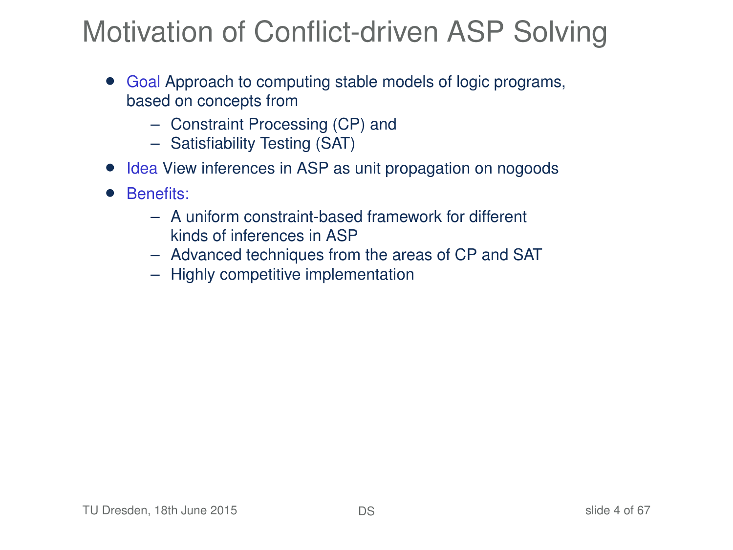# Motivation of Conflict-driven ASP Solving

- Goal Approach to computing stable models of logic programs, based on concepts from
  - Constraint Processing (CP) and
  - Satisfiability Testing (SAT)
- Idea View inferences in ASP as unit propagation on nogoods
- Benefits:
  - A uniform constraint-based framework for different kinds of inferences in ASP
  - Advanced techniques from the areas of CP and SAT
  - Highly competitive implementation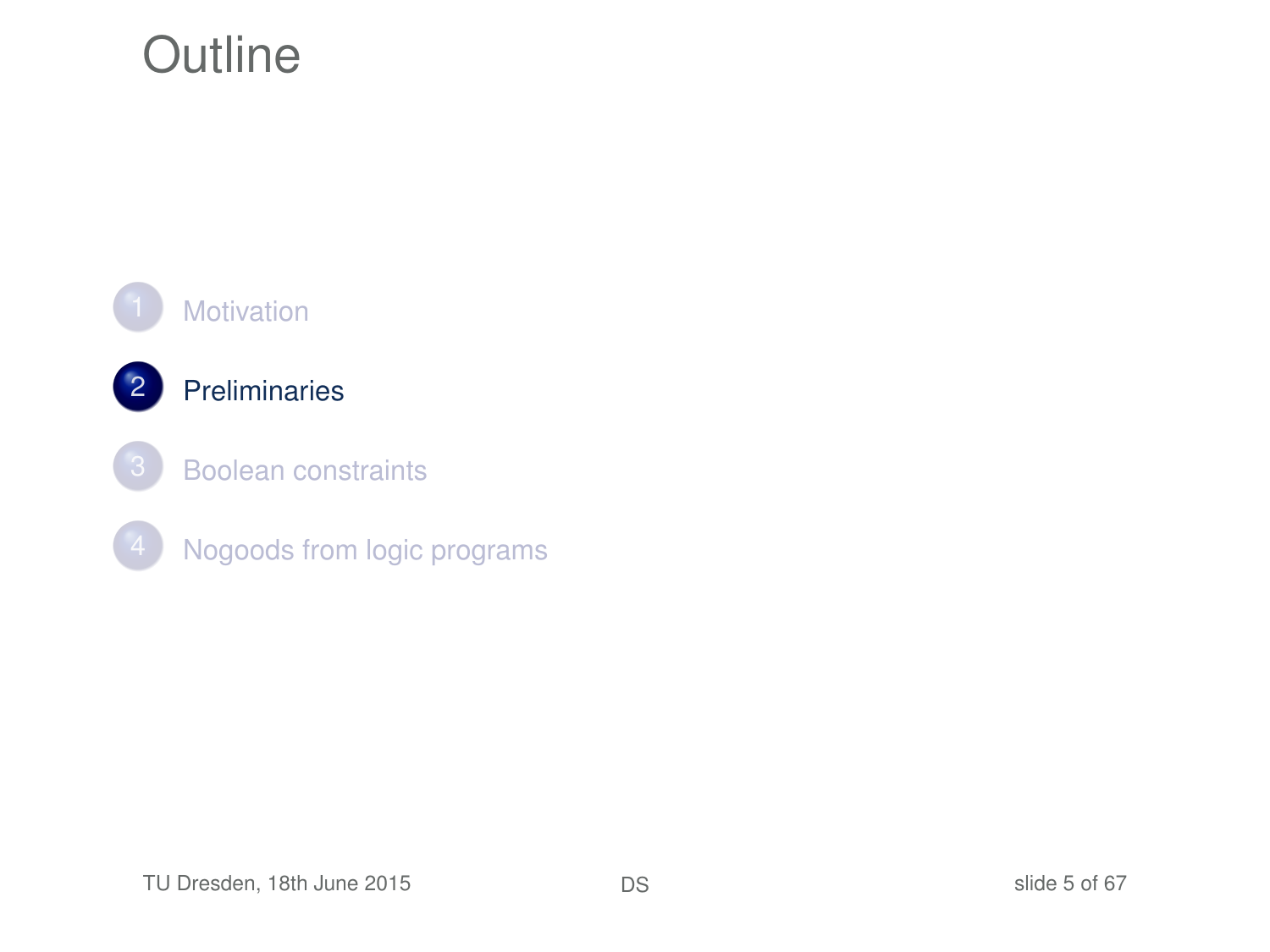# Outline

1. Motivation
2. **Preliminaries**
3. Boolean constraints
4. Nogoods from logic programs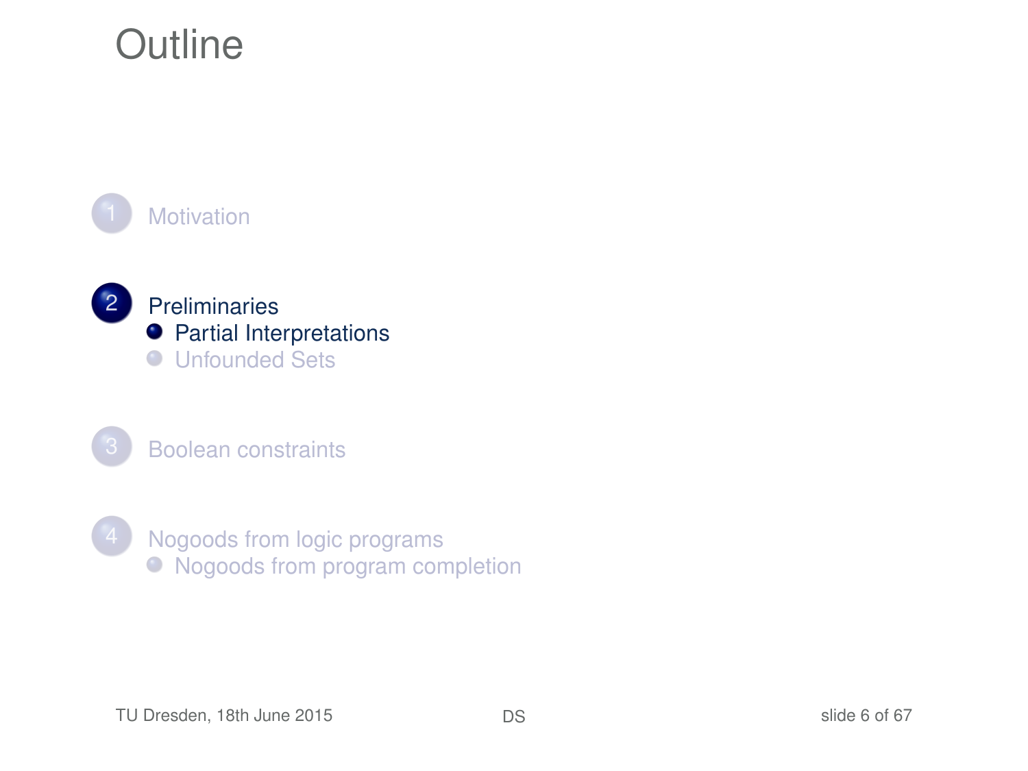# Outline

1. Motivation

2. Preliminaries
   - Partial Interpretations
   - Unfounded Sets

3. Boolean constraints

4. Nogoods from logic programs
   - Nogoods from program completion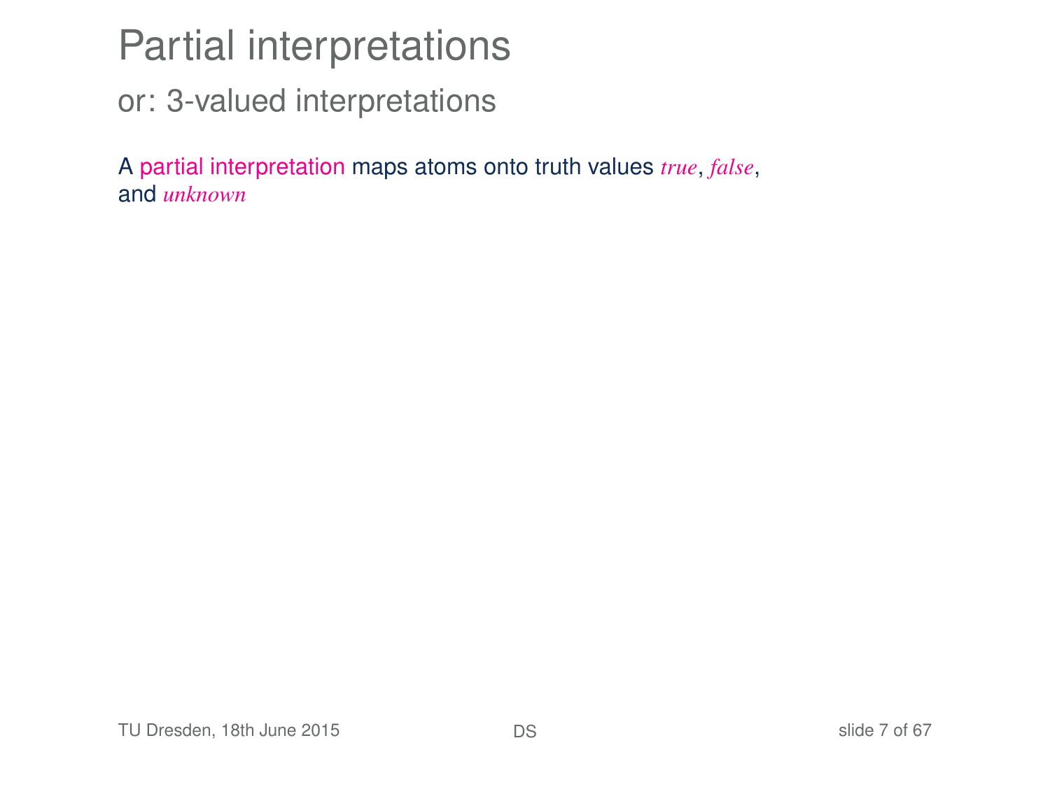# Partial interpretations

## or: 3-valued interpretations

A partial interpretation maps atoms onto truth values *true*, *false*, and *unknown*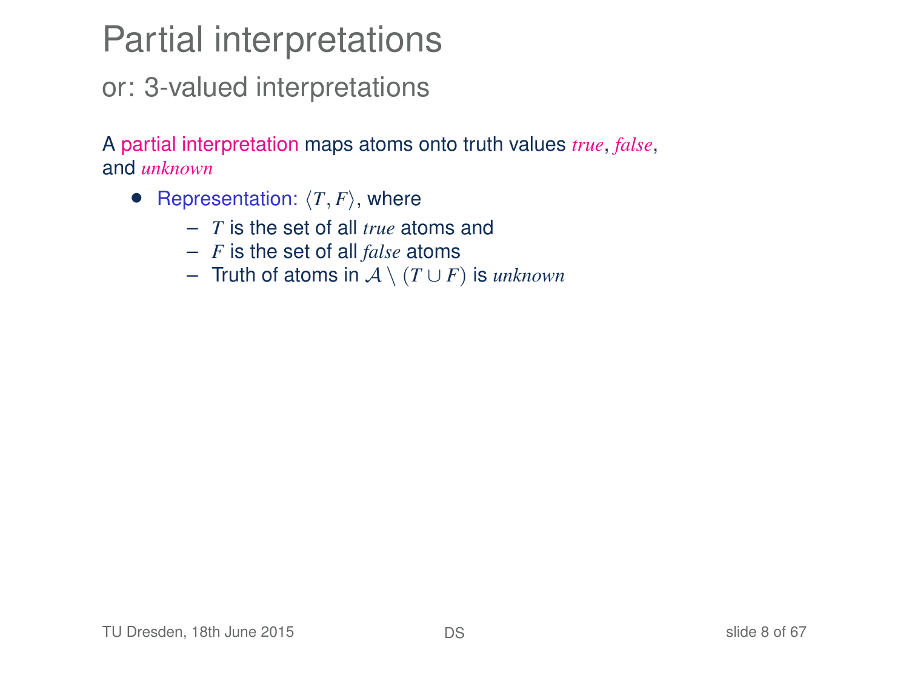# Partial interpretations

## or: 3-valued interpretations

A partial interpretation maps atoms onto truth values *true*, *false*, and *unknown*

- Representation: $\langle T, F \rangle$, where
  - $T$ is the set of all *true* atoms and
  - $F$ is the set of all *false* atoms
  - Truth of atoms in $\mathcal{A} \setminus (T \cup F)$ is *unknown*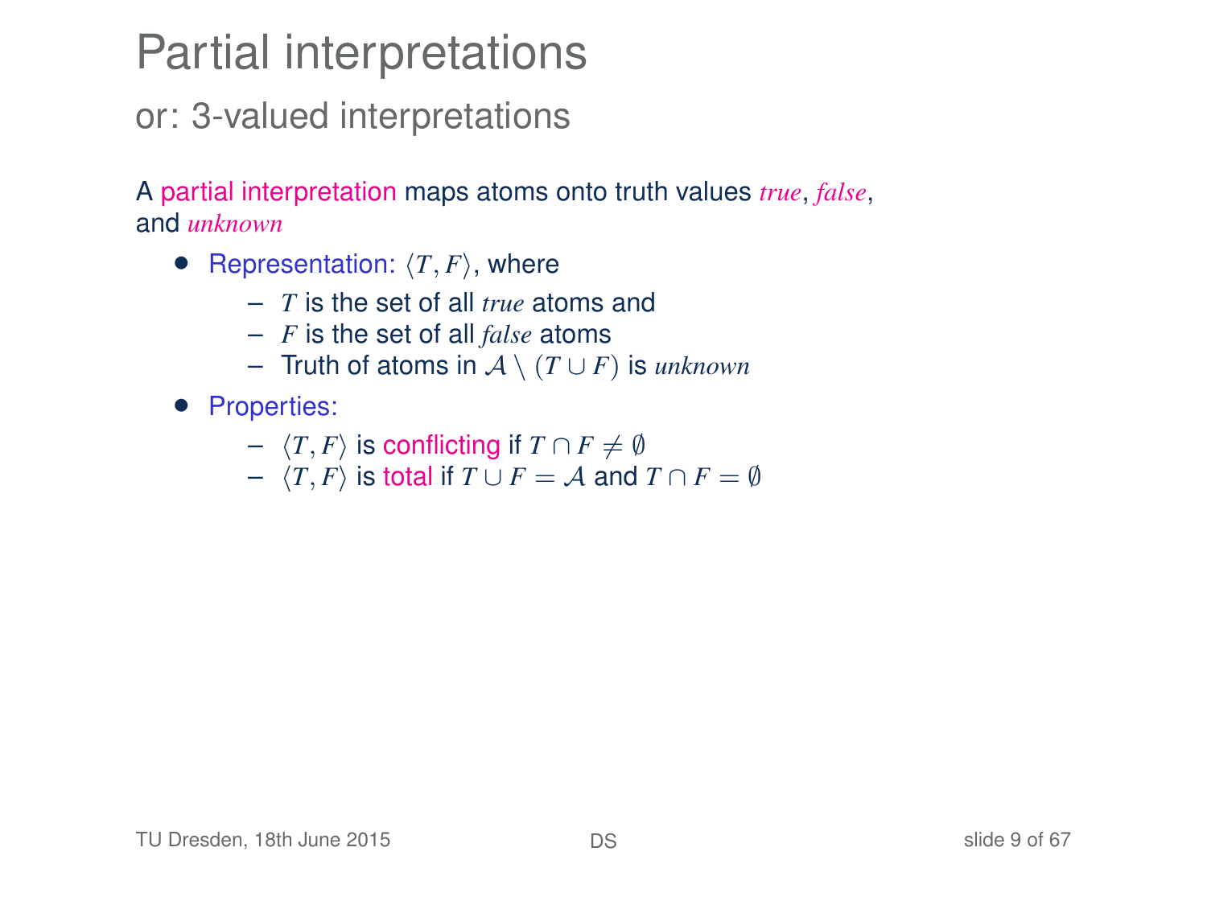# Partial interpretations

## or: 3-valued interpretations

A partial interpretation maps atoms onto truth values *true*, *false*, and *unknown*

- Representation: $\langle T, F \rangle$, where
  - $T$ is the set of all *true* atoms and
  - $F$ is the set of all *false* atoms
  - Truth of atoms in $\mathcal{A} \setminus (T \cup F)$ is *unknown*
- Properties:
  - $\langle T, F \rangle$ is conflicting if $T \cap F \neq \emptyset$
  - $\langle T, F \rangle$ is total if $T \cup F = \mathcal{A}$ and $T \cap F = \emptyset$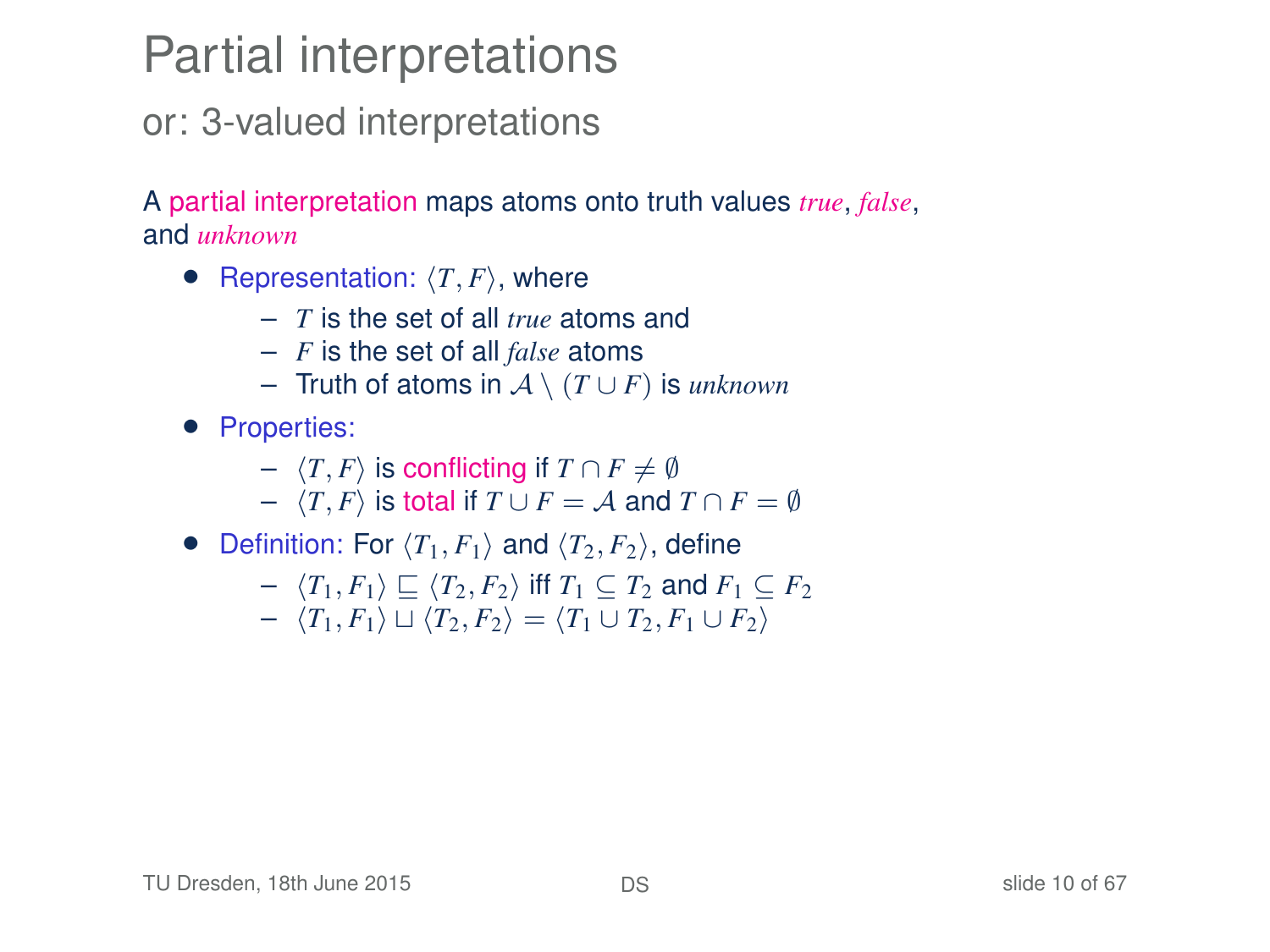# Partial interpretations

## or: 3-valued interpretations

A partial interpretation maps atoms onto truth values *true*, *false*, and *unknown*

- Representation: $\langle T, F \rangle$, where
  - $T$ is the set of all *true* atoms and
  - $F$ is the set of all *false* atoms
  - Truth of atoms in $\mathcal{A} \setminus (T \cup F)$ is *unknown*
- Properties:
  - $\langle T, F \rangle$ is conflicting if $T \cap F \neq \emptyset$
  - $\langle T, F \rangle$ is total if $T \cup F = \mathcal{A}$ and $T \cap F = \emptyset$
- Definition: For $\langle T_1, F_1 \rangle$ and $\langle T_2, F_2 \rangle$, define
  - $\langle T_1, F_1 \rangle \sqsubseteq \langle T_2, F_2 \rangle$ iff $T_1 \subseteq T_2$ and $F_1 \subseteq F_2$
  - $\langle T_1, F_1 \rangle \sqcup \langle T_2, F_2 \rangle = \langle T_1 \cup T_2, F_1 \cup F_2 \rangle$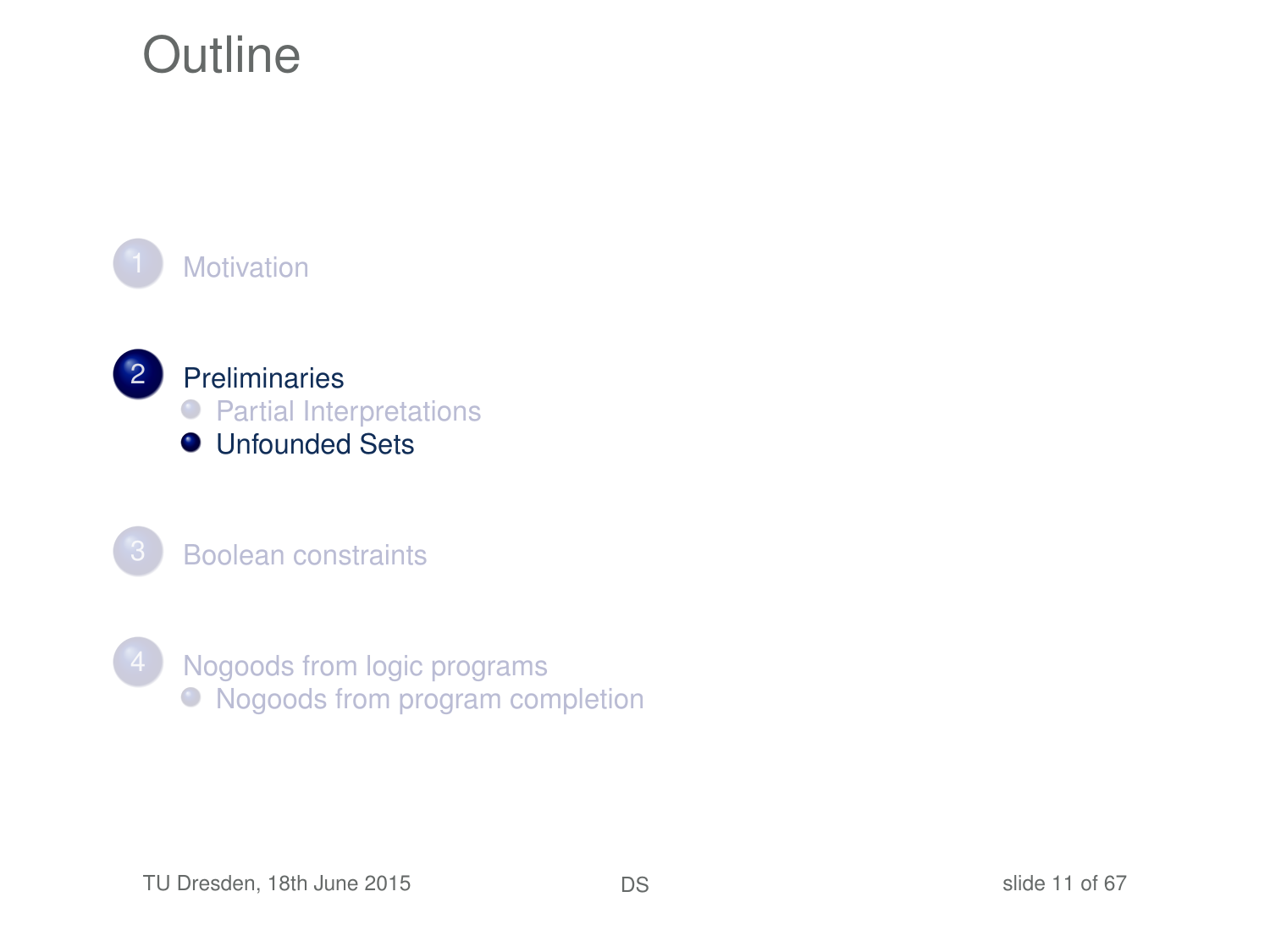# Outline

1. Motivation

2. Preliminaries
   - Partial Interpretations
   - Unfounded Sets

3. Boolean constraints

4. Nogoods from logic programs
   - Nogoods from program completion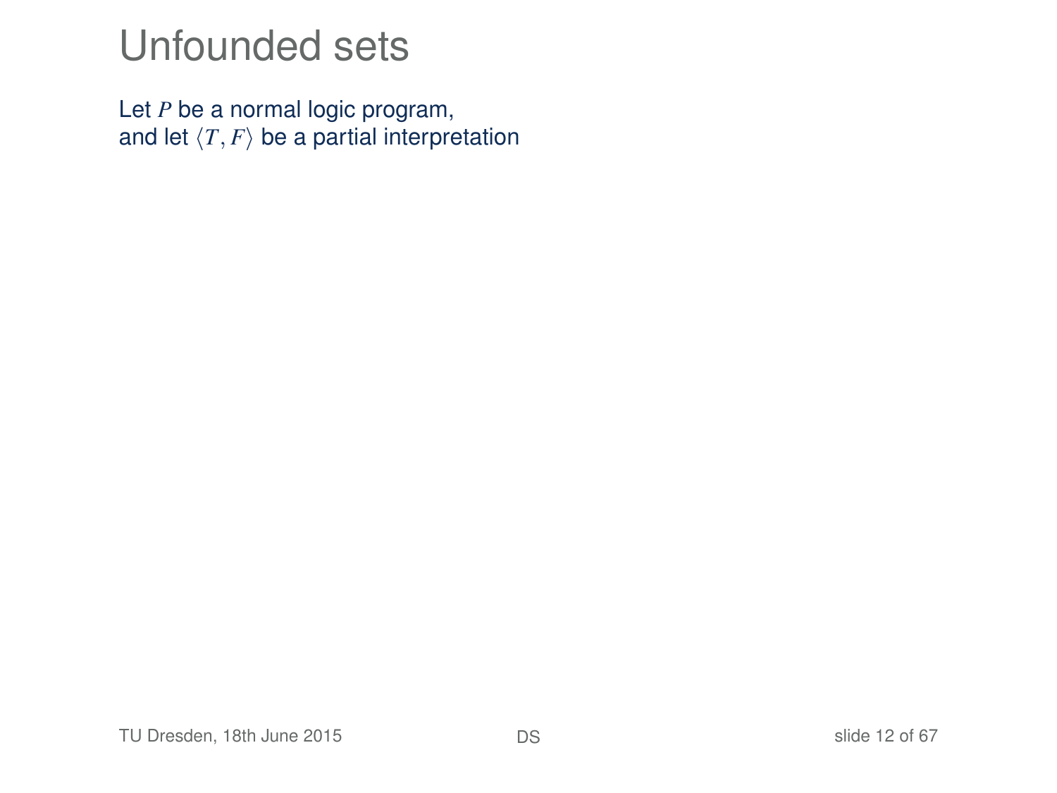# Unfounded sets

Let $P$ be a normal logic program,
and let $\langle T, F \rangle$ be a partial interpretation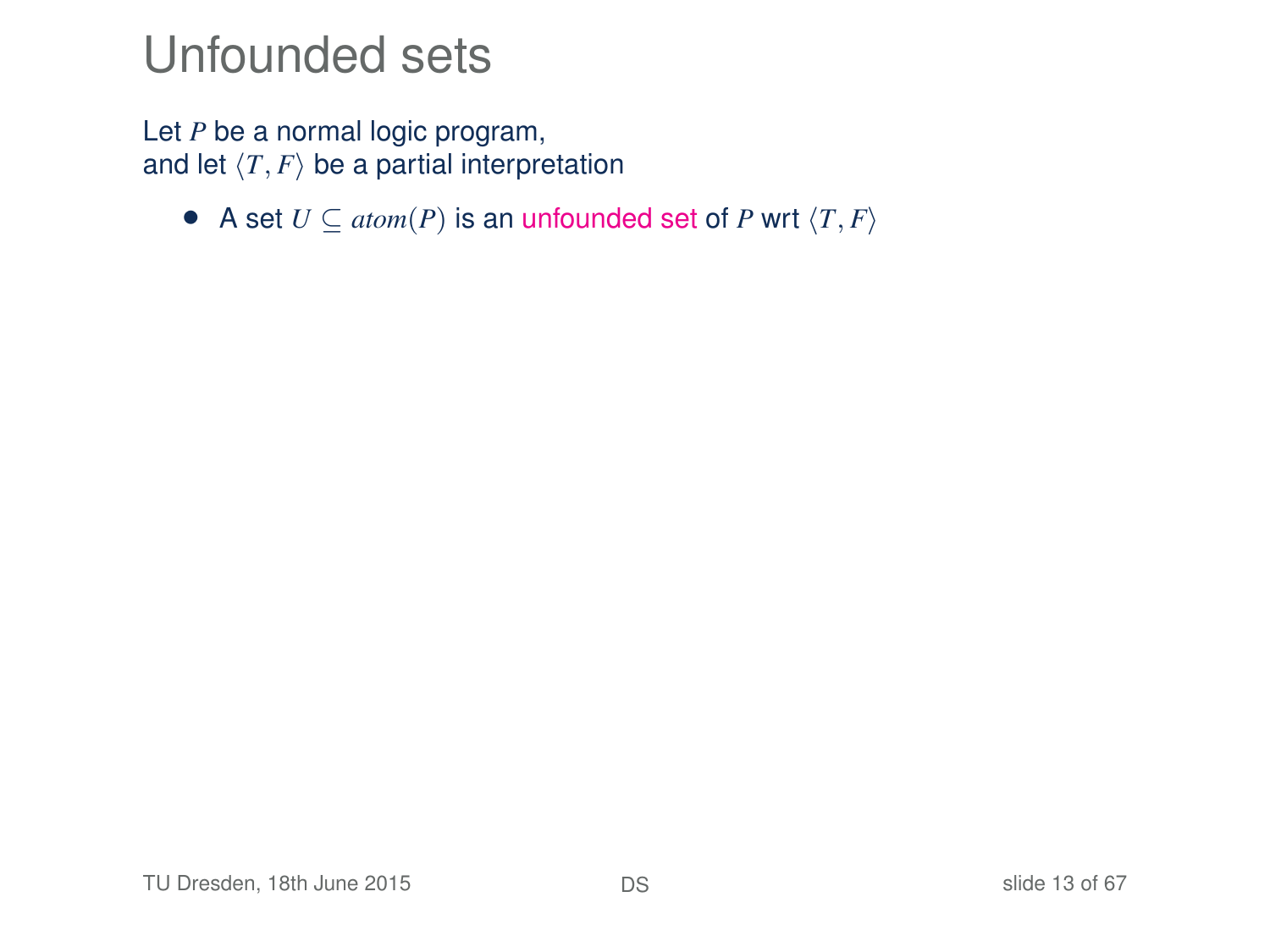# Unfounded sets

Let $P$ be a normal logic program,
and let $\langle T, F \rangle$ be a partial interpretation

- A set $U \subseteq atom(P)$ is an unfounded set of $P$ wrt $\langle T, F \rangle$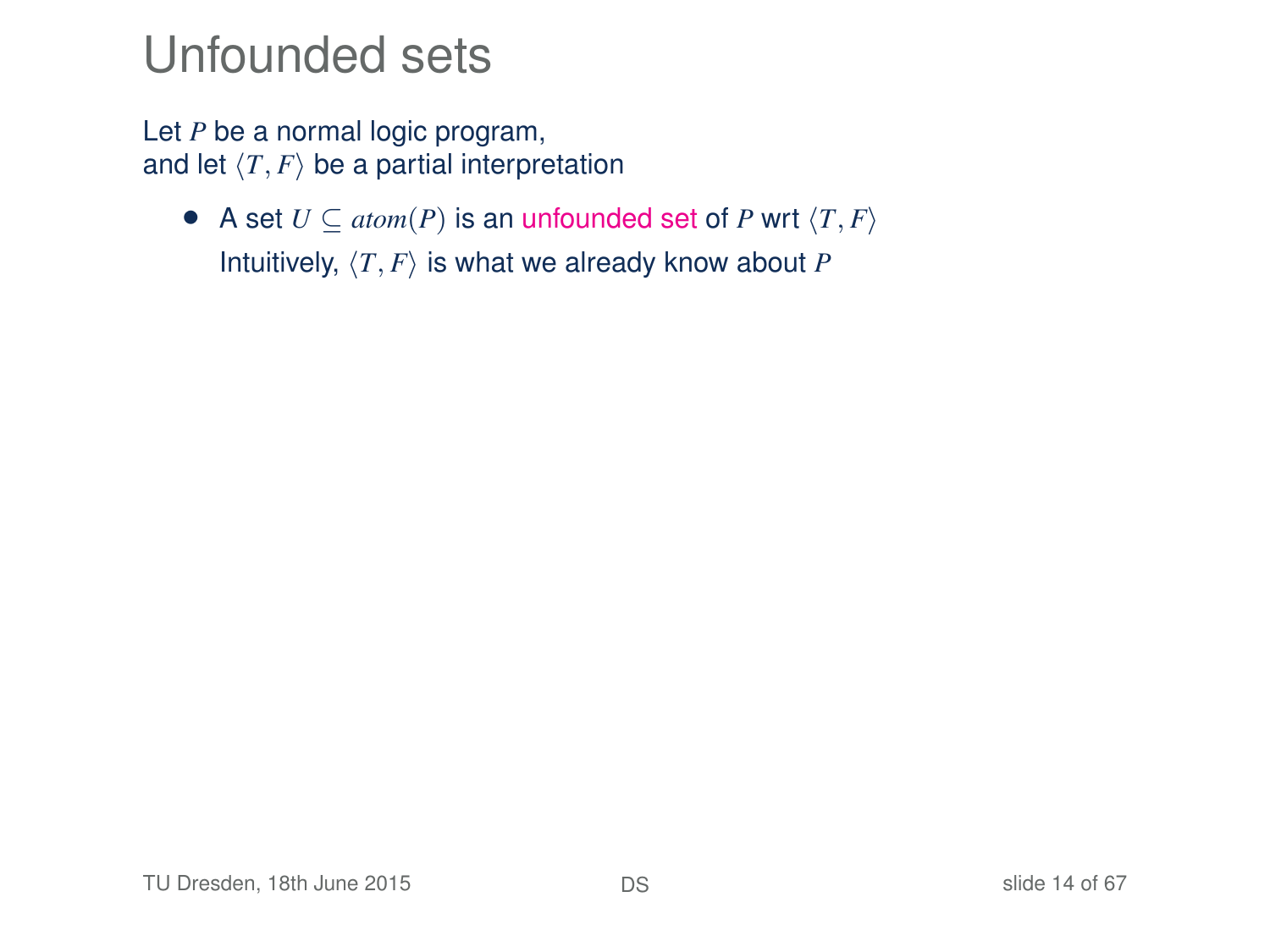# Unfounded sets

Let $P$ be a normal logic program,
and let $\langle T, F \rangle$ be a partial interpretation

- A set $U \subseteq atom(P)$ is an unfounded set of $P$ wrt $\langle T, F \rangle$

  Intuitively, $\langle T, F \rangle$ is what we already know about $P$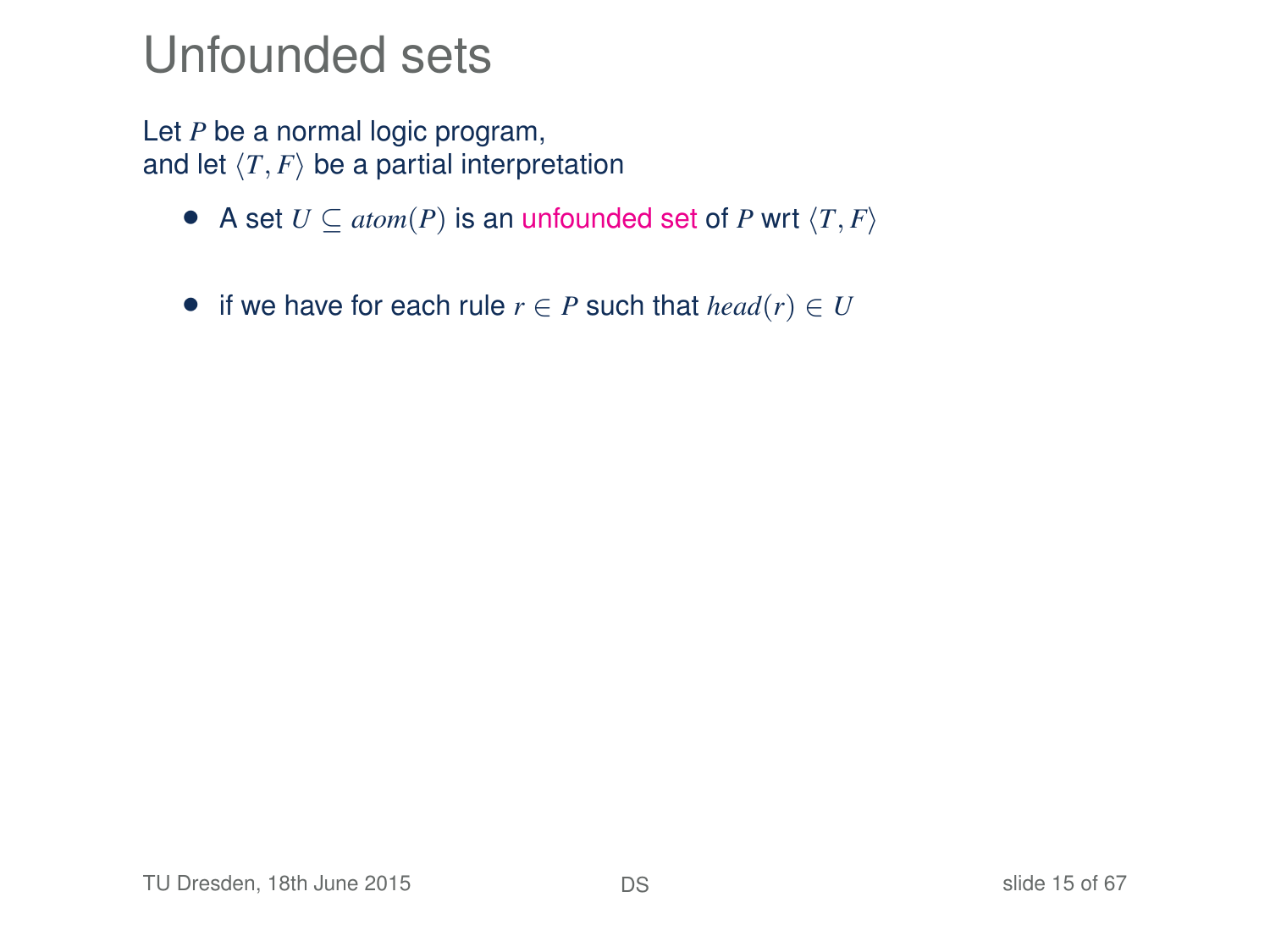# Unfounded sets

Let $P$ be a normal logic program,
and let $\langle T, F \rangle$ be a partial interpretation

- A set $U \subseteq atom(P)$ is an unfounded set of $P$ wrt $\langle T, F \rangle$
- if we have for each rule $r \in P$ such that $head(r) \in U$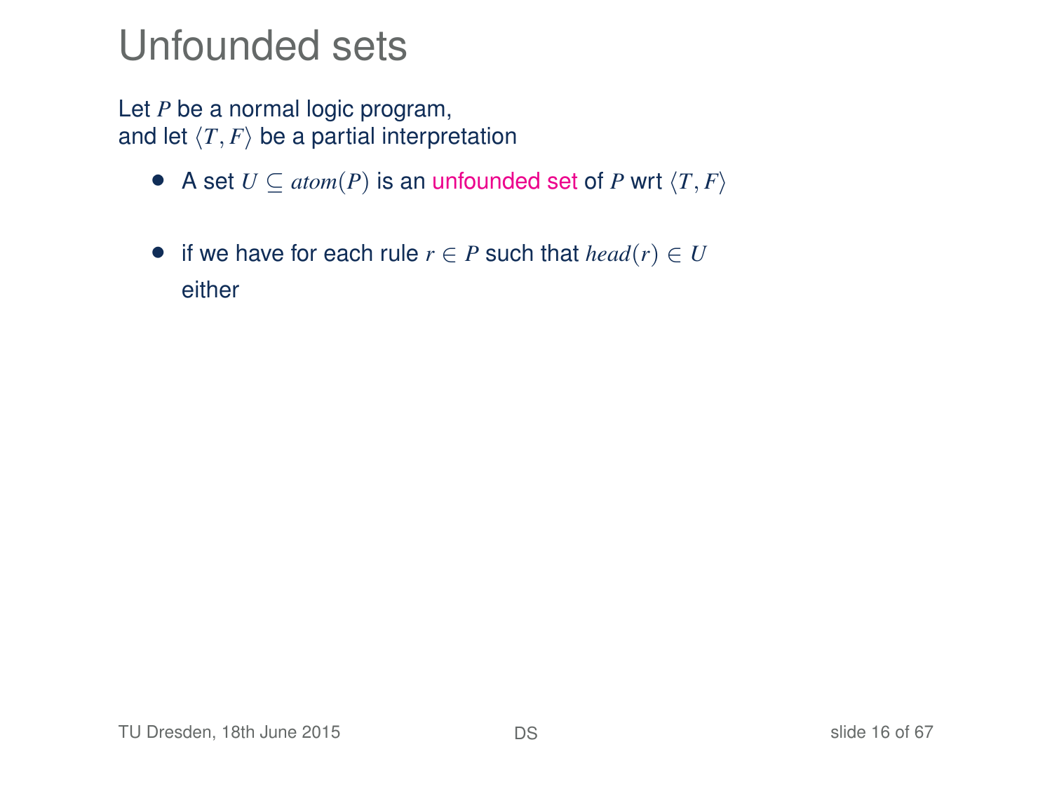# Unfounded sets

Let $P$ be a normal logic program,
and let $\langle T, F \rangle$ be a partial interpretation

- A set $U \subseteq atom(P)$ is an unfounded set of $P$ wrt $\langle T, F \rangle$
- if we have for each rule $r \in P$ such that $head(r) \in U$
  either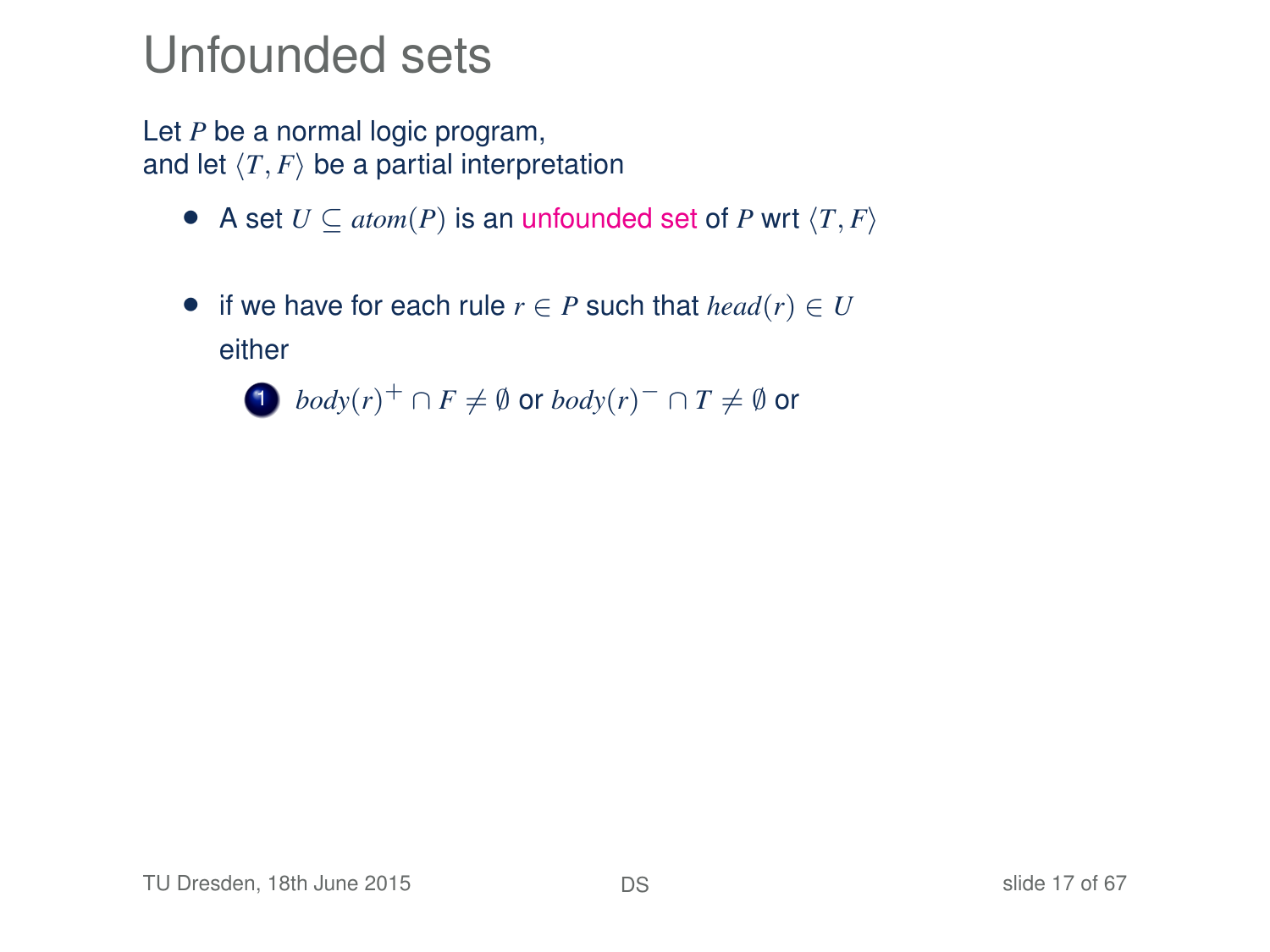# Unfounded sets

Let $P$ be a normal logic program,
and let $\langle T, F \rangle$ be a partial interpretation

- A set $U \subseteq atom(P)$ is an unfounded set of $P$ wrt $\langle T, F \rangle$

- if we have for each rule $r \in P$ such that $head(r) \in U$ either

  1. $body(r)^+ \cap F \neq \emptyset$ or $body(r)^- \cap T \neq \emptyset$ or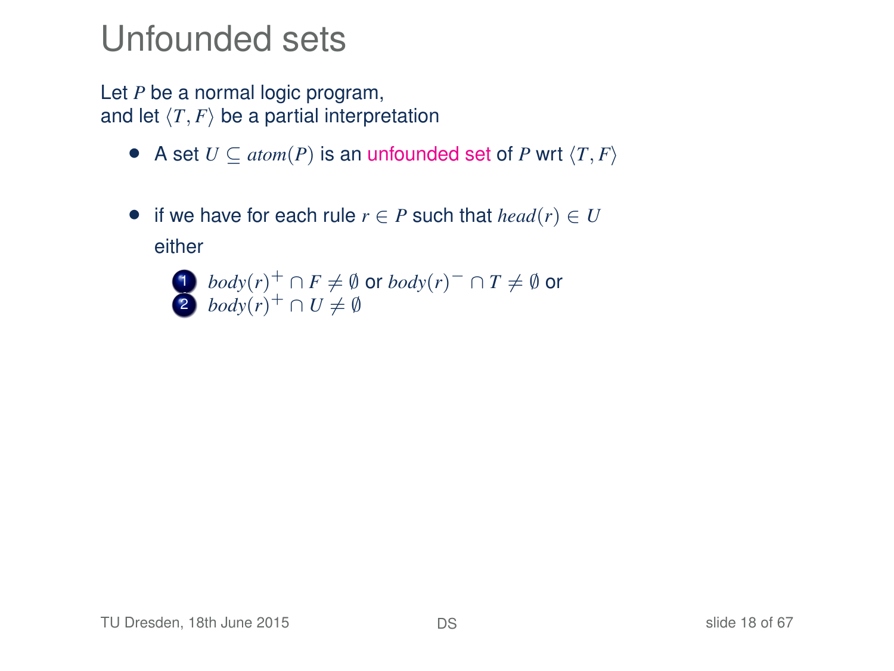# Unfounded sets

Let $P$ be a normal logic program,
and let $\langle T, F \rangle$ be a partial interpretation

- A set $U \subseteq atom(P)$ is an unfounded set of $P$ wrt $\langle T, F \rangle$

- if we have for each rule $r \in P$ such that $head(r) \in U$ either

  1. $body(r)^+ \cap F \neq \emptyset$ or $body(r)^- \cap T \neq \emptyset$ or
  2. $body(r)^+ \cap U \neq \emptyset$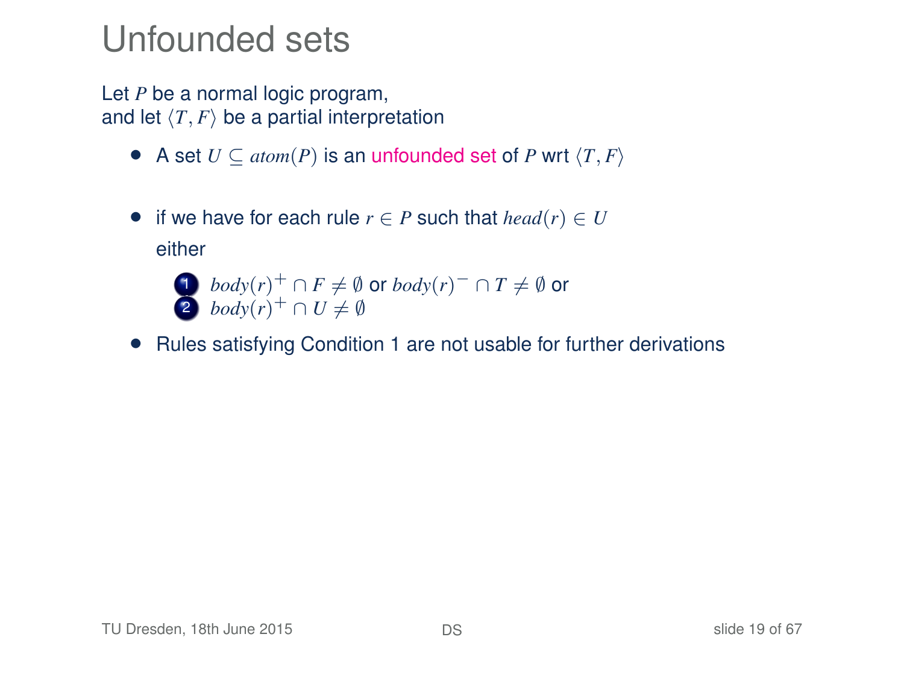# Unfounded sets

Let $P$ be a normal logic program,
and let $\langle T, F \rangle$ be a partial interpretation

- A set $U \subseteq atom(P)$ is an unfounded set of $P$ wrt $\langle T, F \rangle$

- if we have for each rule $r \in P$ such that $head(r) \in U$
  either

  1. $body(r)^+ \cap F \neq \emptyset$ or $body(r)^- \cap T \neq \emptyset$ or
  2. $body(r)^+ \cap U \neq \emptyset$

- Rules satisfying Condition 1 are not usable for further derivations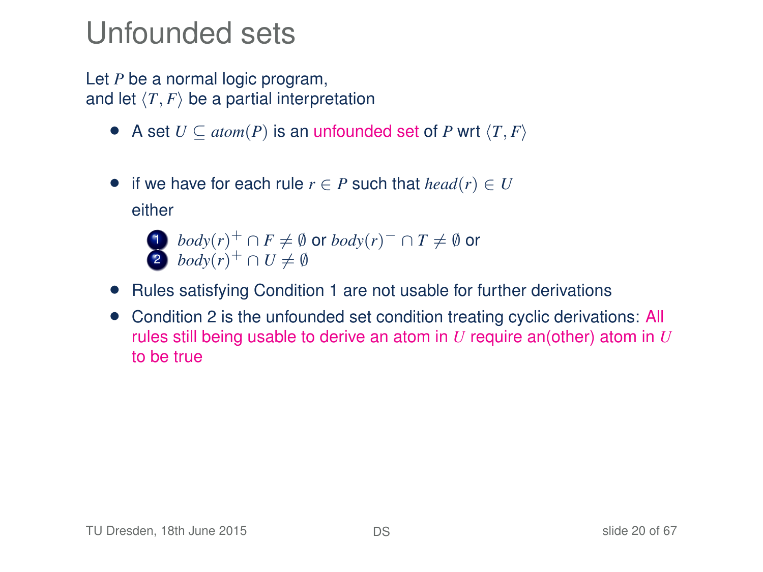# Unfounded sets

Let $P$ be a normal logic program,
and let $\langle T, F \rangle$ be a partial interpretation

- A set $U \subseteq atom(P)$ is an unfounded set of $P$ wrt $\langle T, F \rangle$

- if we have for each rule $r \in P$ such that $head(r) \in U$
  either

  1. $body(r)^+ \cap F \neq \emptyset$ or $body(r)^- \cap T \neq \emptyset$ or
  2. $body(r)^+ \cap U \neq \emptyset$

- Rules satisfying Condition 1 are not usable for further derivations
- Condition 2 is the unfounded set condition treating cyclic derivations: All rules still being usable to derive an atom in $U$ require an(other) atom in $U$ to be true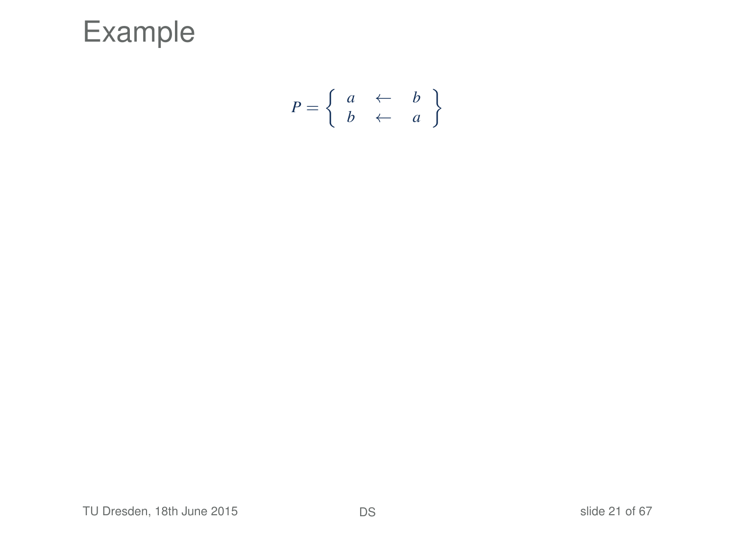# Example

$$P = \left\{ \begin{array}{ccc} a & \leftarrow & b \\ b & \leftarrow & a \end{array} \right\}$$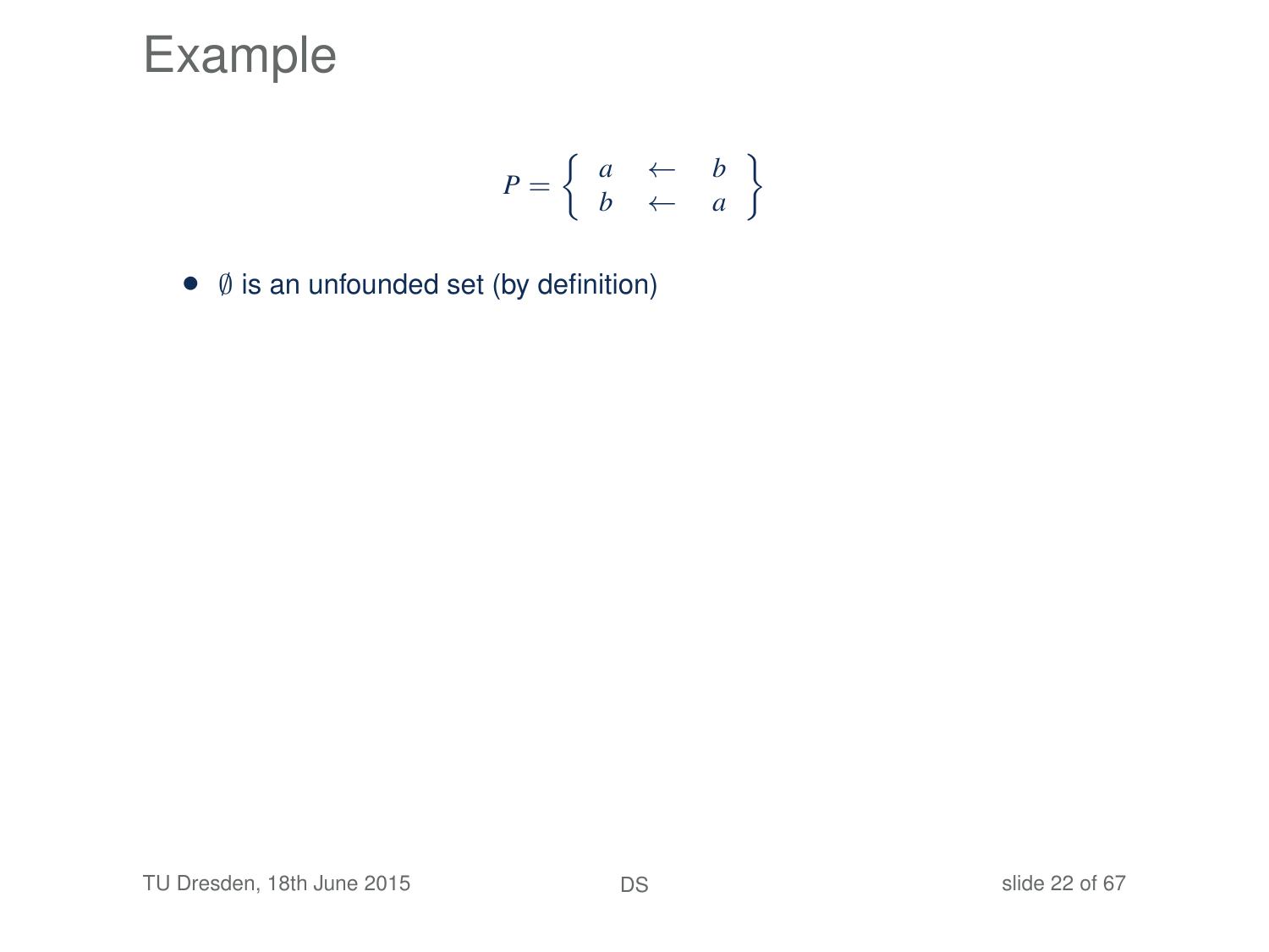# Example

$$P = \left\{ \begin{array}{ccc} a & \leftarrow & b \\ b & \leftarrow & a \end{array} \right\}$$

- $\emptyset$ is an unfounded set (by definition)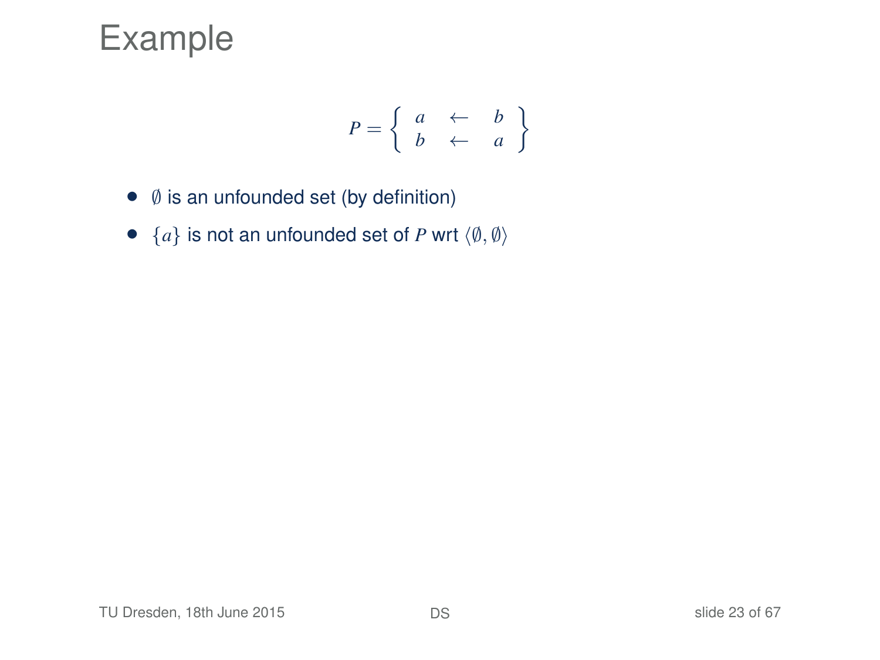# Example

$$P = \left\{ \begin{array}{ccc} a & \leftarrow & b \\ b & \leftarrow & a \end{array} \right\}$$

- $\emptyset$ is an unfounded set (by definition)
- $\{a\}$ is not an unfounded set of $P$ wrt $\langle \emptyset, \emptyset \rangle$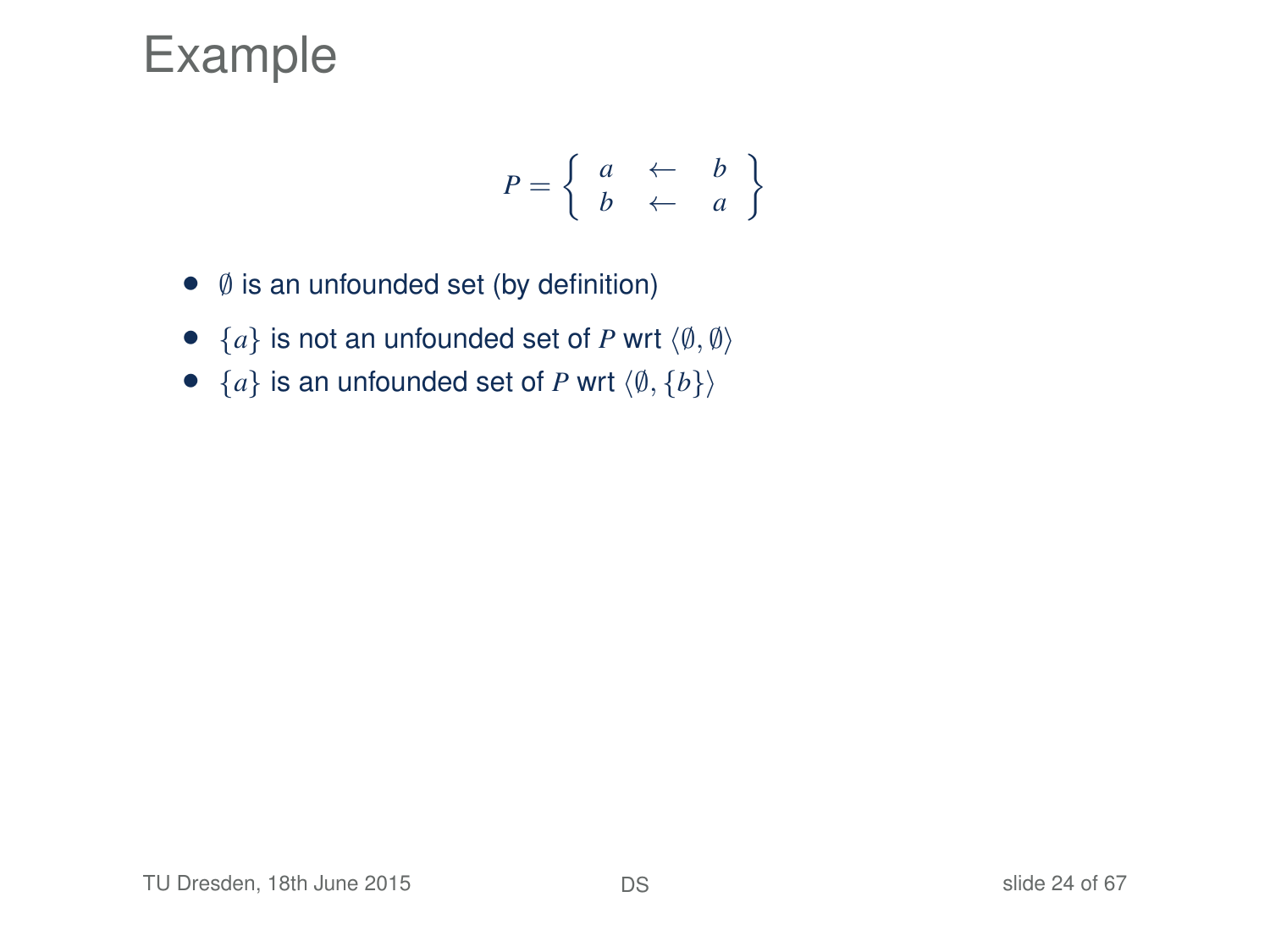# Example

$$P = \left\{ \begin{array}{ccc} a & \leftarrow & b \\ b & \leftarrow & a \end{array} \right\}$$

- $\emptyset$ is an unfounded set (by definition)
- $\{a\}$ is not an unfounded set of $P$ wrt $\langle \emptyset, \emptyset \rangle$
- $\{a\}$ is an unfounded set of $P$ wrt $\langle \emptyset, \{b\} \rangle$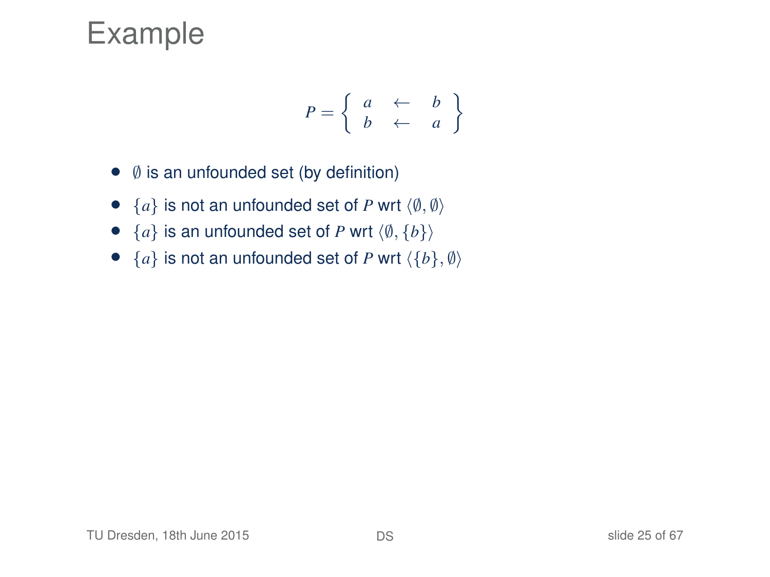# Example

$$P = \left\{ \begin{array}{ccc} a & \leftarrow & b \\ b & \leftarrow & a \end{array} \right\}$$

- $\emptyset$ is an unfounded set (by definition)
- $\{a\}$ is not an unfounded set of $P$ wrt $\langle \emptyset, \emptyset \rangle$
- $\{a\}$ is an unfounded set of $P$ wrt $\langle \emptyset, \{b\} \rangle$
- $\{a\}$ is not an unfounded set of $P$ wrt $\langle \{b\}, \emptyset \rangle$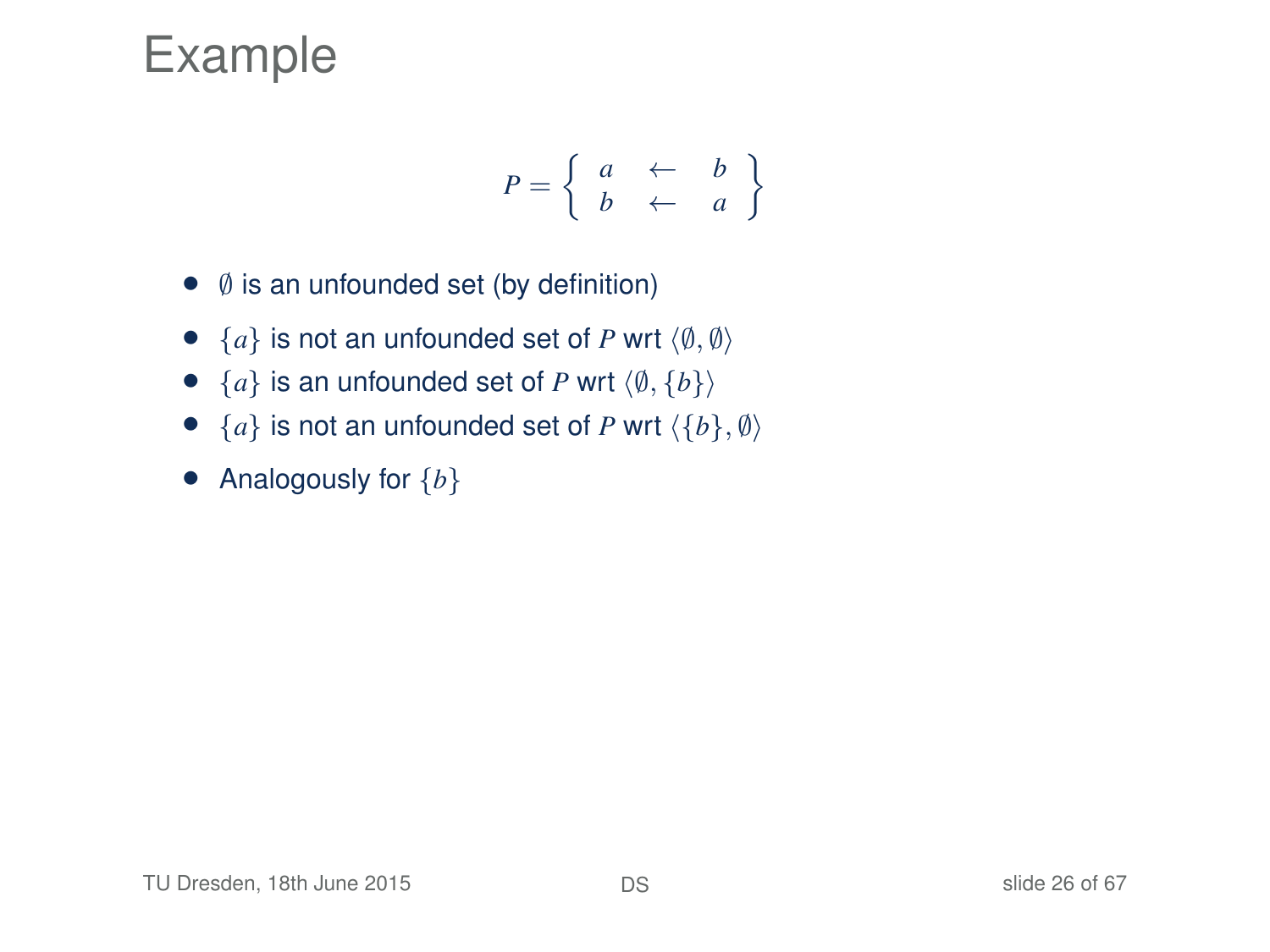# Example

$$P = \left\{ \begin{array}{ccc} a & \leftarrow & b \\ b & \leftarrow & a \end{array} \right\}$$

- $\emptyset$ is an unfounded set (by definition)
- $\{a\}$ is not an unfounded set of $P$ wrt $\langle \emptyset, \emptyset \rangle$
- $\{a\}$ is an unfounded set of $P$ wrt $\langle \emptyset, \{b\} \rangle$
- $\{a\}$ is not an unfounded set of $P$ wrt $\langle \{b\}, \emptyset \rangle$
- Analogously for $\{b\}$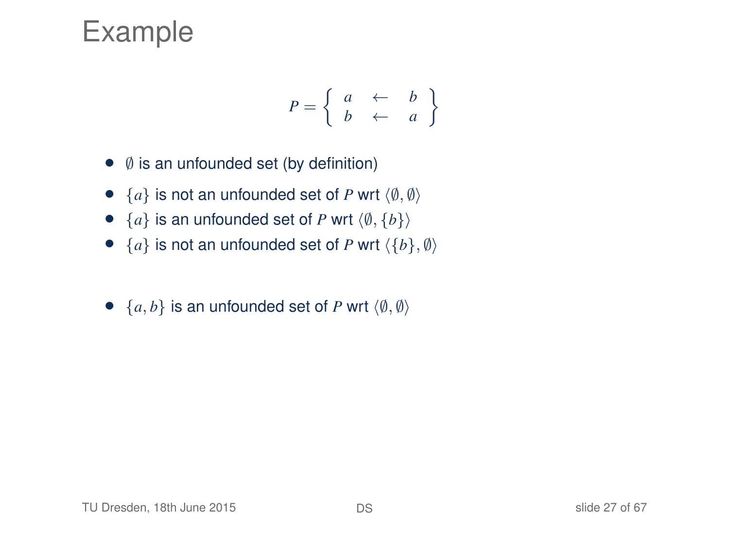# Example

$$P = \left\{ \begin{array}{ccc} a & \leftarrow & b \\ b & \leftarrow & a \end{array} \right\}$$

- $\emptyset$ is an unfounded set (by definition)
- $\{a\}$ is not an unfounded set of $P$ wrt $\langle \emptyset, \emptyset \rangle$
- $\{a\}$ is an unfounded set of $P$ wrt $\langle \emptyset, \{b\} \rangle$
- $\{a\}$ is not an unfounded set of $P$ wrt $\langle \{b\}, \emptyset \rangle$

- $\{a, b\}$ is an unfounded set of $P$ wrt $\langle \emptyset, \emptyset \rangle$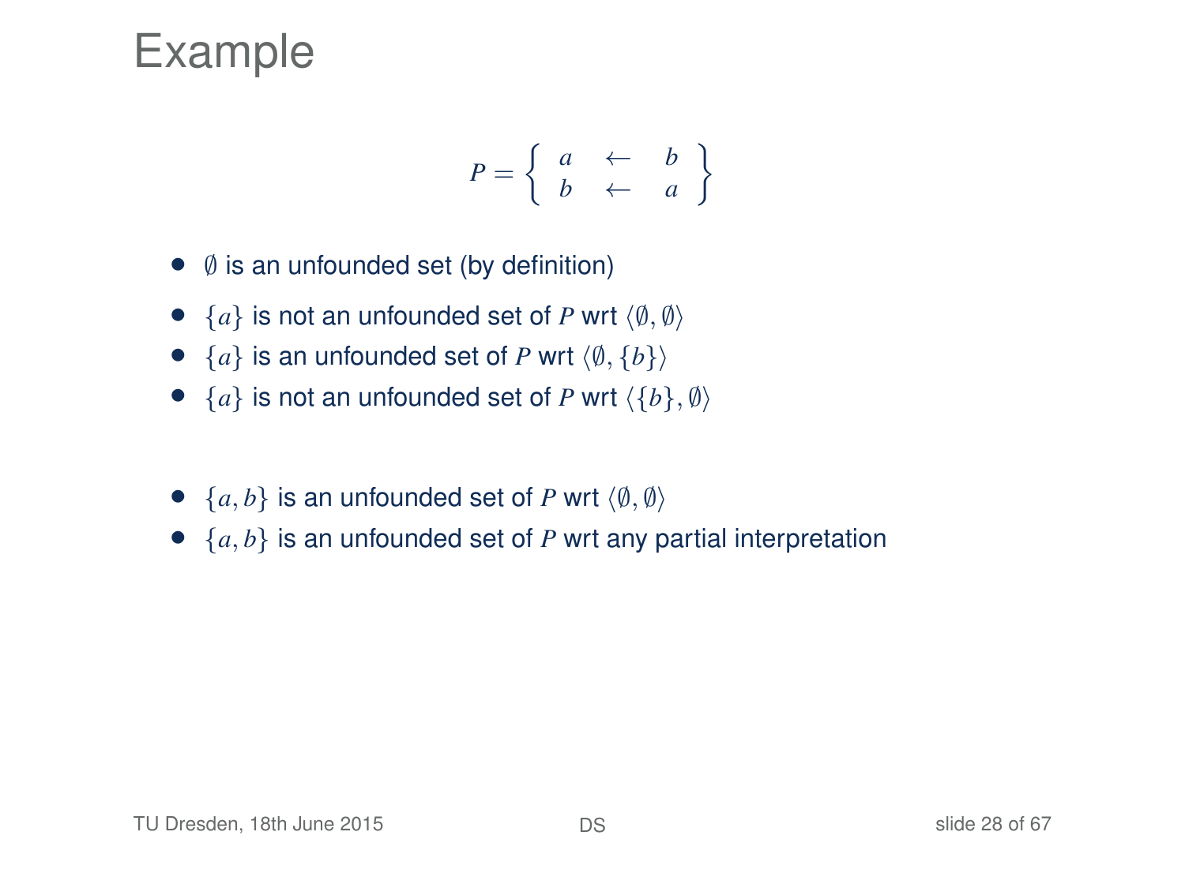# Example

$$P = \left\{ \begin{array}{ccc} a & \leftarrow & b \\ b & \leftarrow & a \end{array} \right\}$$

- $\emptyset$ is an unfounded set (by definition)
- $\{a\}$ is not an unfounded set of $P$ wrt $\langle \emptyset, \emptyset \rangle$
- $\{a\}$ is an unfounded set of $P$ wrt $\langle \emptyset, \{b\} \rangle$
- $\{a\}$ is not an unfounded set of $P$ wrt $\langle \{b\}, \emptyset \rangle$

- $\{a, b\}$ is an unfounded set of $P$ wrt $\langle \emptyset, \emptyset \rangle$
- $\{a, b\}$ is an unfounded set of $P$ wrt any partial interpretation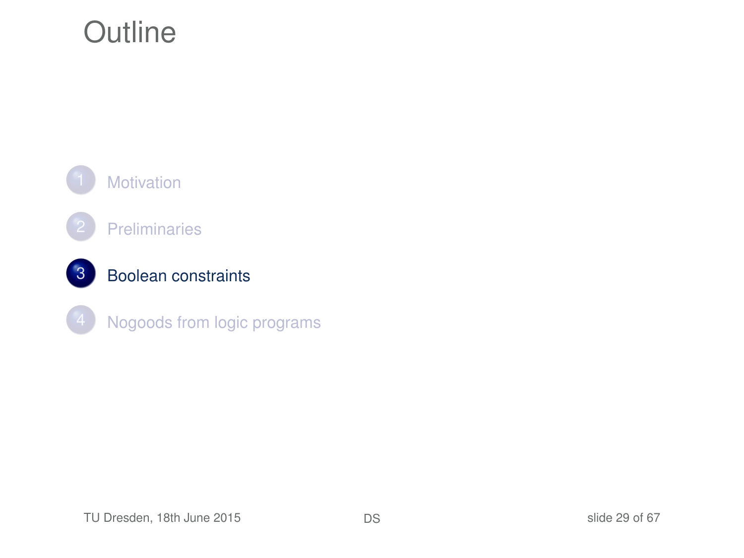# Outline

1. Motivation
2. Preliminaries
3. **Boolean constraints**
4. Nogoods from logic programs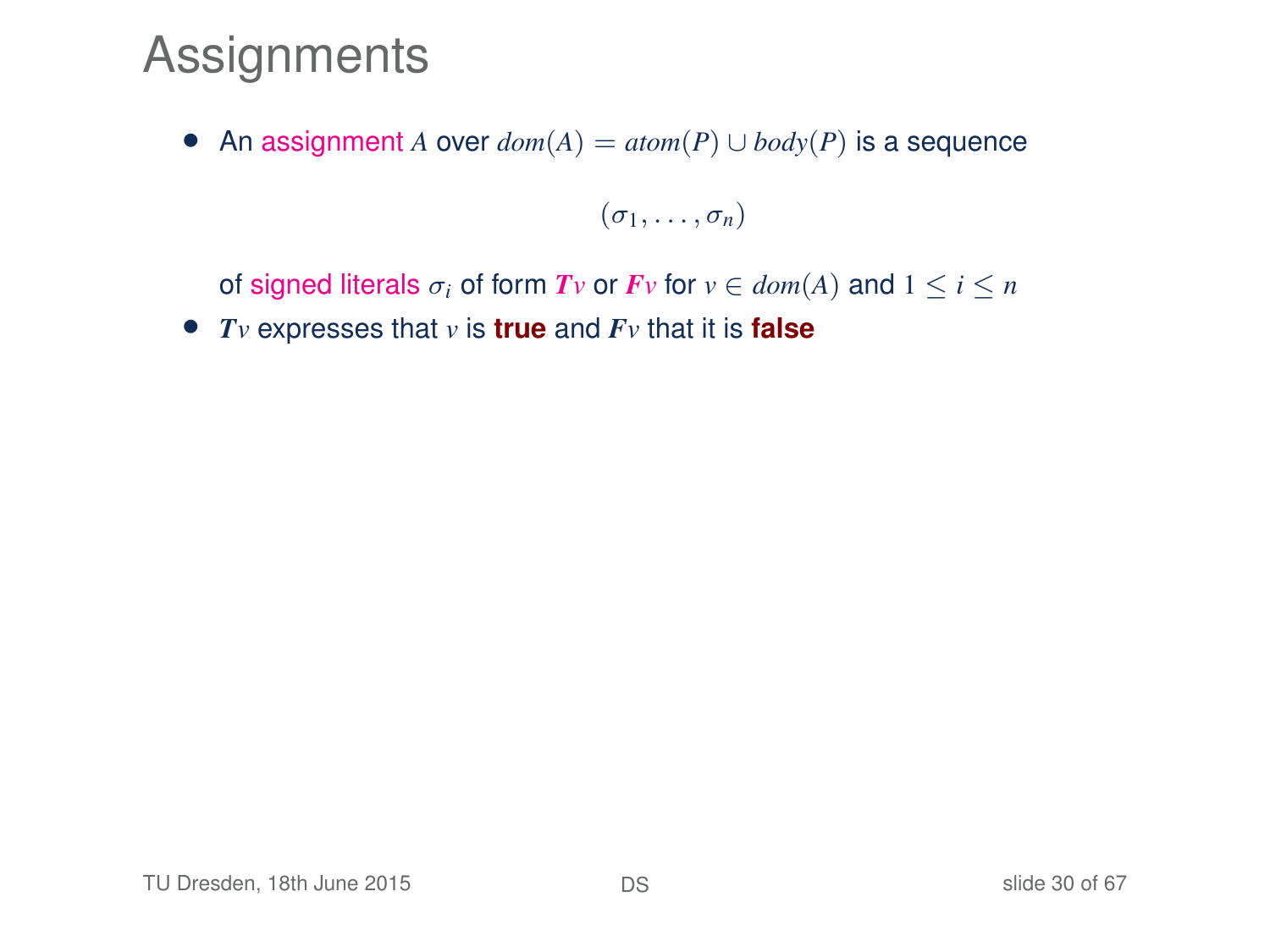# Assignments

- An assignment $A$ over $dom(A) = atom(P) \cup body(P)$ is a sequence

$$(\sigma_1, \ldots, \sigma_n)$$

  of signed literals $\sigma_i$ of form $\boldsymbol{T}v$ or $\boldsymbol{F}v$ for $v \in dom(A)$ and $1 \leq i \leq n$
- $\boldsymbol{T}v$ expresses that $v$ is **true** and $\boldsymbol{F}v$ that it is **false**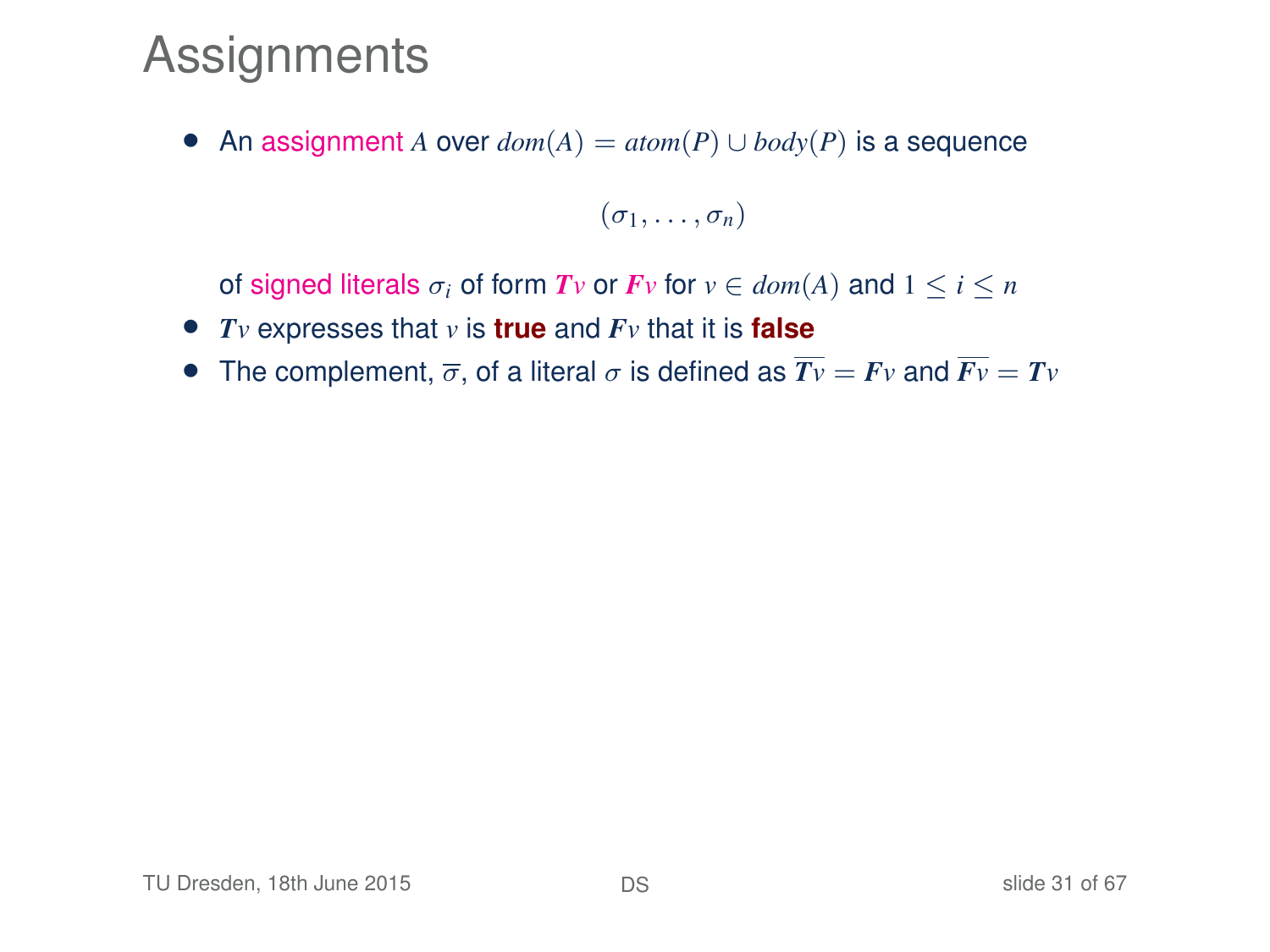# Assignments

- An assignment $A$ over $dom(A) = atom(P) \cup body(P)$ is a sequence

$$(\sigma_1, \ldots, \sigma_n)$$

  of signed literals $\sigma_i$ of form $\boldsymbol{T}v$ or $\boldsymbol{F}v$ for $v \in dom(A)$ and $1 \leq i \leq n$
- $\boldsymbol{T}v$ expresses that $v$ is **true** and $\boldsymbol{F}v$ that it is **false**
- The complement, $\overline{\sigma}$, of a literal $\sigma$ is defined as $\overline{\boldsymbol{T}v} = \boldsymbol{F}v$ and $\overline{\boldsymbol{F}v} = \boldsymbol{T}v$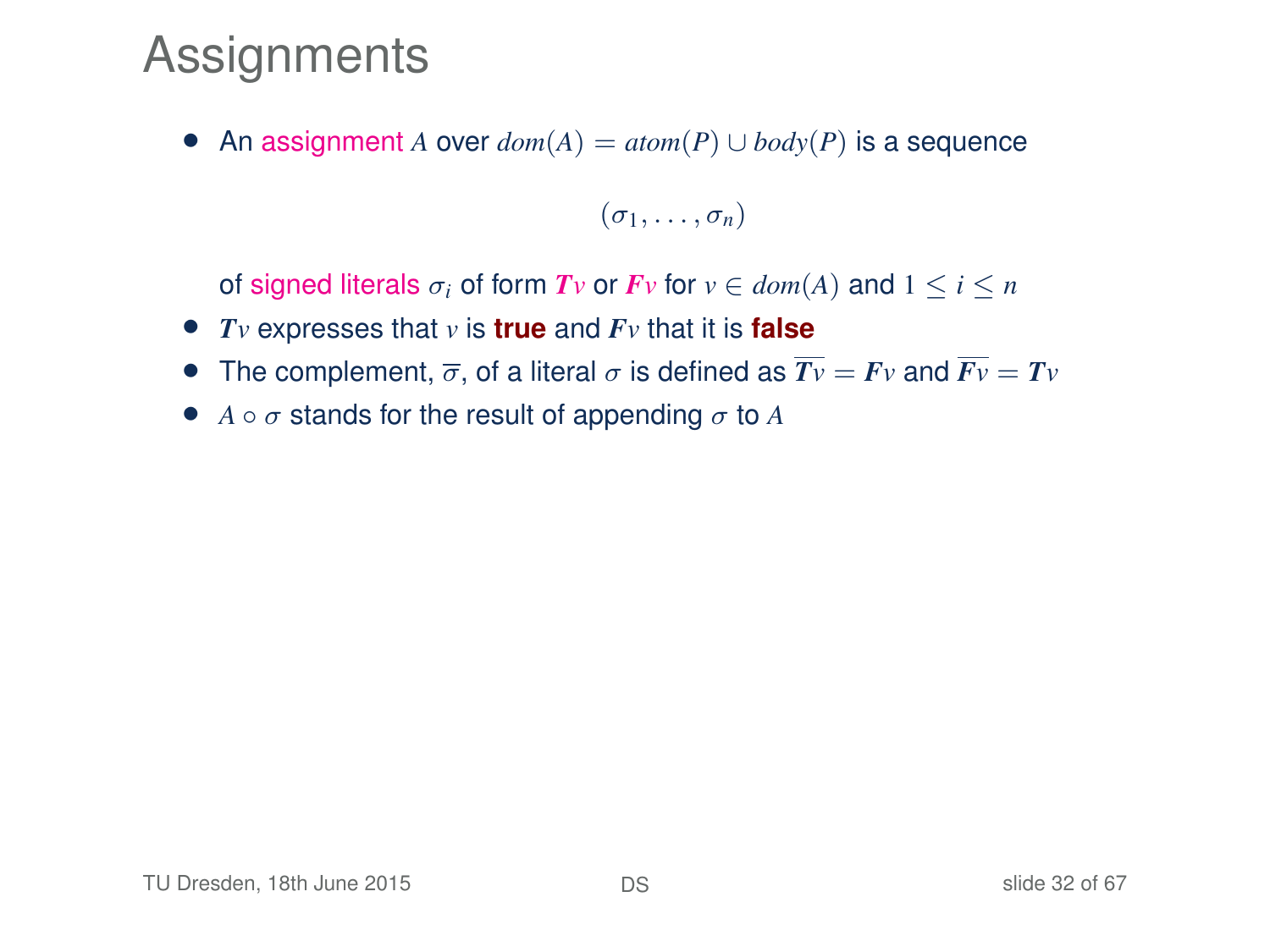# Assignments

- An assignment $A$ over $dom(A) = atom(P) \cup body(P)$ is a sequence

$$(\sigma_1, \ldots, \sigma_n)$$

  of signed literals $\sigma_i$ of form $\boldsymbol{T}v$ or $\boldsymbol{F}v$ for $v \in dom(A)$ and $1 \leq i \leq n$
- $\boldsymbol{T}v$ expresses that $v$ is **true** and $\boldsymbol{F}v$ that it is **false**
- The complement, $\overline{\sigma}$, of a literal $\sigma$ is defined as $\overline{\boldsymbol{T}v} = \boldsymbol{F}v$ and $\overline{\boldsymbol{F}v} = \boldsymbol{T}v$
- $A \circ \sigma$ stands for the result of appending $\sigma$ to $A$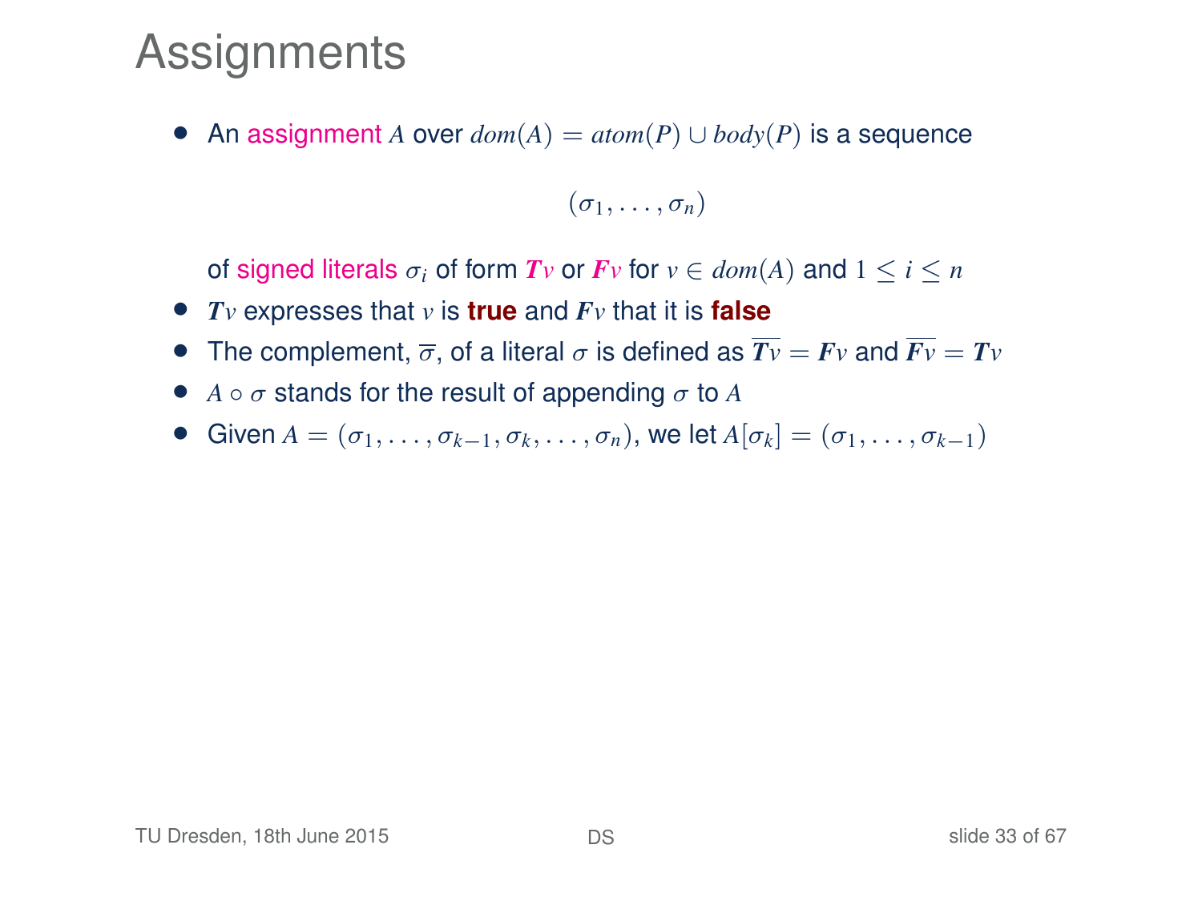# Assignments

- An assignment $A$ over $dom(A) = atom(P) \cup body(P)$ is a sequence

$$(\sigma_1, \dots, \sigma_n)$$

  of signed literals $\sigma_i$ of form $\boldsymbol{T}v$ or $\boldsymbol{F}v$ for $v \in dom(A)$ and $1 \leq i \leq n$
- $\boldsymbol{T}v$ expresses that $v$ is **true** and $\boldsymbol{F}v$ that it is **false**
- The complement, $\overline{\sigma}$, of a literal $\sigma$ is defined as $\overline{\boldsymbol{T}v} = \boldsymbol{F}v$ and $\overline{\boldsymbol{F}v} = \boldsymbol{T}v$
- $A \circ \sigma$ stands for the result of appending $\sigma$ to $A$
- Given $A = (\sigma_1, \dots, \sigma_{k-1}, \sigma_k, \dots, \sigma_n)$, we let $A[\sigma_k] = (\sigma_1, \dots, \sigma_{k-1})$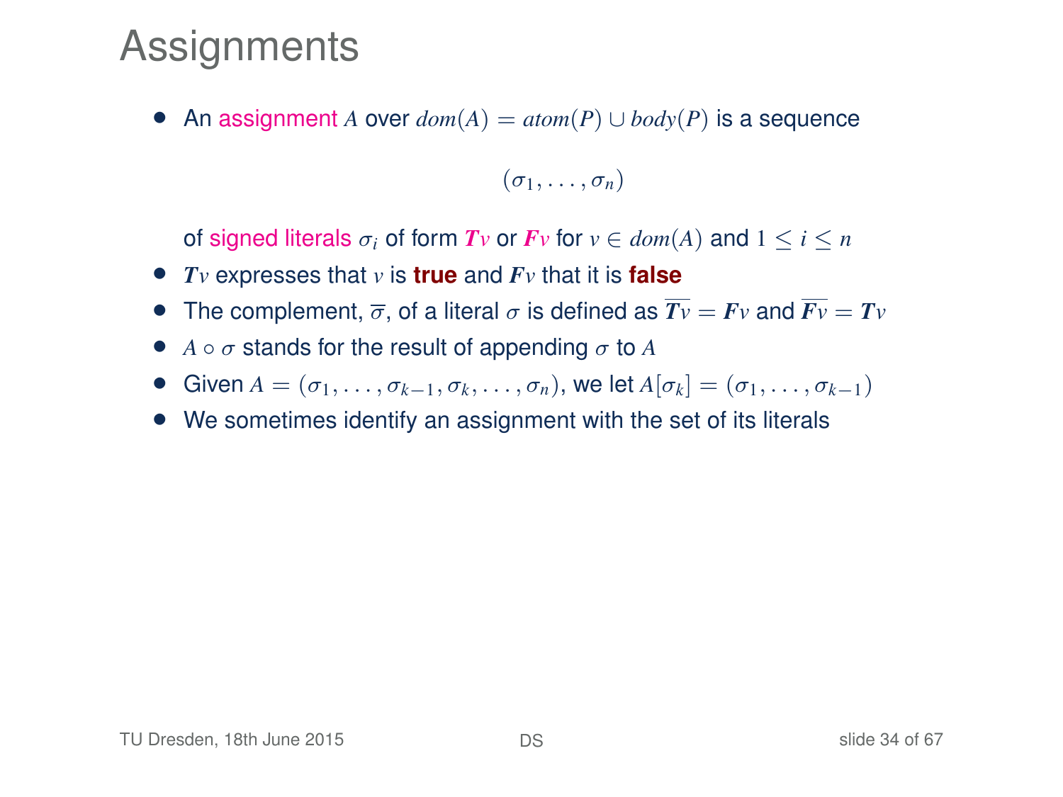# Assignments

- An assignment $A$ over $dom(A) = atom(P) \cup body(P)$ is a sequence

$$(\sigma_1, \ldots, \sigma_n)$$

  of signed literals $\sigma_i$ of form $\boldsymbol{T}v$ or $\boldsymbol{F}v$ for $v \in dom(A)$ and $1 \leq i \leq n$
- $\boldsymbol{T}v$ expresses that $v$ is **true** and $\boldsymbol{F}v$ that it is **false**
- The complement, $\overline{\sigma}$, of a literal $\sigma$ is defined as $\overline{\boldsymbol{T}v} = \boldsymbol{F}v$ and $\overline{\boldsymbol{F}v} = \boldsymbol{T}v$
- $A \circ \sigma$ stands for the result of appending $\sigma$ to $A$
- Given $A = (\sigma_1, \ldots, \sigma_{k-1}, \sigma_k, \ldots, \sigma_n)$, we let $A[\sigma_k] = (\sigma_1, \ldots, \sigma_{k-1})$
- We sometimes identify an assignment with the set of its literals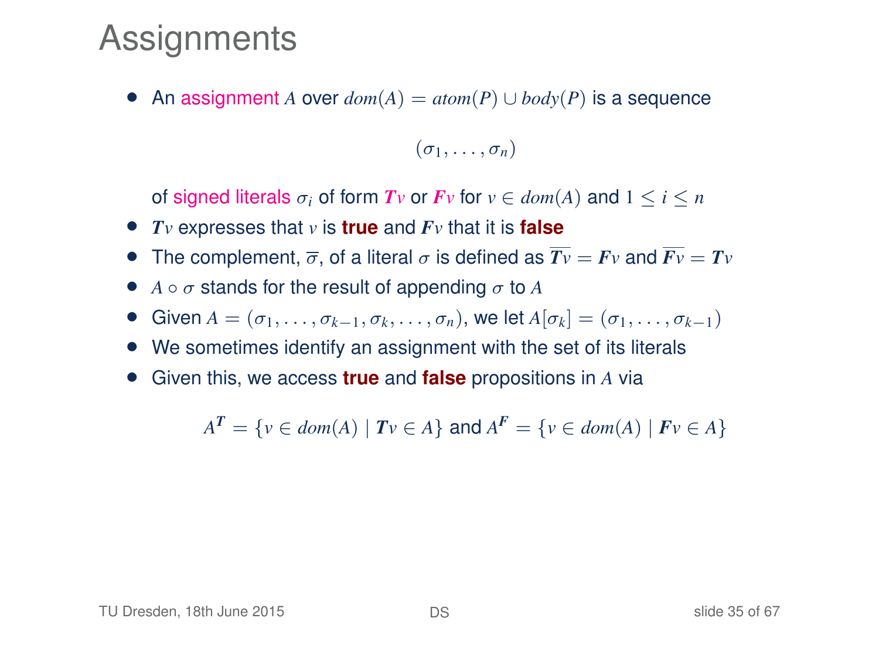# Assignments

- An assignment $A$ over $dom(A) = atom(P) \cup body(P)$ is a sequence

$$(\sigma_1, \ldots, \sigma_n)$$

  of signed literals $\sigma_i$ of form $\boldsymbol{T}v$ or $\boldsymbol{F}v$ for $v \in dom(A)$ and $1 \leq i \leq n$
- $\boldsymbol{T}v$ expresses that $v$ is **true** and $\boldsymbol{F}v$ that it is **false**
- The complement, $\overline{\sigma}$, of a literal $\sigma$ is defined as $\overline{\boldsymbol{T}v} = \boldsymbol{F}v$ and $\overline{\boldsymbol{F}v} = \boldsymbol{T}v$
- $A \circ \sigma$ stands for the result of appending $\sigma$ to $A$
- Given $A = (\sigma_1, \ldots, \sigma_{k-1}, \sigma_k, \ldots, \sigma_n)$, we let $A[\sigma_k] = (\sigma_1, \ldots, \sigma_{k-1})$
- We sometimes identify an assignment with the set of its literals
- Given this, we access **true** and **false** propositions in $A$ via

$$A^{\boldsymbol{T}} = \{v \in dom(A) \mid \boldsymbol{T}v \in A\} \text{ and } A^{\boldsymbol{F}} = \{v \in dom(A) \mid \boldsymbol{F}v \in A\}$$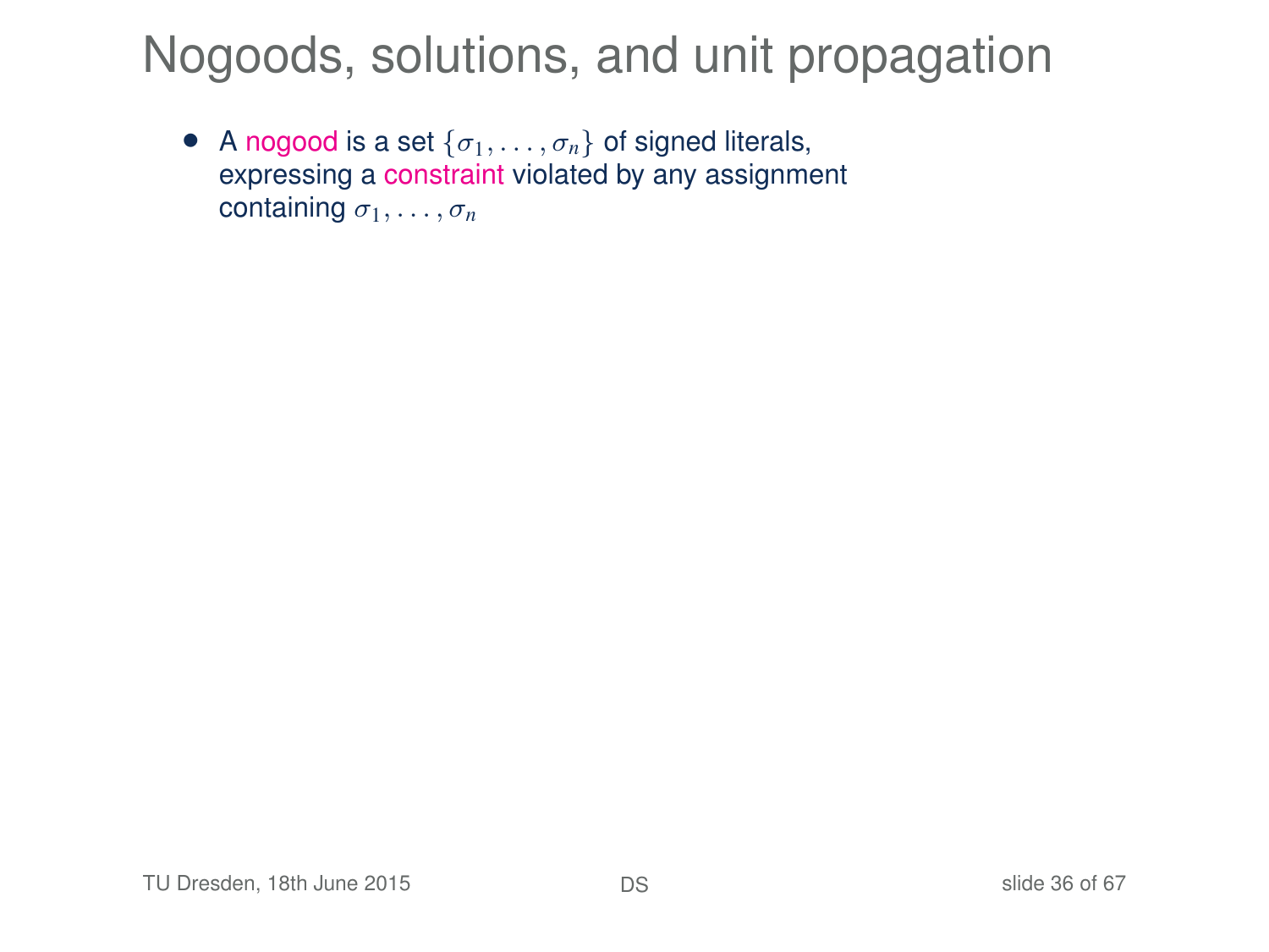# Nogoods, solutions, and unit propagation

- A nogood is a set $\{\sigma_1, \ldots, \sigma_n\}$ of signed literals, expressing a constraint violated by any assignment containing $\sigma_1, \ldots, \sigma_n$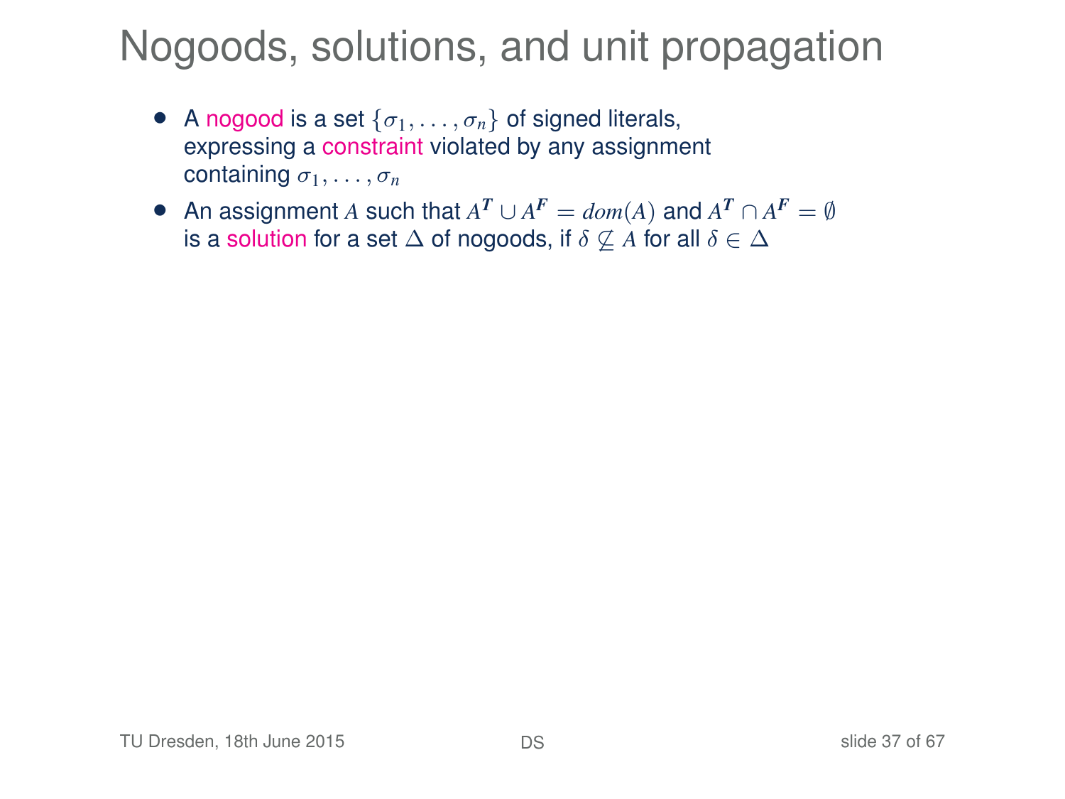# Nogoods, solutions, and unit propagation

- A nogood is a set $\{\sigma_1, \ldots, \sigma_n\}$ of signed literals, expressing a constraint violated by any assignment containing $\sigma_1, \ldots, \sigma_n$
- An assignment $A$ such that $A^{\mathbf{T}} \cup A^{\mathbf{F}} = dom(A)$ and $A^{\mathbf{T}} \cap A^{\mathbf{F}} = \emptyset$ is a solution for a set $\Delta$ of nogoods, if $\delta \not\subseteq A$ for all $\delta \in \Delta$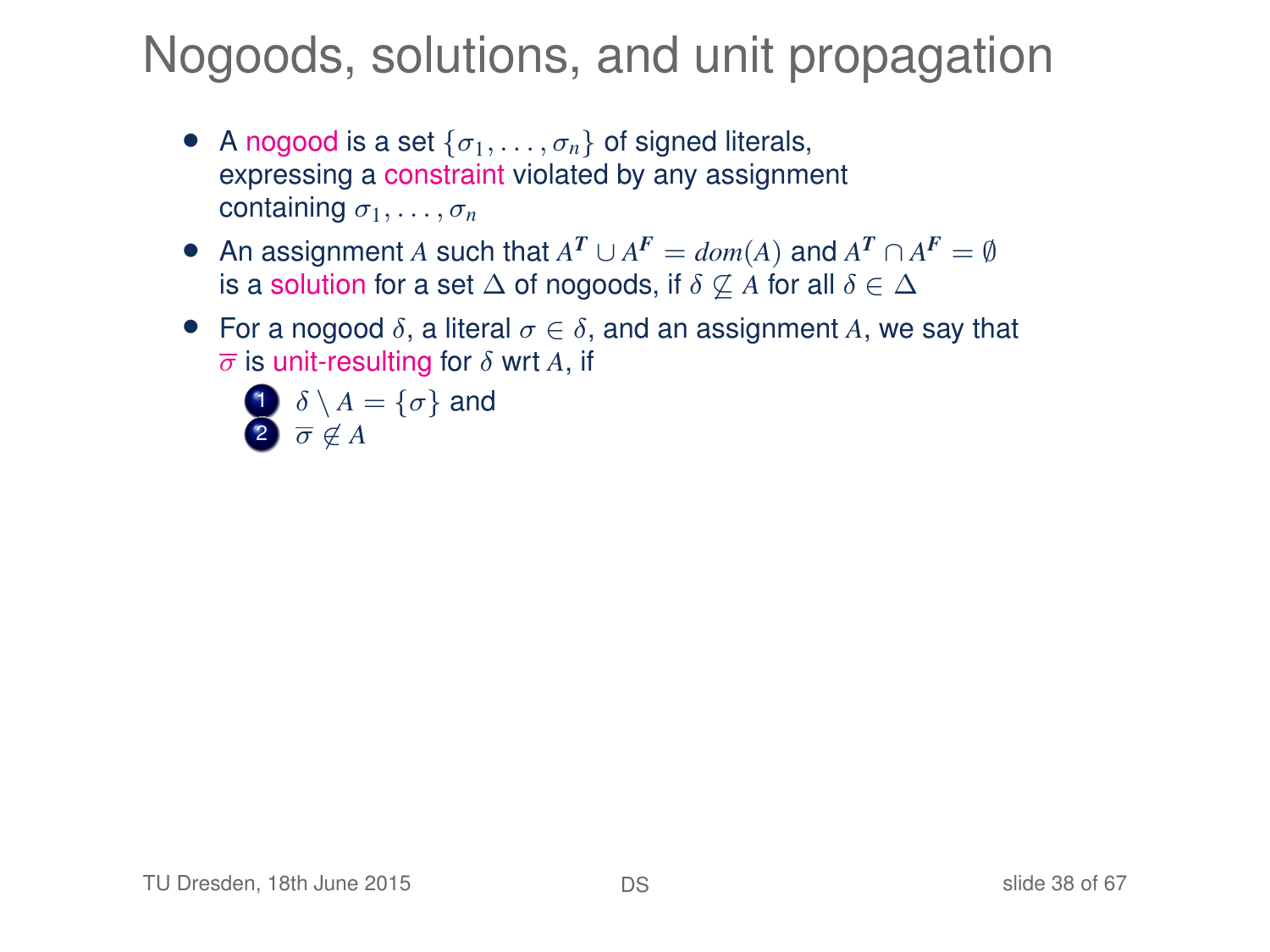# Nogoods, solutions, and unit propagation

- A nogood is a set $\{\sigma_1, \ldots, \sigma_n\}$ of signed literals, expressing a constraint violated by any assignment containing $\sigma_1, \ldots, \sigma_n$
- An assignment $A$ such that $A^{\boldsymbol{T}} \cup A^{\boldsymbol{F}} = dom(A)$ and $A^{\boldsymbol{T}} \cap A^{\boldsymbol{F}} = \emptyset$ is a solution for a set $\Delta$ of nogoods, if $\delta \not\subseteq A$ for all $\delta \in \Delta$
- For a nogood $\delta$, a literal $\sigma \in \delta$, and an assignment $A$, we say that $\overline{\sigma}$ is unit-resulting for $\delta$ wrt $A$, if
  1. $\delta \setminus A = \{\sigma\}$ and
  2. $\overline{\sigma} \notin A$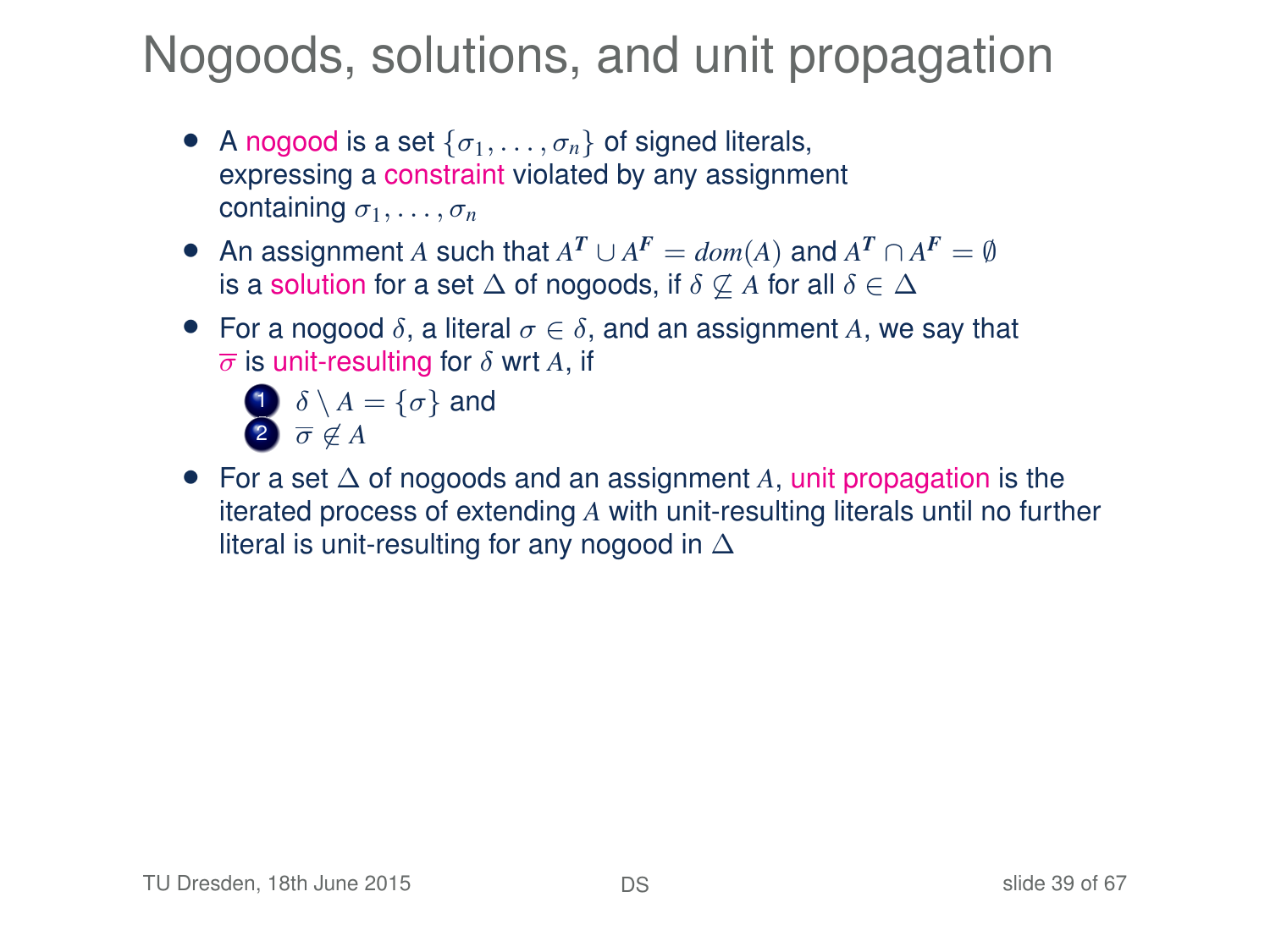# Nogoods, solutions, and unit propagation

- A nogood is a set $\{\sigma_1, \ldots, \sigma_n\}$ of signed literals, expressing a constraint violated by any assignment containing $\sigma_1, \ldots, \sigma_n$
- An assignment $A$ such that $A^{\boldsymbol{T}} \cup A^{\boldsymbol{F}} = dom(A)$ and $A^{\boldsymbol{T}} \cap A^{\boldsymbol{F}} = \emptyset$ is a solution for a set $\Delta$ of nogoods, if $\delta \not\subseteq A$ for all $\delta \in \Delta$
- For a nogood $\delta$, a literal $\sigma \in \delta$, and an assignment $A$, we say that $\overline{\sigma}$ is unit-resulting for $\delta$ wrt $A$, if
  1. $\delta \setminus A = \{\sigma\}$ and
  2. $\overline{\sigma} \notin A$
- For a set $\Delta$ of nogoods and an assignment $A$, unit propagation is the iterated process of extending $A$ with unit-resulting literals until no further literal is unit-resulting for any nogood in $\Delta$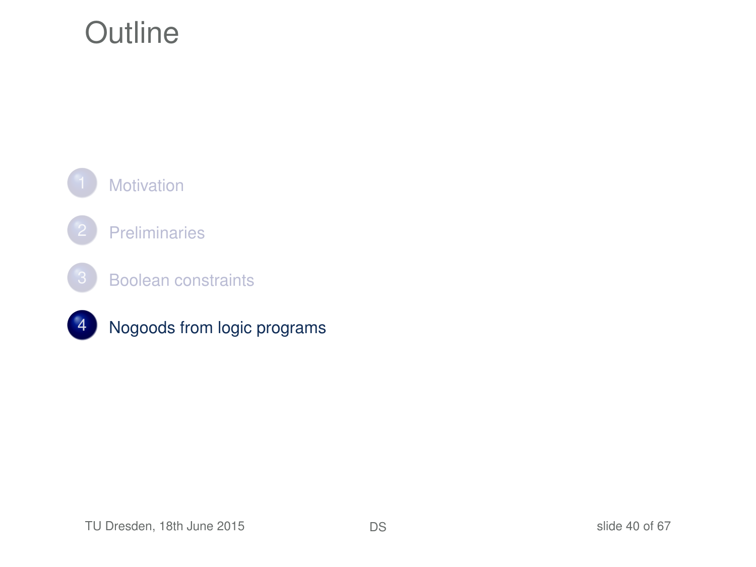# Outline

1. Motivation
2. Preliminaries
3. Boolean constraints
4. **Nogoods from logic programs**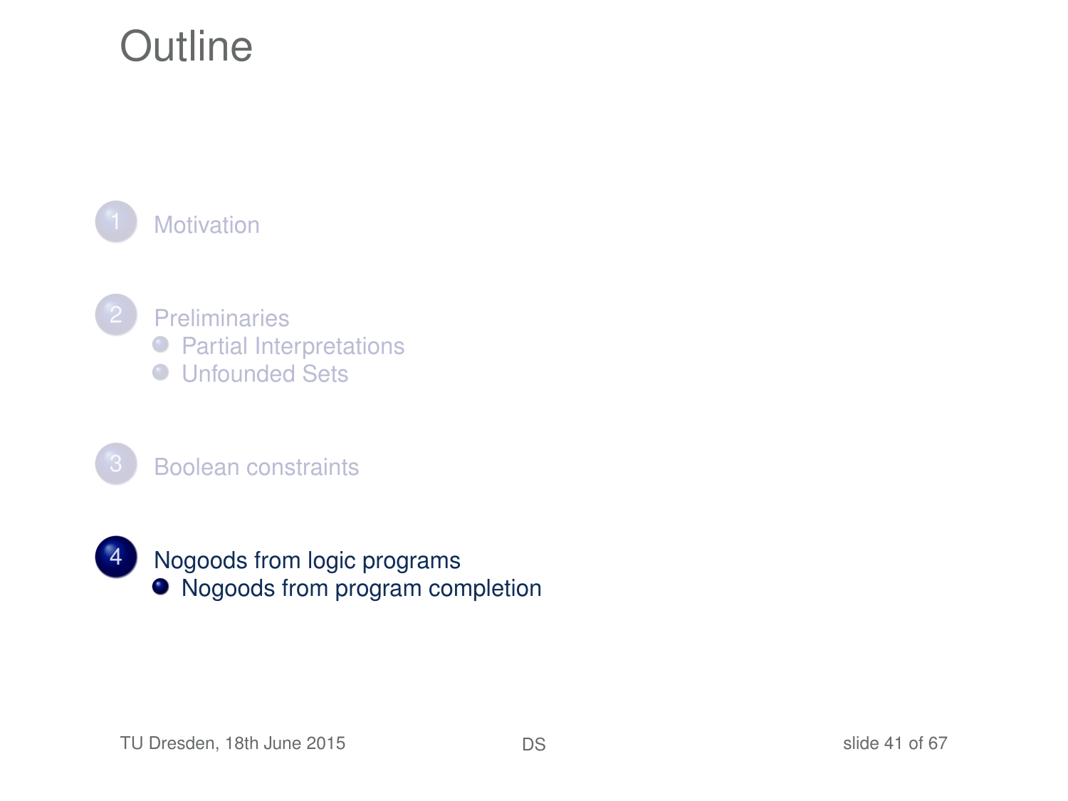# Outline

1. Motivation
2. Preliminaries
   - Partial Interpretations
   - Unfounded Sets
3. Boolean constraints
4. Nogoods from logic programs
   - Nogoods from program completion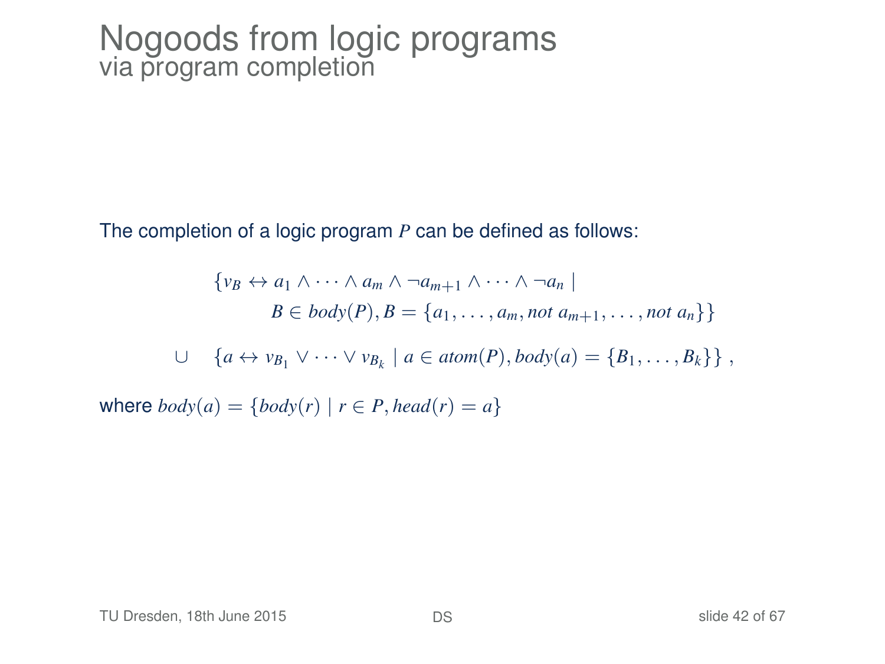# Nogoods from logic programs
## via program completion

The completion of a logic program $P$ can be defined as follows:

$$
\begin{aligned}
&\{v_B \leftrightarrow a_1 \wedge \cdots \wedge a_m \wedge \neg a_{m+1} \wedge \cdots \wedge \neg a_n \mid \\
&\qquad B \in \mathit{body}(P), B = \{a_1, \ldots, a_m, \mathit{not}\ a_{m+1}, \ldots, \mathit{not}\ a_n\}\} \\
\cup \quad &\{a \leftrightarrow v_{B_1} \vee \cdots \vee v_{B_k} \mid a \in \mathit{atom}(P), \mathit{body}(a) = \{B_1, \ldots, B_k\}\} \ ,
\end{aligned}
$$

where $\mathit{body}(a) = \{\mathit{body}(r) \mid r \in P, \mathit{head}(r) = a\}$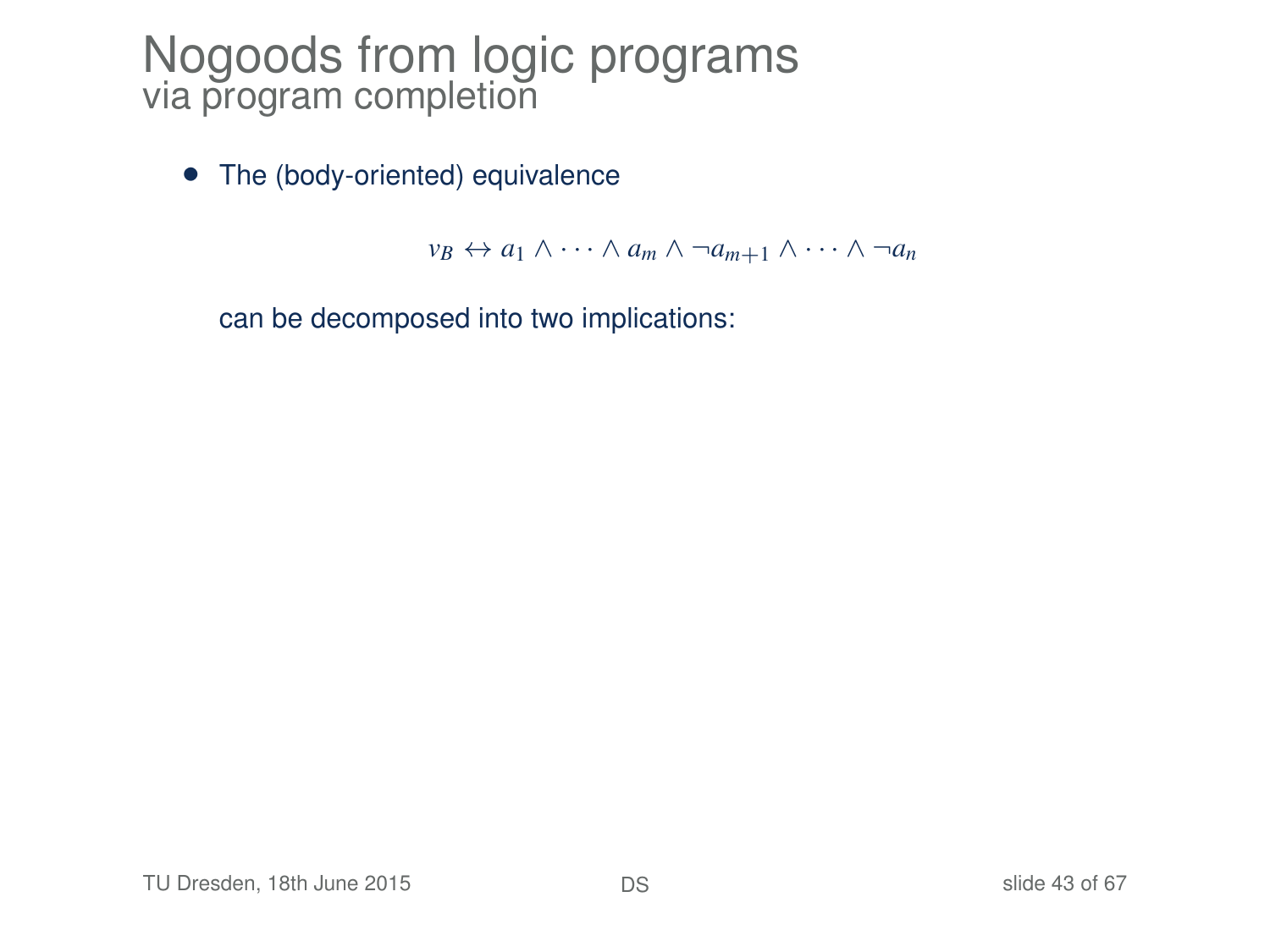# Nogoods from logic programs
## via program completion

- The (body-oriented) equivalence

$$v_B \leftrightarrow a_1 \wedge \cdots \wedge a_m \wedge \neg a_{m+1} \wedge \cdots \wedge \neg a_n$$

can be decomposed into two implications: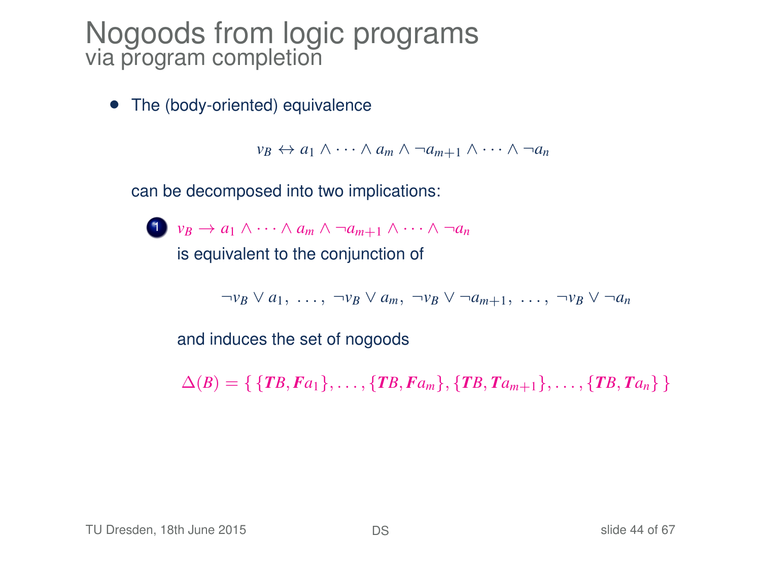# Nogoods from logic programs

## via program completion

- The (body-oriented) equivalence

$$v_B \leftrightarrow a_1 \wedge \cdots \wedge a_m \wedge \neg a_{m+1} \wedge \cdots \wedge \neg a_n$$

can be decomposed into two implications:

1. $v_B \rightarrow a_1 \wedge \cdots \wedge a_m \wedge \neg a_{m+1} \wedge \cdots \wedge \neg a_n$
   is equivalent to the conjunction of

   $$\neg v_B \vee a_1,\ \ldots,\ \neg v_B \vee a_m,\ \neg v_B \vee \neg a_{m+1},\ \ldots,\ \neg v_B \vee \neg a_n$$

   and induces the set of nogoods

   $$\Delta(B) = \{\, \{\boldsymbol{T}B, \boldsymbol{F}a_1\}, \ldots, \{\boldsymbol{T}B, \boldsymbol{F}a_m\}, \{\boldsymbol{T}B, \boldsymbol{T}a_{m+1}\}, \ldots, \{\boldsymbol{T}B, \boldsymbol{T}a_n\}\,\}$$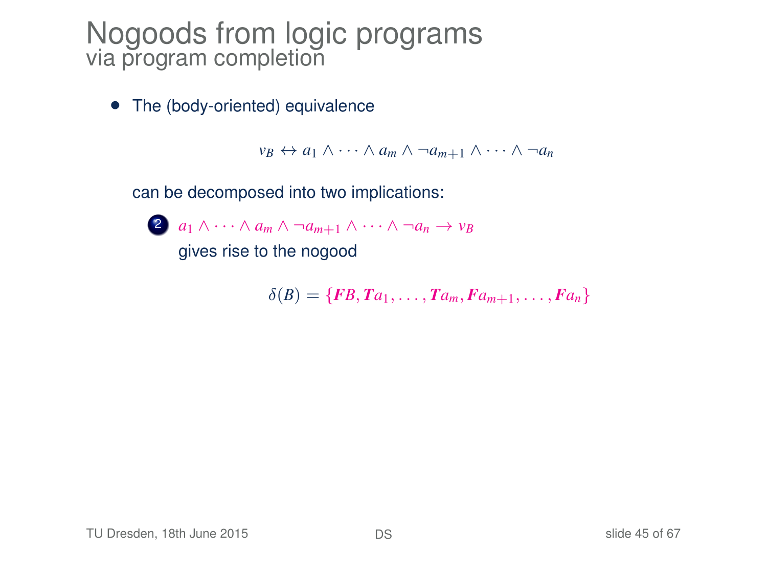# Nogoods from logic programs
## via program completion

- The (body-oriented) equivalence

$$v_B \leftrightarrow a_1 \land \cdots \land a_m \land \neg a_{m+1} \land \cdots \land \neg a_n$$

can be decomposed into two implications:

2. $a_1 \land \cdots \land a_m \land \neg a_{m+1} \land \cdots \land \neg a_n \rightarrow v_B$
   gives rise to the nogood

$$\delta(B) = \{\boldsymbol{F}B, \boldsymbol{T}a_1, \ldots, \boldsymbol{T}a_m, \boldsymbol{F}a_{m+1}, \ldots, \boldsymbol{F}a_n\}$$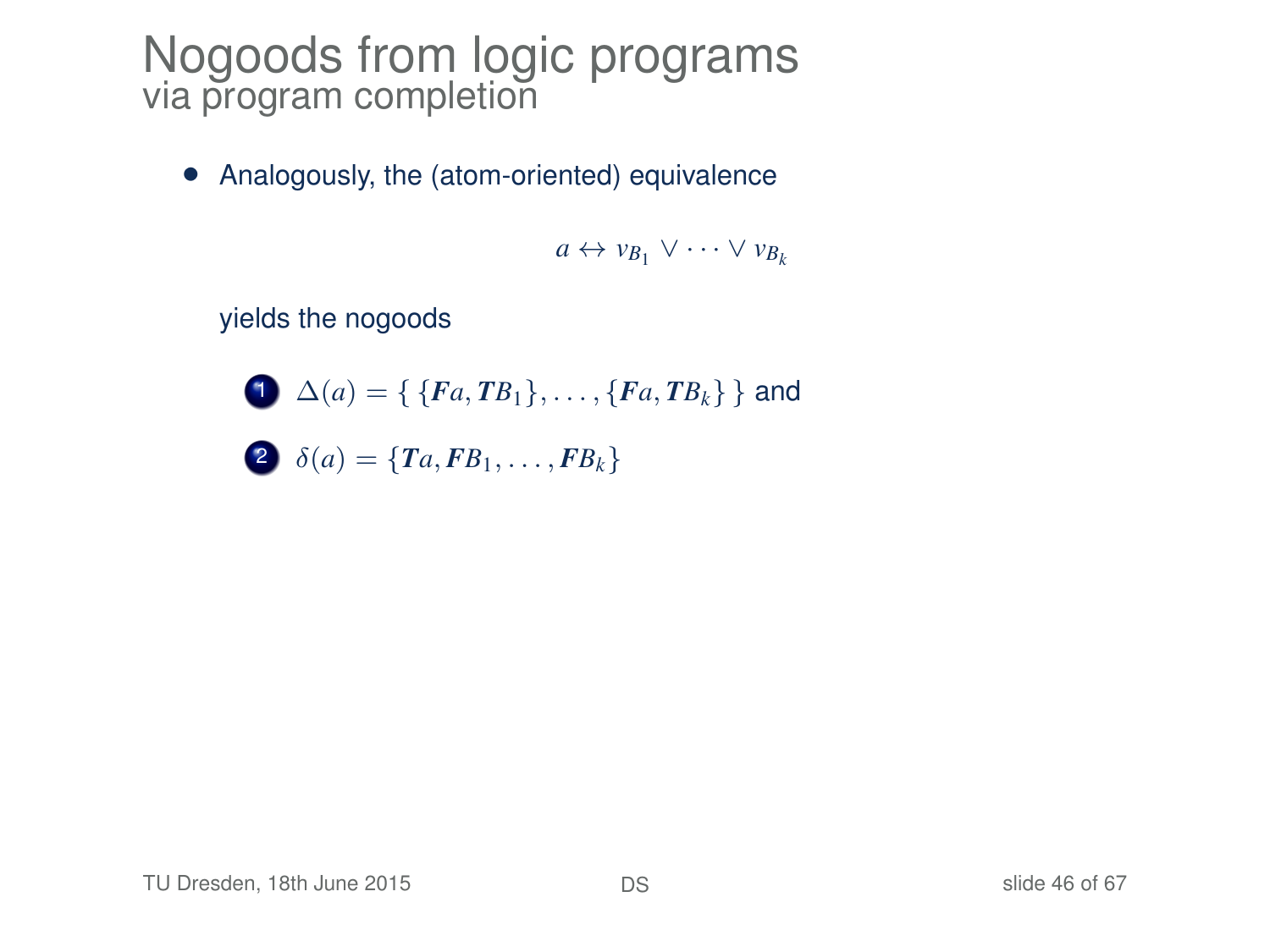# Nogoods from logic programs
## via program completion

- Analogously, the (atom-oriented) equivalence

$$a \leftrightarrow v_{B_1} \vee \cdots \vee v_{B_k}$$

yields the nogoods

1. $\Delta(a) = \{ \{\boldsymbol{F}a, \boldsymbol{T}B_1\}, \ldots, \{\boldsymbol{F}a, \boldsymbol{T}B_k\} \}$ and
2. $\delta(a) = \{\boldsymbol{T}a, \boldsymbol{F}B_1, \ldots, \boldsymbol{F}B_k\}$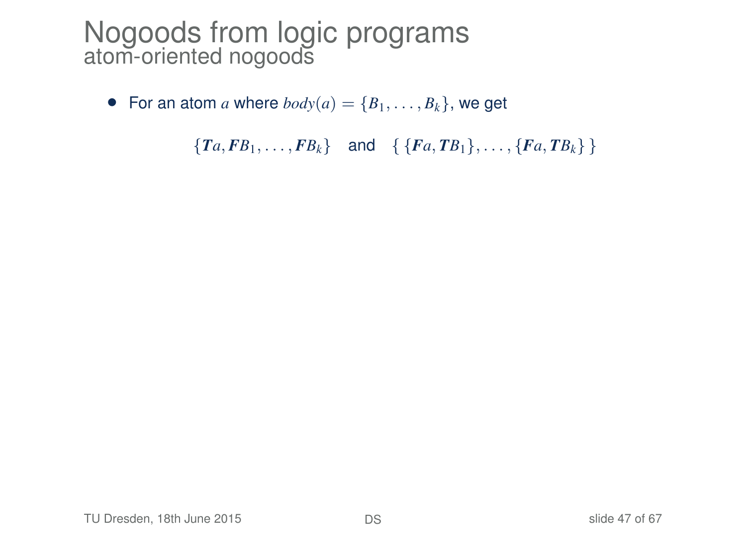# Nogoods from logic programs
## atom-oriented nogoods

- For an atom $a$ where $body(a) = \{B_1, \ldots, B_k\}$, we get

$$\{\boldsymbol{T}a, \boldsymbol{F}B_1, \ldots, \boldsymbol{F}B_k\} \quad \text{and} \quad \{\, \{\boldsymbol{F}a, \boldsymbol{T}B_1\}, \ldots, \{\boldsymbol{F}a, \boldsymbol{T}B_k\} \,\}$$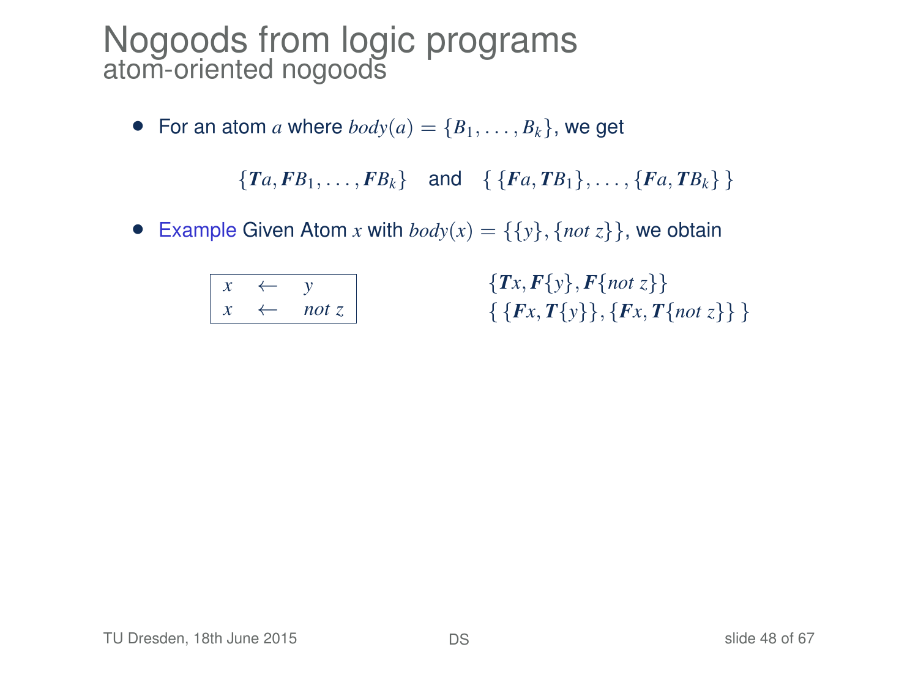# Nogoods from logic programs
## atom-oriented nogoods

- For an atom $a$ where $body(a) = \{B_1, \ldots, B_k\}$, we get

$$\{\boldsymbol{T}a, \boldsymbol{F}B_1, \ldots, \boldsymbol{F}B_k\} \quad \text{and} \quad \{\,\{\boldsymbol{F}a, \boldsymbol{T}B_1\}, \ldots, \{\boldsymbol{F}a, \boldsymbol{T}B_k\}\,\}$$

- Example Given Atom $x$ with $body(x) = \{\{y\}, \{not\ z\}\}$, we obtain

$$\begin{array}{|lcl|}\hline x & \leftarrow & y \\ x & \leftarrow & not\ z \\ \hline\end{array}$$

$$\{\boldsymbol{T}x, \boldsymbol{F}\{y\}, \boldsymbol{F}\{not\ z\}\}$$
$$\{\,\{\boldsymbol{F}x, \boldsymbol{T}\{y\}\}, \{\boldsymbol{F}x, \boldsymbol{T}\{not\ z\}\}\,\}$$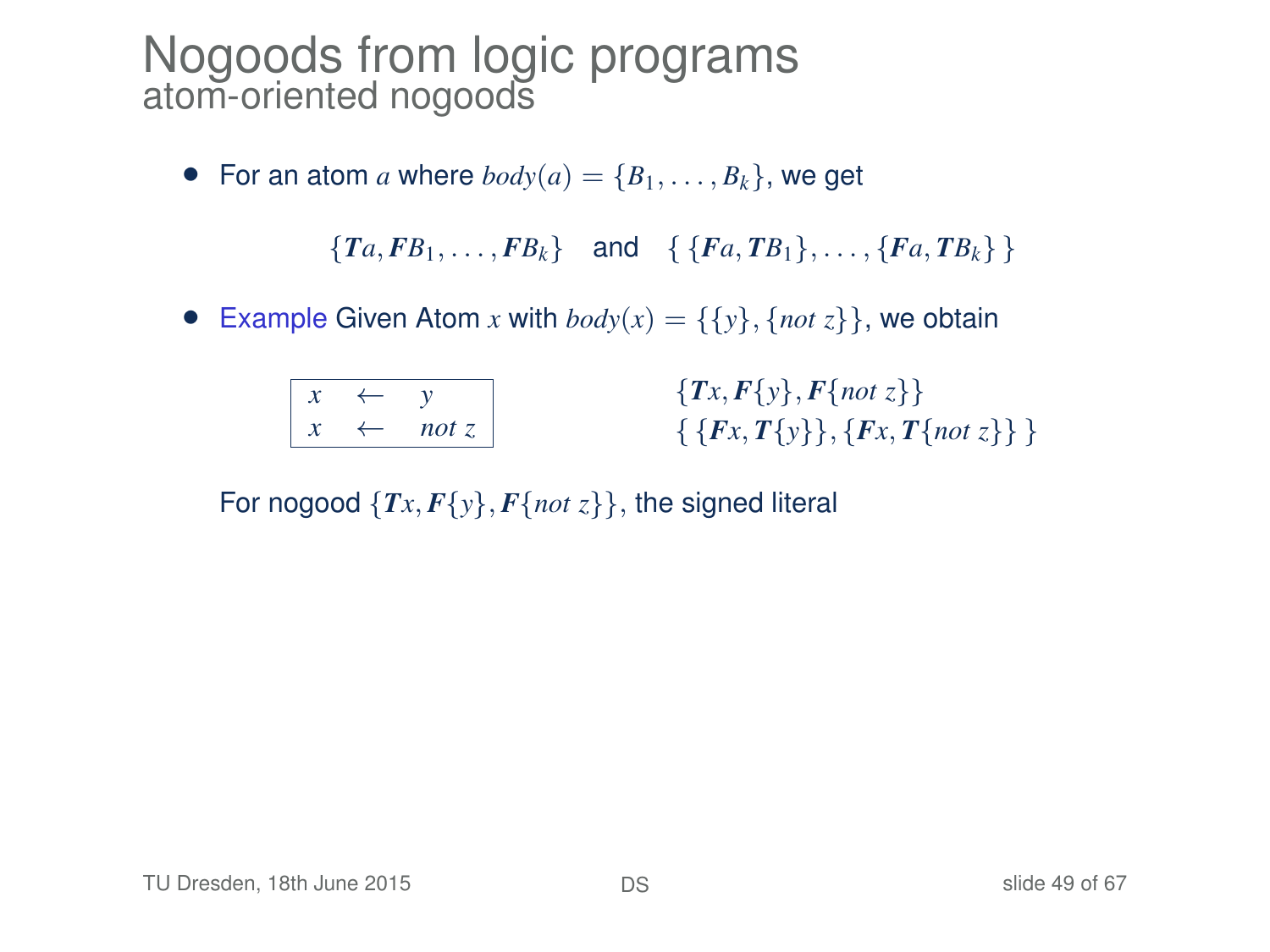# Nogoods from logic programs

## atom-oriented nogoods

- For an atom $a$ where $body(a) = \{B_1, \ldots, B_k\}$, we get

$$\{\boldsymbol{T}a, \boldsymbol{F}B_1, \ldots, \boldsymbol{F}B_k\} \quad \text{and} \quad \{\,\{\boldsymbol{F}a, \boldsymbol{T}B_1\}, \ldots, \{\boldsymbol{F}a, \boldsymbol{T}B_k\}\,\}$$

- Example Given Atom $x$ with $body(x) = \{\{y\}, \{not\ z\}\}$, we obtain

| | | |
|---|---|---|
| $x$ | $\leftarrow$ | $y$ |
| $x$ | $\leftarrow$ | $not\ z$ |

$$\{\boldsymbol{T}x, \boldsymbol{F}\{y\}, \boldsymbol{F}\{not\ z\}\}$$
$$\{\,\{\boldsymbol{F}x, \boldsymbol{T}\{y\}\}, \{\boldsymbol{F}x, \boldsymbol{T}\{not\ z\}\}\,\}$$

For nogood $\{\boldsymbol{T}x, \boldsymbol{F}\{y\}, \boldsymbol{F}\{not\ z\}\}$, the signed literal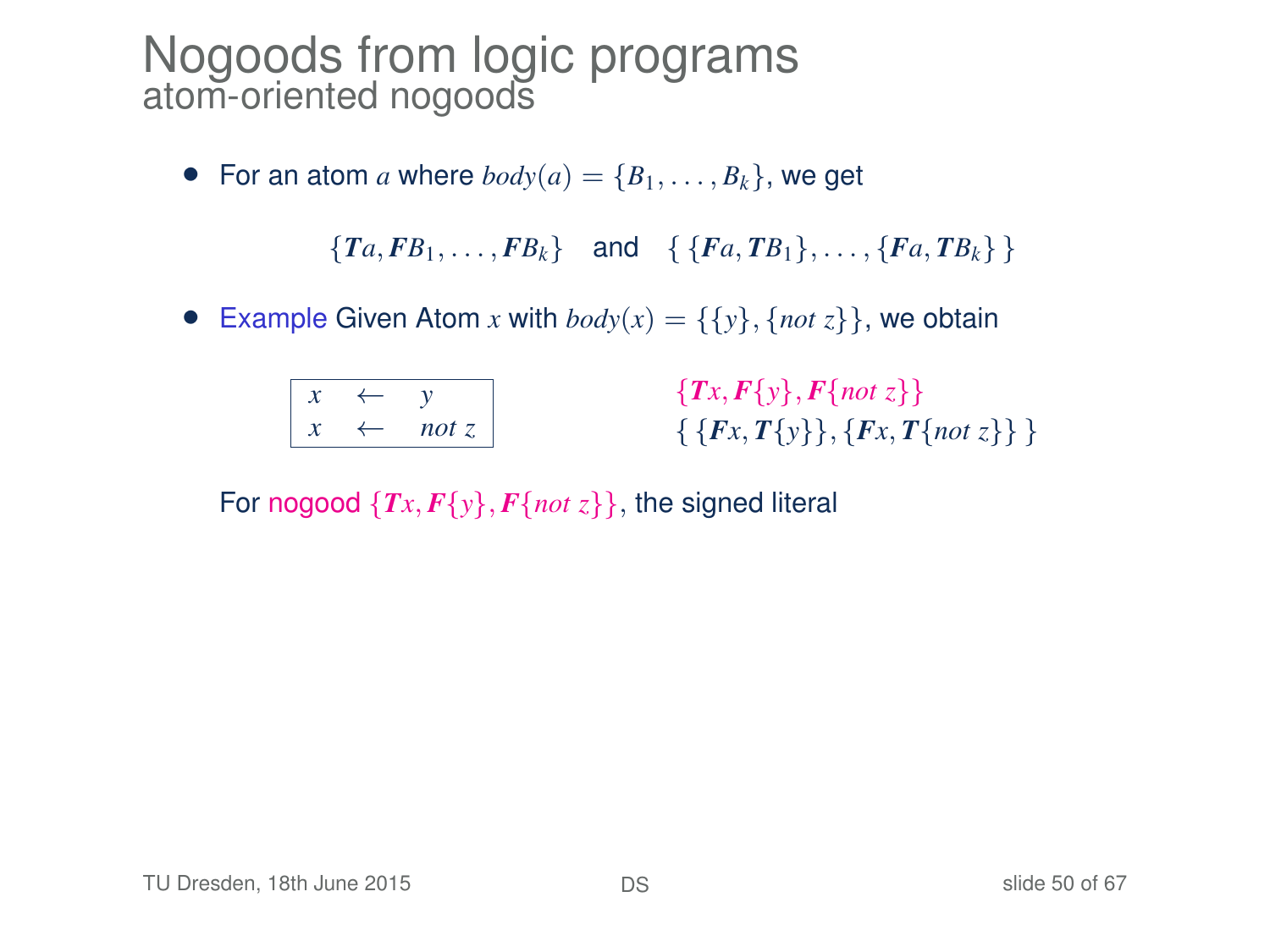# Nogoods from logic programs

## atom-oriented nogoods

- For an atom $a$ where $body(a) = \{B_1, \ldots, B_k\}$, we get

$$\{\boldsymbol{T}a, \boldsymbol{F}B_1, \ldots, \boldsymbol{F}B_k\} \quad \text{and} \quad \{\,\{\boldsymbol{F}a, \boldsymbol{T}B_1\}, \ldots, \{\boldsymbol{F}a, \boldsymbol{T}B_k\}\,\}$$

- Example Given Atom $x$ with $body(x) = \{\{y\}, \{not\ z\}\}$, we obtain

| | | |
|---|---|---|
| $x$ | $\leftarrow$ | $y$ |
| $x$ | $\leftarrow$ | $not\ z$ |

$$\{\boldsymbol{T}x, \boldsymbol{F}\{y\}, \boldsymbol{F}\{not\ z\}\}$$
$$\{\,\{\boldsymbol{F}x, \boldsymbol{T}\{y\}\}, \{\boldsymbol{F}x, \boldsymbol{T}\{not\ z\}\}\,\}$$

For nogood $\{\boldsymbol{T}x, \boldsymbol{F}\{y\}, \boldsymbol{F}\{not\ z\}\}$, the signed literal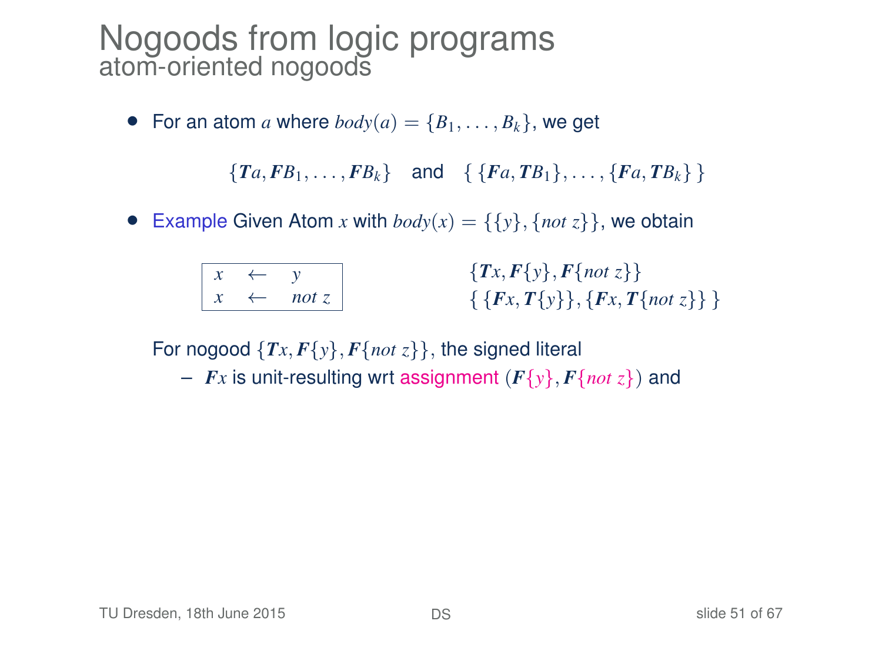# Nogoods from logic programs
## atom-oriented nogoods

- For an atom $a$ where $body(a) = \{B_1, \ldots, B_k\}$, we get

$$\{\boldsymbol{T}a, \boldsymbol{F}B_1, \ldots, \boldsymbol{F}B_k\} \quad \text{and} \quad \{\,\{\boldsymbol{F}a, \boldsymbol{T}B_1\}, \ldots, \{\boldsymbol{F}a, \boldsymbol{T}B_k\}\,\}$$

- Example Given Atom $x$ with $body(x) = \{\{y\}, \{not\ z\}\}$, we obtain

$$\begin{array}{lcl} x & \leftarrow & y \\ x & \leftarrow & not\ z \end{array}$$

$$\{\boldsymbol{T}x, \boldsymbol{F}\{y\}, \boldsymbol{F}\{not\ z\}\}$$
$$\{\,\{\boldsymbol{F}x, \boldsymbol{T}\{y\}\}, \{\boldsymbol{F}x, \boldsymbol{T}\{not\ z\}\}\,\}$$

For nogood $\{\boldsymbol{T}x, \boldsymbol{F}\{y\}, \boldsymbol{F}\{not\ z\}\}$, the signed literal

- $\boldsymbol{F}x$ is unit-resulting wrt assignment $(\boldsymbol{F}\{y\}, \boldsymbol{F}\{not\ z\})$ and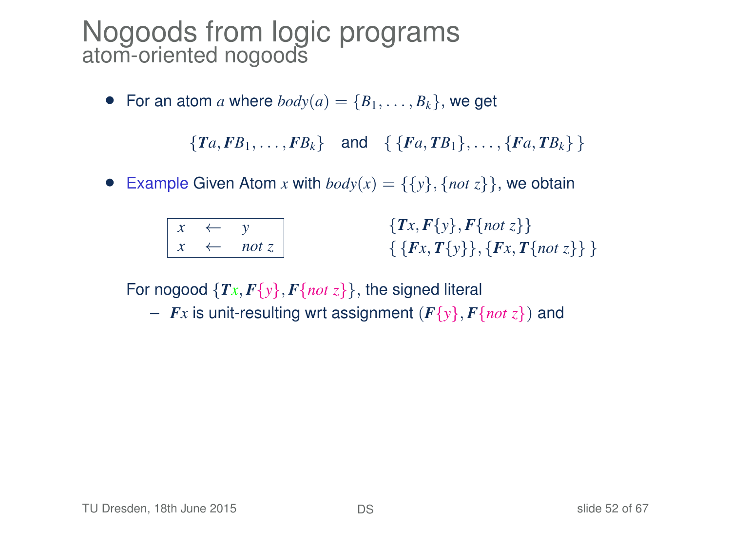# Nogoods from logic programs

## atom-oriented nogoods

- For an atom $a$ where $body(a) = \{B_1, \ldots, B_k\}$, we get

$$\{\boldsymbol{T}a, \boldsymbol{F}B_1, \ldots, \boldsymbol{F}B_k\} \quad \text{and} \quad \{\,\{\boldsymbol{F}a, \boldsymbol{T}B_1\}, \ldots, \{\boldsymbol{F}a, \boldsymbol{T}B_k\}\,\}$$

- Example Given Atom $x$ with $body(x) = \{\{y\}, \{not\ z\}\}$, we obtain

| | | |
|---|---|---|
| $x$ | $\leftarrow$ | $y$ |
| $x$ | $\leftarrow$ | $not\ z$ |

$$\{\boldsymbol{T}x, \boldsymbol{F}\{y\}, \boldsymbol{F}\{not\ z\}\}$$
$$\{\,\{\boldsymbol{F}x, \boldsymbol{T}\{y\}\}, \{\boldsymbol{F}x, \boldsymbol{T}\{not\ z\}\}\,\}$$

For nogood $\{\boldsymbol{T}x, \boldsymbol{F}\{y\}, \boldsymbol{F}\{not\ z\}\}$, the signed literal

- $\boldsymbol{F}x$ is unit-resulting wrt assignment $(\boldsymbol{F}\{y\}, \boldsymbol{F}\{not\ z\})$ and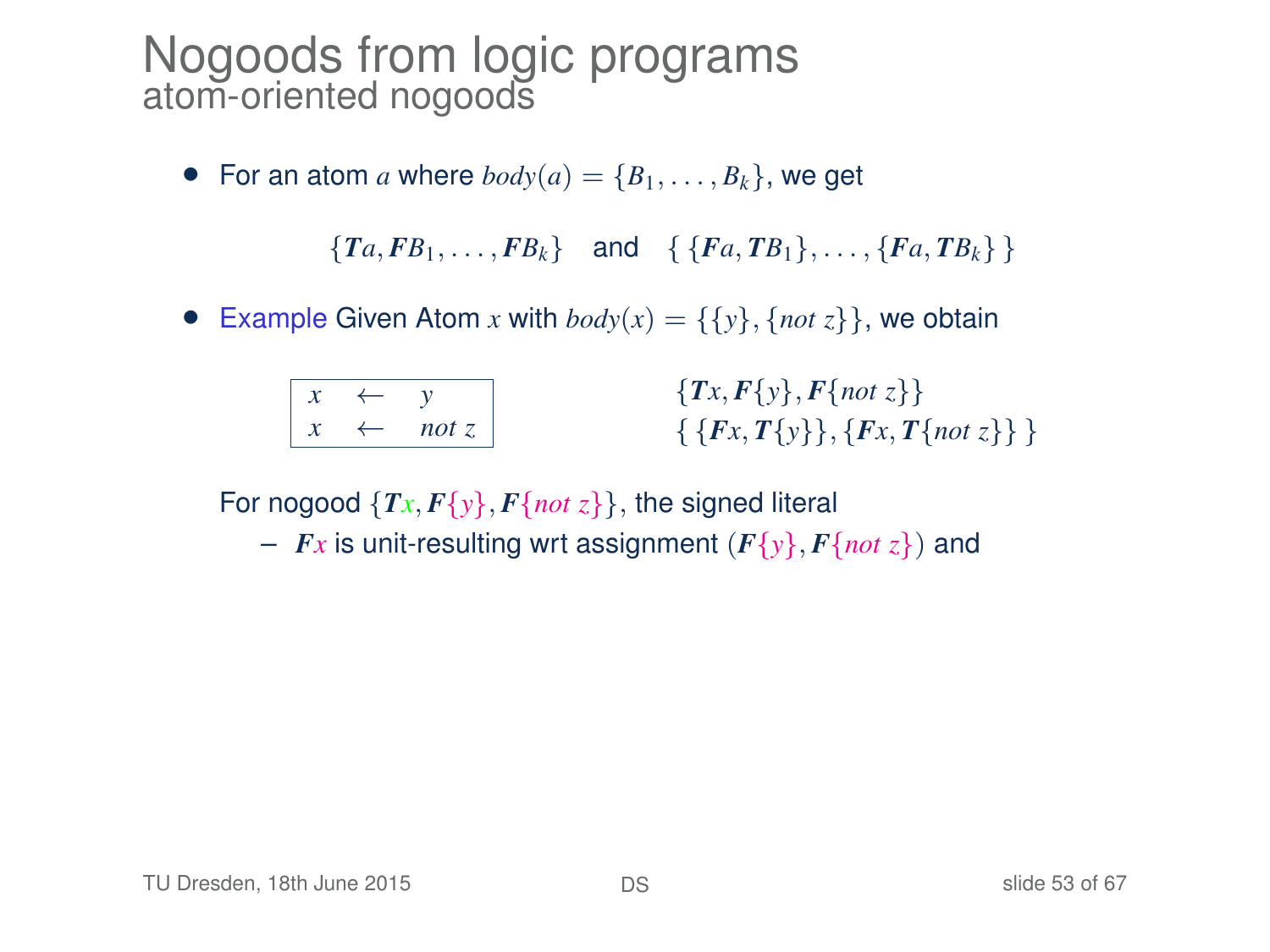# Nogoods from logic programs
## atom-oriented nogoods

- For an atom $a$ where $body(a) = \{B_1, \ldots, B_k\}$, we get

$$\{\boldsymbol{T}a, \boldsymbol{F}B_1, \ldots, \boldsymbol{F}B_k\} \quad \text{and} \quad \{\,\{\boldsymbol{F}a, \boldsymbol{T}B_1\}, \ldots, \{\boldsymbol{F}a, \boldsymbol{T}B_k\}\,\}$$

- Example Given Atom $x$ with $body(x) = \{\{y\}, \{not\ z\}\}$, we obtain

```
x ← y
x ← not z
```

$$\{\boldsymbol{T}x, \boldsymbol{F}\{y\}, \boldsymbol{F}\{not\ z\}\}$$
$$\{\,\{\boldsymbol{F}x, \boldsymbol{T}\{y\}\}, \{\boldsymbol{F}x, \boldsymbol{T}\{not\ z\}\}\,\}$$

For nogood $\{\boldsymbol{T}x, \boldsymbol{F}\{y\}, \boldsymbol{F}\{not\ z\}\}$, the signed literal

- $\boldsymbol{F}x$ is unit-resulting wrt assignment $(\boldsymbol{F}\{y\}, \boldsymbol{F}\{not\ z\})$ and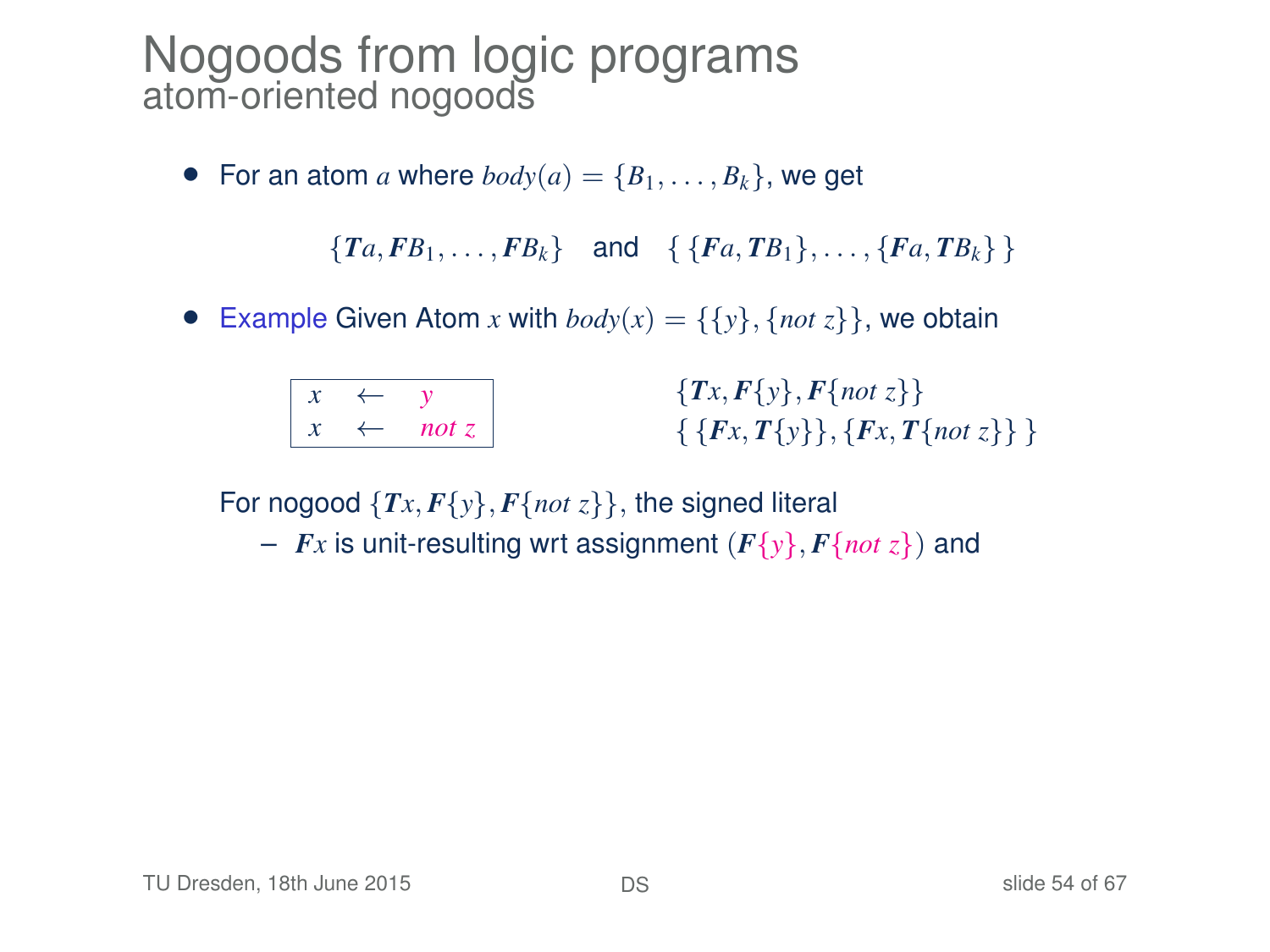# Nogoods from logic programs

## atom-oriented nogoods

- For an atom $a$ where $body(a) = \{B_1, \ldots, B_k\}$, we get

$$\{\boldsymbol{T}a, \boldsymbol{F}B_1, \ldots, \boldsymbol{F}B_k\} \quad \text{and} \quad \{\, \{\boldsymbol{F}a, \boldsymbol{T}B_1\}, \ldots, \{\boldsymbol{F}a, \boldsymbol{T}B_k\} \,\}$$

- Example Given Atom $x$ with $body(x) = \{\{y\}, \{not\ z\}\}$, we obtain

$$
\begin{array}{|lll|}
\hline
x & \leftarrow & y \\
x & \leftarrow & not\ z \\
\hline
\end{array}
\qquad\qquad
\begin{array}{l}
\{\boldsymbol{T}x, \boldsymbol{F}\{y\}, \boldsymbol{F}\{not\ z\}\} \\
\{\, \{\boldsymbol{F}x, \boldsymbol{T}\{y\}\}, \{\boldsymbol{F}x, \boldsymbol{T}\{not\ z\}\} \,\}
\end{array}
$$

For nogood $\{\boldsymbol{T}x, \boldsymbol{F}\{y\}, \boldsymbol{F}\{not\ z\}\}$, the signed literal

- $\boldsymbol{F}x$ is unit-resulting wrt assignment $(\boldsymbol{F}\{y\}, \boldsymbol{F}\{not\ z\})$ and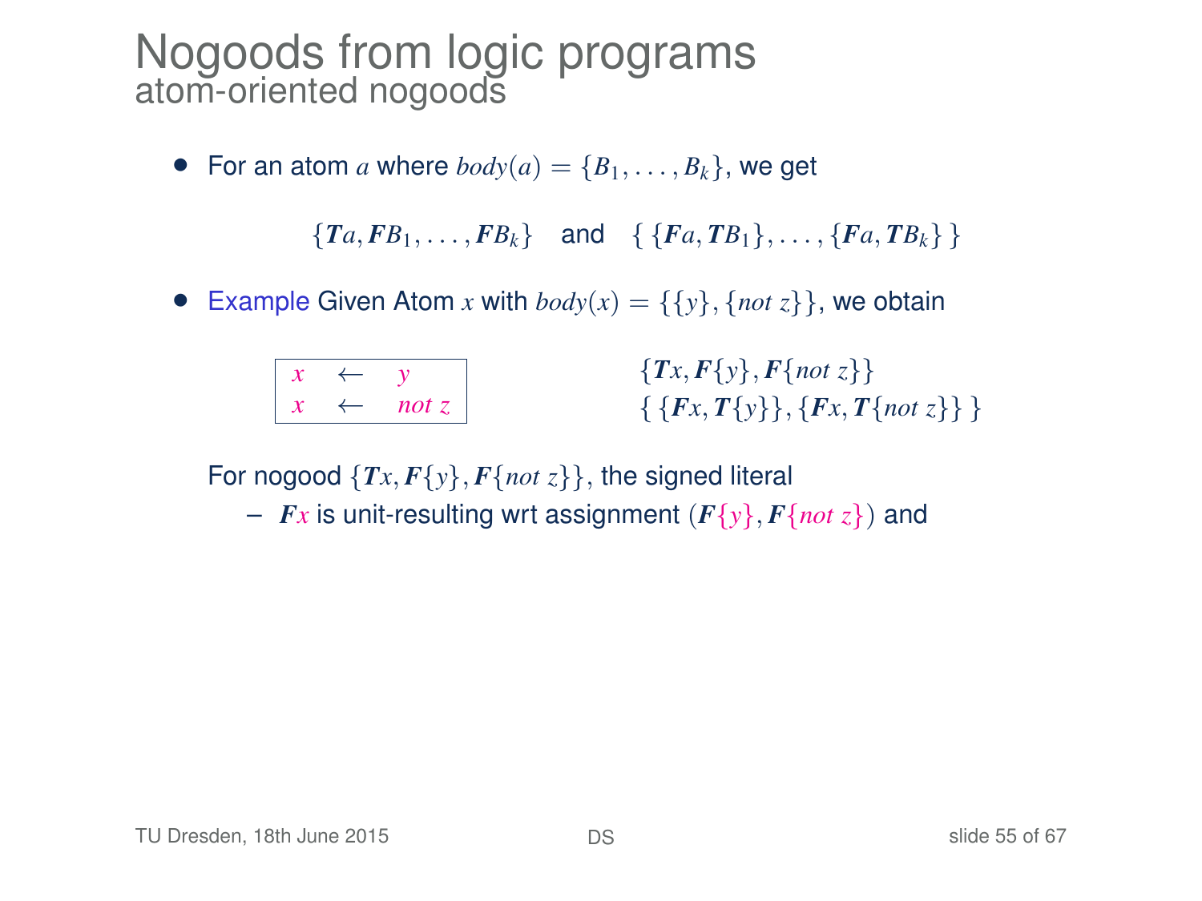# Nogoods from logic programs
## atom-oriented nogoods

- For an atom $a$ where $body(a) = \{B_1, \ldots, B_k\}$, we get

$$\{\boldsymbol{T}a, \boldsymbol{F}B_1, \ldots, \boldsymbol{F}B_k\} \quad \text{and} \quad \{\, \{\boldsymbol{F}a, \boldsymbol{T}B_1\}, \ldots, \{\boldsymbol{F}a, \boldsymbol{T}B_k\}\,\}$$

- Example Given Atom $x$ with $body(x) = \{\{y\}, \{not\ z\}\}$, we obtain

| | | |
|---|---|---|
| $x$ | $\leftarrow$ | $y$ |
| $x$ | $\leftarrow$ | $not\ z$ |

$$\{\boldsymbol{T}x, \boldsymbol{F}\{y\}, \boldsymbol{F}\{not\ z\}\}$$
$$\{\, \{\boldsymbol{F}x, \boldsymbol{T}\{y\}\}, \{\boldsymbol{F}x, \boldsymbol{T}\{not\ z\}\}\,\}$$

For nogood $\{\boldsymbol{T}x, \boldsymbol{F}\{y\}, \boldsymbol{F}\{not\ z\}\}$, the signed literal

- $\boldsymbol{F}x$ is unit-resulting wrt assignment $(\boldsymbol{F}\{y\}, \boldsymbol{F}\{not\ z\})$ and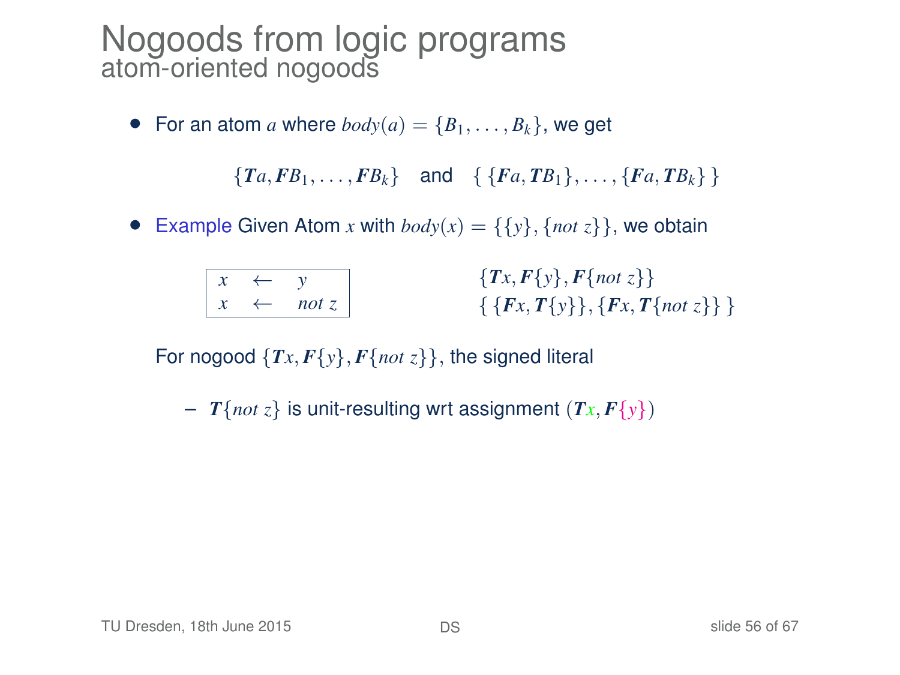# Nogoods from logic programs

## atom-oriented nogoods

- For an atom $a$ where $body(a) = \{B_1, \ldots, B_k\}$, we get

$$\{\boldsymbol{T}a, \boldsymbol{F}B_1, \ldots, \boldsymbol{F}B_k\} \quad \text{and} \quad \{\,\{\boldsymbol{F}a, \boldsymbol{T}B_1\}, \ldots, \{\boldsymbol{F}a, \boldsymbol{T}B_k\}\,\}$$

- Example Given Atom $x$ with $body(x) = \{\{y\}, \{not\ z\}\}$, we obtain

$$\begin{array}{|lcl|} x & \leftarrow & y \\ x & \leftarrow & not\ z \end{array}$$

$$\{\boldsymbol{T}x, \boldsymbol{F}\{y\}, \boldsymbol{F}\{not\ z\}\}$$
$$\{\,\{\boldsymbol{F}x, \boldsymbol{T}\{y\}\}, \{\boldsymbol{F}x, \boldsymbol{T}\{not\ z\}\}\,\}$$

For nogood $\{\boldsymbol{T}x, \boldsymbol{F}\{y\}, \boldsymbol{F}\{not\ z\}\}$, the signed literal

- $\boldsymbol{T}\{not\ z\}$ is unit-resulting wrt assignment $(\boldsymbol{T}x, \boldsymbol{F}\{y\})$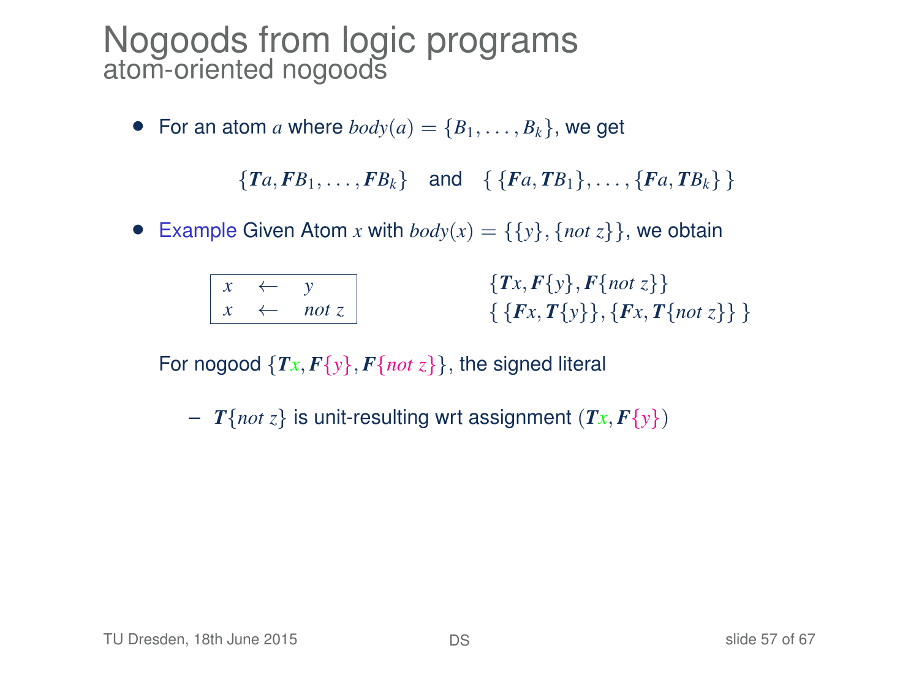# Nogoods from logic programs
## atom-oriented nogoods

- For an atom $a$ where $body(a) = \{B_1, \ldots, B_k\}$, we get

$$\{\boldsymbol{T}a, \boldsymbol{F}B_1, \ldots, \boldsymbol{F}B_k\} \quad \text{and} \quad \{\,\{\boldsymbol{F}a, \boldsymbol{T}B_1\}, \ldots, \{\boldsymbol{F}a, \boldsymbol{T}B_k\}\,\}$$

- Example Given Atom $x$ with $body(x) = \{\{y\}, \{not\ z\}\}$, we obtain

| | | |
|---|---|---|
| $x$ | $\leftarrow$ | $y$ |
| $x$ | $\leftarrow$ | $not\ z$ |

$$\{\boldsymbol{T}x, \boldsymbol{F}\{y\}, \boldsymbol{F}\{not\ z\}\}$$
$$\{\,\{\boldsymbol{F}x, \boldsymbol{T}\{y\}\}, \{\boldsymbol{F}x, \boldsymbol{T}\{not\ z\}\}\,\}$$

For nogood $\{\boldsymbol{T}x, \boldsymbol{F}\{y\}, \boldsymbol{F}\{not\ z\}\}$, the signed literal

- $\boldsymbol{T}\{not\ z\}$ is unit-resulting wrt assignment $(\boldsymbol{T}x, \boldsymbol{F}\{y\})$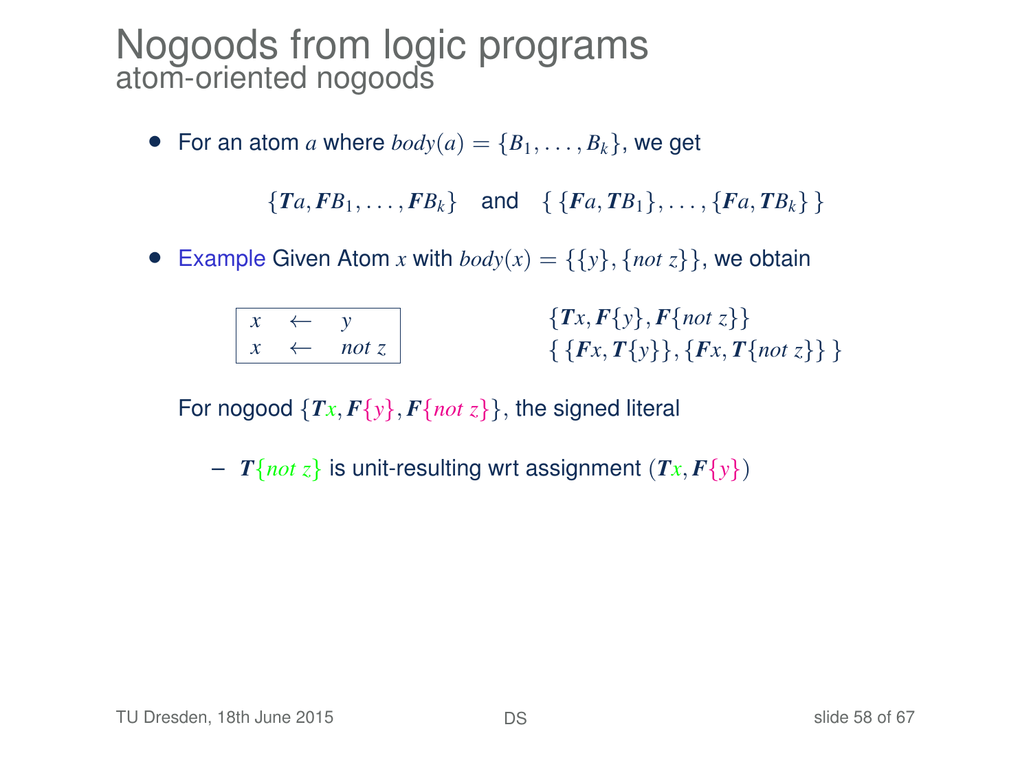# Nogoods from logic programs
## atom-oriented nogoods

- For an atom $a$ where $body(a) = \{B_1, \ldots, B_k\}$, we get

$$\{\boldsymbol{T}a, \boldsymbol{F}B_1, \ldots, \boldsymbol{F}B_k\} \quad \text{and} \quad \{\, \{\boldsymbol{F}a, \boldsymbol{T}B_1\}, \ldots, \{\boldsymbol{F}a, \boldsymbol{T}B_k\} \,\}$$

- Example Given Atom $x$ with $body(x) = \{\{y\}, \{not\ z\}\}$, we obtain

$$
\begin{array}{|lcl|}
\hline
x & \leftarrow & y \\
x & \leftarrow & not\ z \\
\hline
\end{array}
\qquad
\begin{array}{l}
\{\boldsymbol{T}x, \boldsymbol{F}\{y\}, \boldsymbol{F}\{not\ z\}\} \\
\{\, \{\boldsymbol{F}x, \boldsymbol{T}\{y\}\}, \{\boldsymbol{F}x, \boldsymbol{T}\{not\ z\}\} \,\}
\end{array}
$$

For nogood $\{\boldsymbol{T}x, \boldsymbol{F}\{y\}, \boldsymbol{F}\{not\ z\}\}$, the signed literal

- $\boldsymbol{T}\{not\ z\}$ is unit-resulting wrt assignment $(\boldsymbol{T}x, \boldsymbol{F}\{y\})$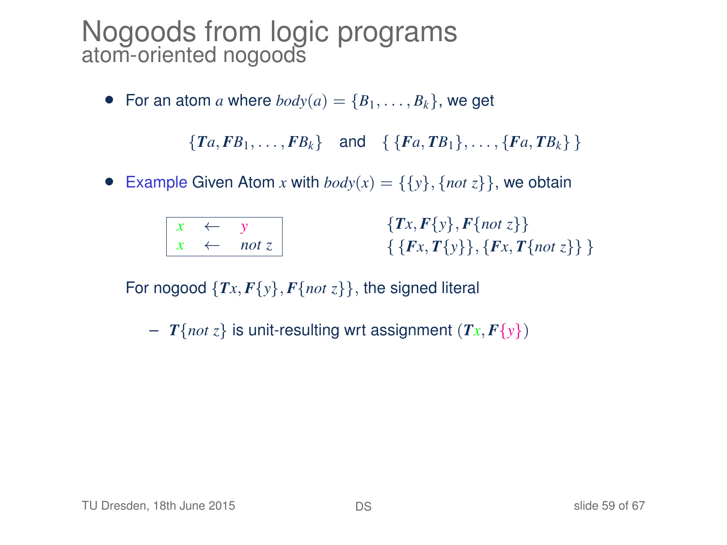# Nogoods from logic programs

## atom-oriented nogoods

- For an atom $a$ where $body(a) = \{B_1, \ldots, B_k\}$, we get

$$\{\boldsymbol{T}a, \boldsymbol{F}B_1, \ldots, \boldsymbol{F}B_k\} \quad \text{and} \quad \{\,\{\boldsymbol{F}a, \boldsymbol{T}B_1\}, \ldots, \{\boldsymbol{F}a, \boldsymbol{T}B_k\}\,\}$$

- Example Given Atom $x$ with $body(x) = \{\{y\}, \{not\ z\}\}$, we obtain

| | | |
|---|---|---|
| $x$ | $\leftarrow$ | $y$ |
| $x$ | $\leftarrow$ | $not\ z$ |

$$\{\boldsymbol{T}x, \boldsymbol{F}\{y\}, \boldsymbol{F}\{not\ z\}\}$$
$$\{\,\{\boldsymbol{F}x, \boldsymbol{T}\{y\}\}, \{\boldsymbol{F}x, \boldsymbol{T}\{not\ z\}\}\,\}$$

For nogood $\{\boldsymbol{T}x, \boldsymbol{F}\{y\}, \boldsymbol{F}\{not\ z\}\}$, the signed literal

- $\boldsymbol{T}\{not\ z\}$ is unit-resulting wrt assignment $(\boldsymbol{T}x, \boldsymbol{F}\{y\})$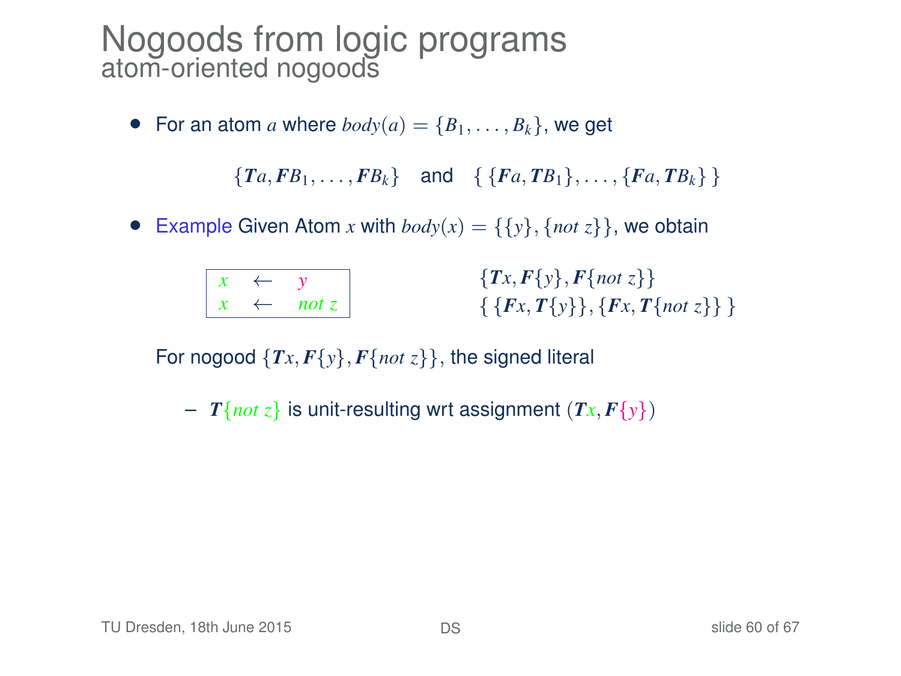# Nogoods from logic programs

## atom-oriented nogoods

- For an atom $a$ where $body(a) = \{B_1, \ldots, B_k\}$, we get

$$\{\boldsymbol{T}a, \boldsymbol{F}B_1, \ldots, \boldsymbol{F}B_k\} \quad \text{and} \quad \{\,\{\boldsymbol{F}a, \boldsymbol{T}B_1\}, \ldots, \{\boldsymbol{F}a, \boldsymbol{T}B_k\}\,\}$$

- Example Given Atom $x$ with $body(x) = \{\{y\}, \{not\ z\}\}$, we obtain

$$
\begin{array}{lll}
x & \leftarrow & y \\
x & \leftarrow & not\ z
\end{array}
\qquad
\begin{array}{l}
\{\boldsymbol{T}x, \boldsymbol{F}\{y\}, \boldsymbol{F}\{not\ z\}\} \\
\{\,\{\boldsymbol{F}x, \boldsymbol{T}\{y\}\}, \{\boldsymbol{F}x, \boldsymbol{T}\{not\ z\}\}\,\}
\end{array}
$$

For nogood $\{\boldsymbol{T}x, \boldsymbol{F}\{y\}, \boldsymbol{F}\{not\ z\}\}$, the signed literal

- $\boldsymbol{T}\{not\ z\}$ is unit-resulting wrt assignment $(\boldsymbol{T}x, \boldsymbol{F}\{y\})$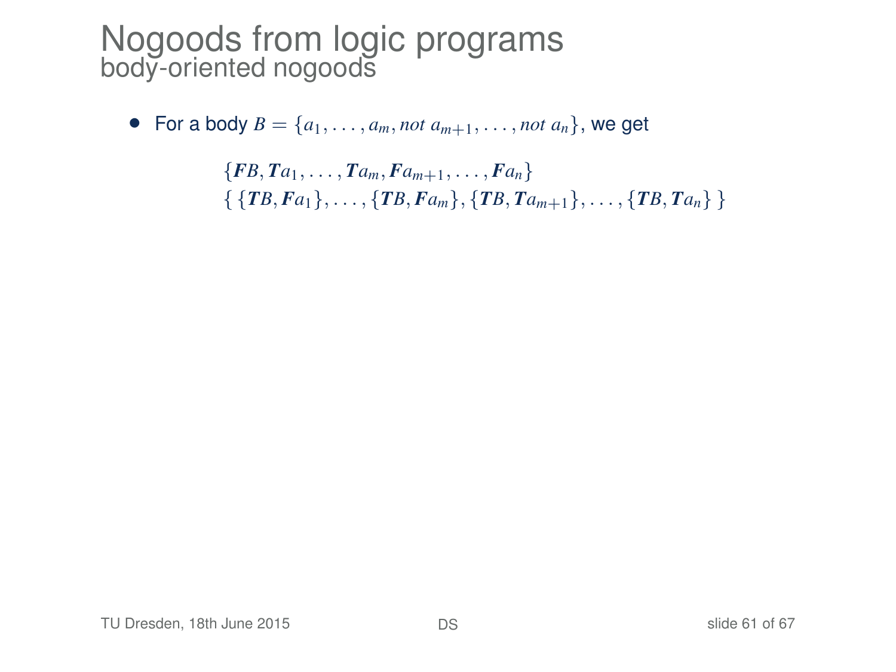# Nogoods from logic programs

## body-oriented nogoods

- For a body $B = \{a_1, \ldots, a_m, not\ a_{m+1}, \ldots, not\ a_n\}$, we get

$$\{\boldsymbol{F}B, \boldsymbol{T}a_1, \ldots, \boldsymbol{T}a_m, \boldsymbol{F}a_{m+1}, \ldots, \boldsymbol{F}a_n\}$$
$$\{\,\{\boldsymbol{T}B, \boldsymbol{F}a_1\}, \ldots, \{\boldsymbol{T}B, \boldsymbol{F}a_m\}, \{\boldsymbol{T}B, \boldsymbol{T}a_{m+1}\}, \ldots, \{\boldsymbol{T}B, \boldsymbol{T}a_n\}\,\}$$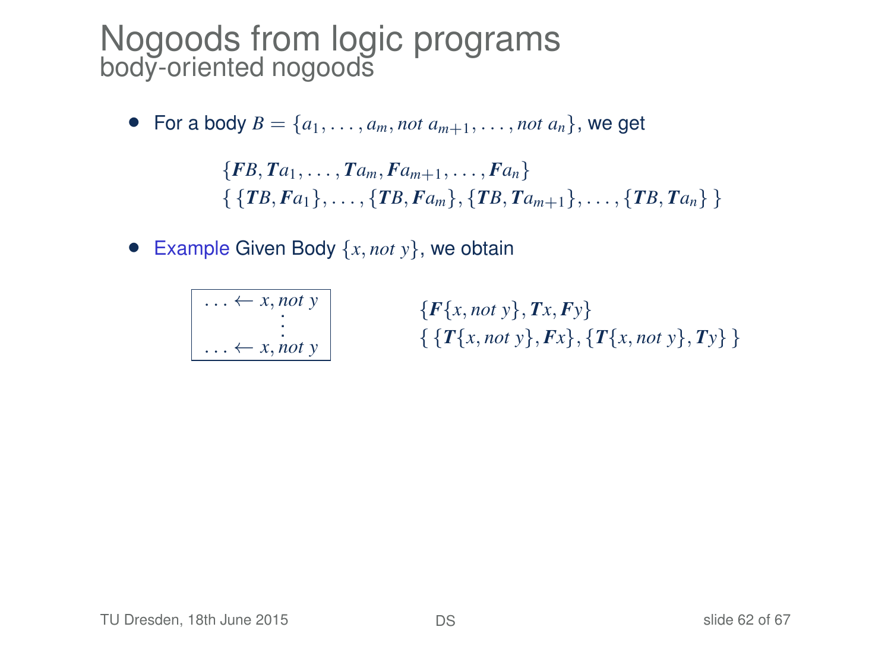# Nogoods from logic programs

## body-oriented nogoods

- For a body $B = \{a_1, \ldots, a_m, not\ a_{m+1}, \ldots, not\ a_n\}$, we get

$$\{\boldsymbol{F}B, \boldsymbol{T}a_1, \ldots, \boldsymbol{T}a_m, \boldsymbol{F}a_{m+1}, \ldots, \boldsymbol{F}a_n\}$$
$$\{\ \{\boldsymbol{T}B, \boldsymbol{F}a_1\}, \ldots, \{\boldsymbol{T}B, \boldsymbol{F}a_m\}, \{\boldsymbol{T}B, \boldsymbol{T}a_{m+1}\}, \ldots, \{\boldsymbol{T}B, \boldsymbol{T}a_n\}\ \}$$

- Example Given Body $\{x, not\ y\}$, we obtain

$$\begin{array}{|c|}\hline \ldots \leftarrow x, not\ y \\ \vdots \\ \ldots \leftarrow x, not\ y \\ \hline \end{array}$$

$$\{\boldsymbol{F}\{x, not\ y\}, \boldsymbol{T}x, \boldsymbol{F}y\}$$
$$\{\ \{\boldsymbol{T}\{x, not\ y\}, \boldsymbol{F}x\}, \{\boldsymbol{T}\{x, not\ y\}, \boldsymbol{T}y\}\ \}$$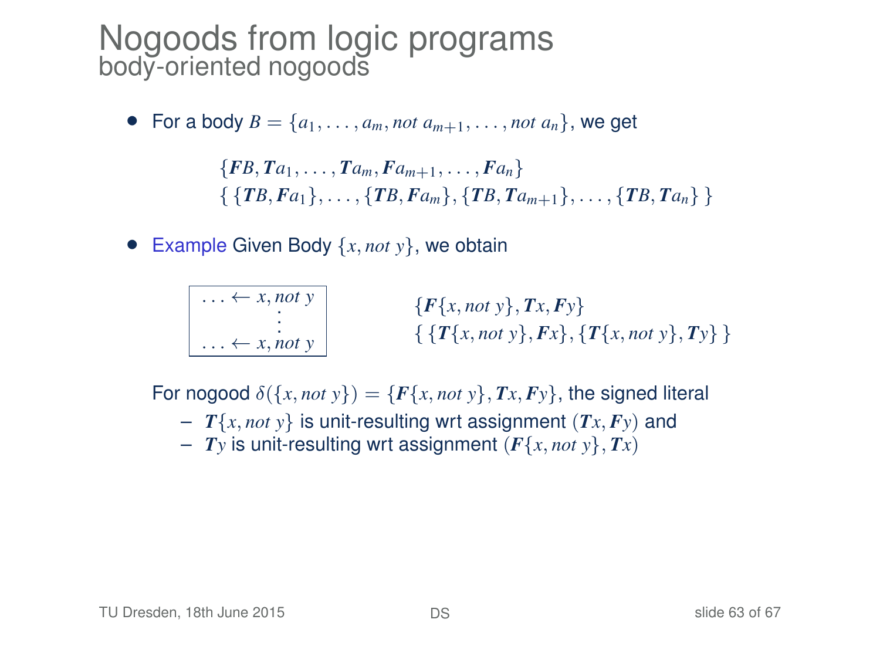# Nogoods from logic programs

## body-oriented nogoods

- For a body $B = \{a_1, \ldots, a_m, \mathit{not}\ a_{m+1}, \ldots, \mathit{not}\ a_n\}$, we get

$$\{\boldsymbol{F}B, \boldsymbol{T}a_1, \ldots, \boldsymbol{T}a_m, \boldsymbol{F}a_{m+1}, \ldots, \boldsymbol{F}a_n\}$$
$$\{\ \{\boldsymbol{T}B, \boldsymbol{F}a_1\}, \ldots, \{\boldsymbol{T}B, \boldsymbol{F}a_m\}, \{\boldsymbol{T}B, \boldsymbol{T}a_{m+1}\}, \ldots, \{\boldsymbol{T}B, \boldsymbol{T}a_n\}\ \}$$

- Example Given Body $\{x, \mathit{not}\ y\}$, we obtain

$$\ldots \leftarrow x, \mathit{not}\ y$$
$$\vdots$$
$$\ldots \leftarrow x, \mathit{not}\ y$$

$$\{\boldsymbol{F}\{x, \mathit{not}\ y\}, \boldsymbol{T}x, \boldsymbol{F}y\}$$
$$\{\ \{\boldsymbol{T}\{x, \mathit{not}\ y\}, \boldsymbol{F}x\}, \{\boldsymbol{T}\{x, \mathit{not}\ y\}, \boldsymbol{T}y\}\ \}$$

For nogood $\delta(\{x, \mathit{not}\ y\}) = \{\boldsymbol{F}\{x, \mathit{not}\ y\}, \boldsymbol{T}x, \boldsymbol{F}y\}$, the signed literal

- $\boldsymbol{T}\{x, \mathit{not}\ y\}$ is unit-resulting wrt assignment $(\boldsymbol{T}x, \boldsymbol{F}y)$ and
- $\boldsymbol{T}y$ is unit-resulting wrt assignment $(\boldsymbol{F}\{x, \mathit{not}\ y\}, \boldsymbol{T}x)$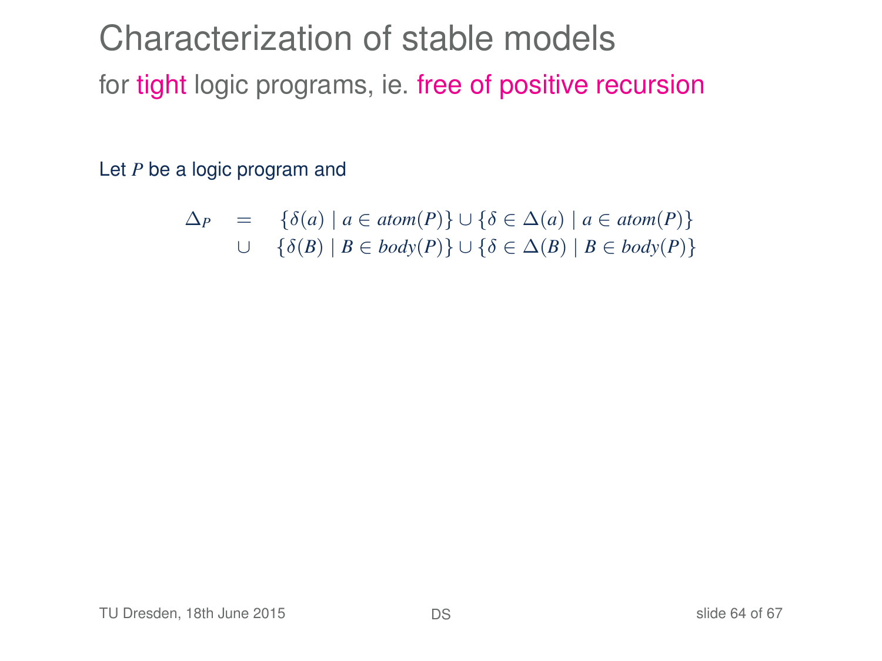# Characterization of stable models

## for tight logic programs, ie. free of positive recursion

Let $P$ be a logic program and

$$
\begin{array}{rcl}
\Delta_P & = & \{\delta(a) \mid a \in atom(P)\} \cup \{\delta \in \Delta(a) \mid a \in atom(P)\} \\
 & \cup & \{\delta(B) \mid B \in body(P)\} \cup \{\delta \in \Delta(B) \mid B \in body(P)\}
\end{array}
$$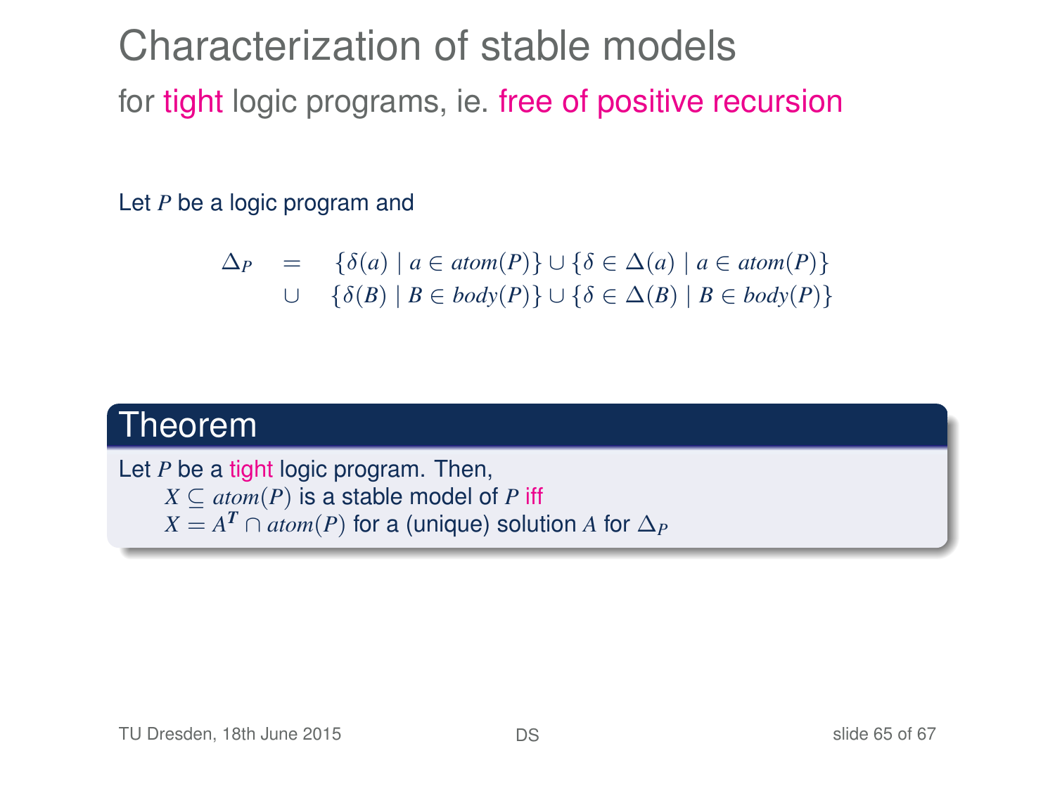# Characterization of stable models

## for tight logic programs, ie. free of positive recursion

Let $P$ be a logic program and

$$
\begin{array}{rcl}
\Delta_P & = & \{\delta(a) \mid a \in atom(P)\} \cup \{\delta \in \Delta(a) \mid a \in atom(P)\} \\
& \cup & \{\delta(B) \mid B \in body(P)\} \cup \{\delta \in \Delta(B) \mid B \in body(P)\}
\end{array}
$$

### Theorem

Let $P$ be a tight logic program. Then,

$X \subseteq atom(P)$ is a stable model of $P$ iff

$X = A^{\boldsymbol{T}} \cap atom(P)$ for a (unique) solution $A$ for $\Delta_P$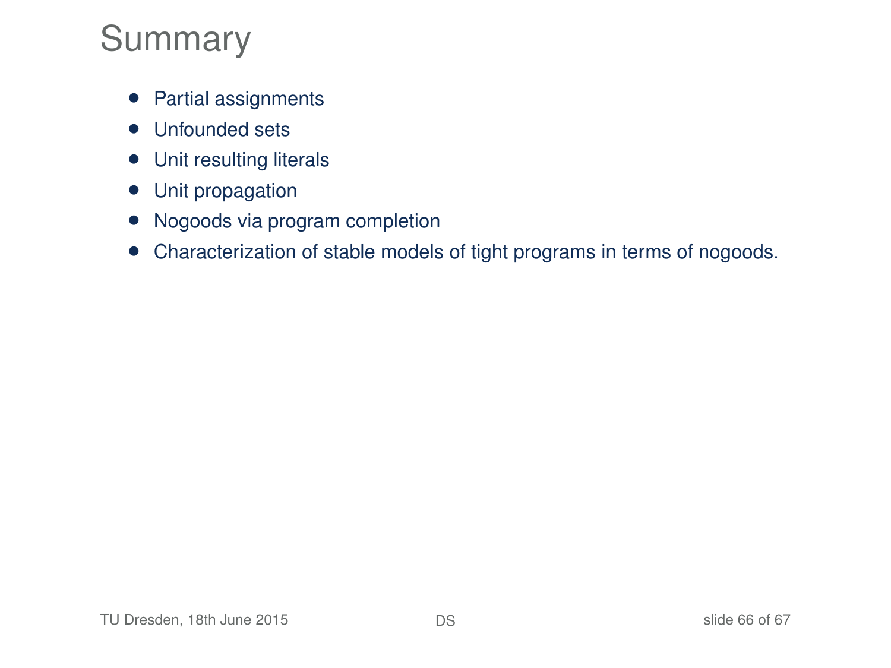# Summary

- Partial assignments
- Unfounded sets
- Unit resulting literals
- Unit propagation
- Nogoods via program completion
- Characterization of stable models of tight programs in terms of nogoods.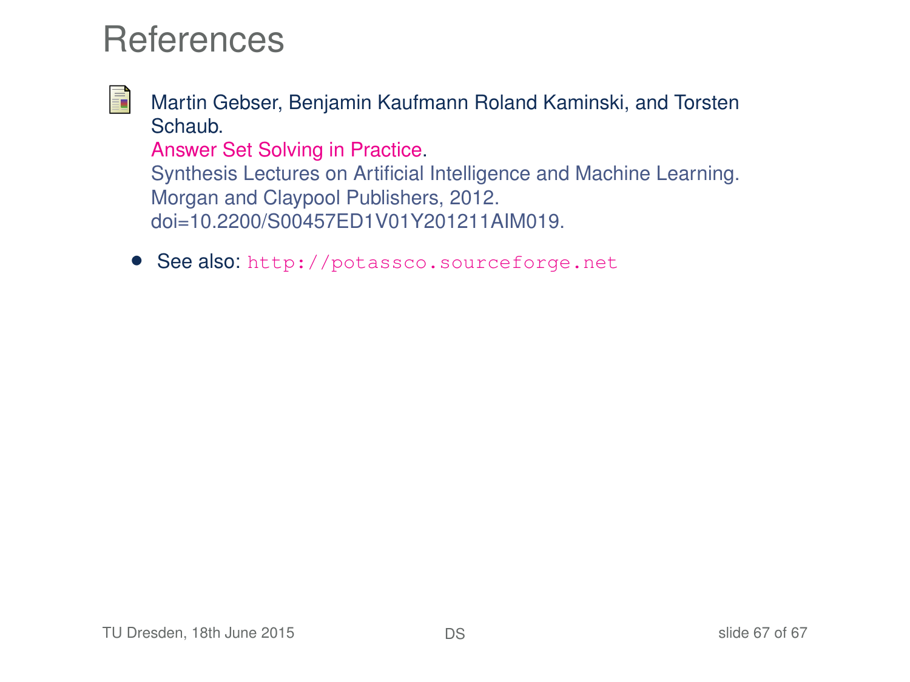# References

Martin Gebser, Benjamin Kaufmann Roland Kaminski, and Torsten Schaub.
Answer Set Solving in Practice.
Synthesis Lectures on Artificial Intelligence and Machine Learning.
Morgan and Claypool Publishers, 2012.
doi=10.2200/S00457ED1V01Y201211AIM019.

- See also: `http://potassco.sourceforge.net`